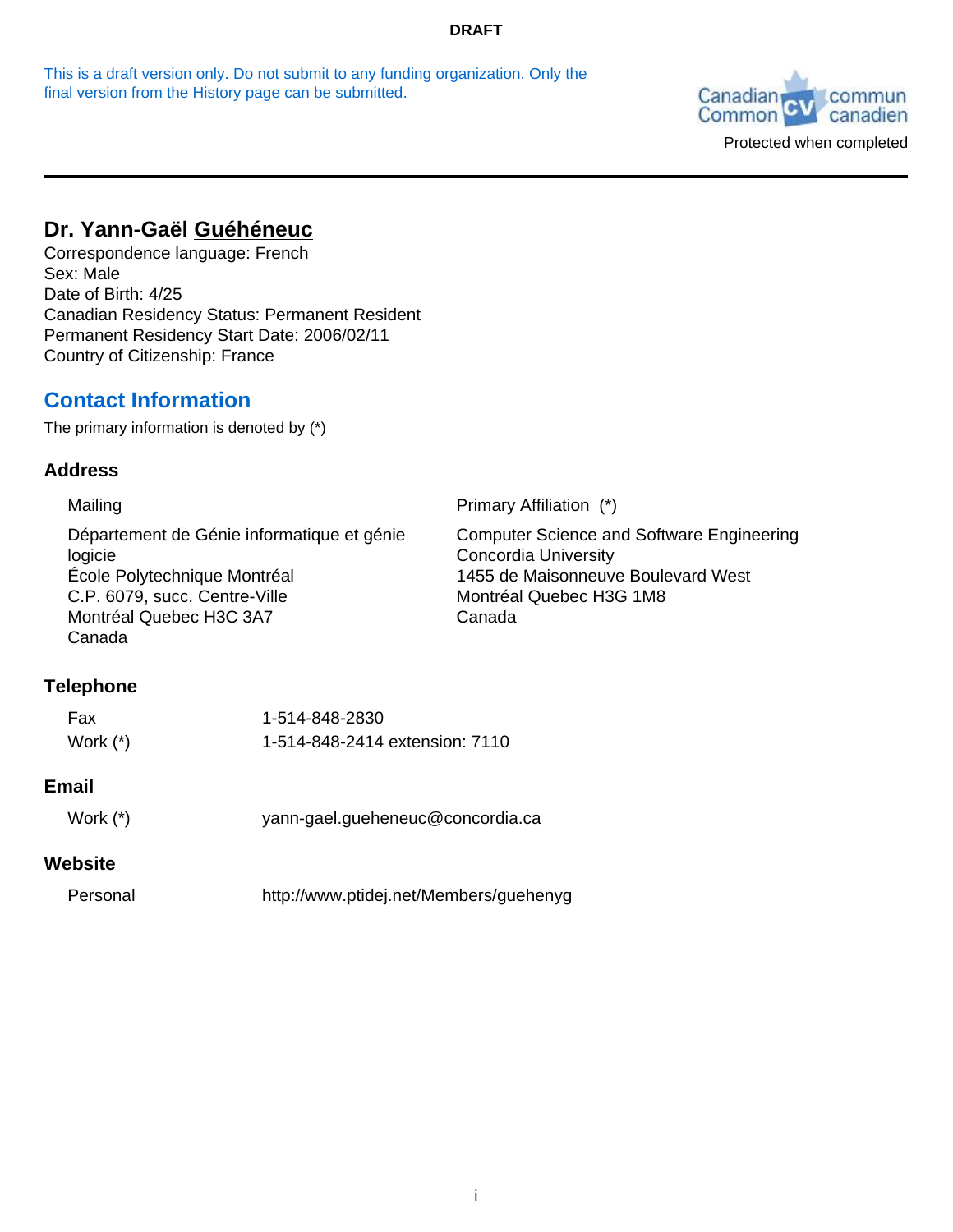**DRAFT**

This is a draft version only. Do not submit to any funding organization. Only the final version from the History page can be submitted.

Canadian Common CV commun canadien

Protected when completed

# Dr. Yann-Gaël Guéhéneuc

Correspondence language: French
Sex: Male
Date of Birth: 4/25
Canadian Residency Status: Permanent Resident
Permanent Residency Start Date: 2006/02/11
Country of Citizenship: France

## Contact Information

The primary information is denoted by (*)

### Address

**Mailing**

Département de Génie informatique et génie logicie
École Polytechnique Montréal
C.P. 6079, succ. Centre-Ville
Montréal Quebec H3C 3A7
Canada

**Primary Affiliation (*)**

Computer Science and Software Engineering
Concordia University
1455 de Maisonneuve Boulevard West
Montréal Quebec H3G 1M8
Canada

### Telephone

| | |
|---|---|
| Fax | 1-514-848-2830 |
| Work (*) | 1-514-848-2414 extension: 7110 |

### Email

| | |
|---|---|
| Work (*) | yann-gael.gueheneuc@concordia.ca |

### Website

| | |
|---|---|
| Personal | http://www.ptidej.net/Members/guehenyg |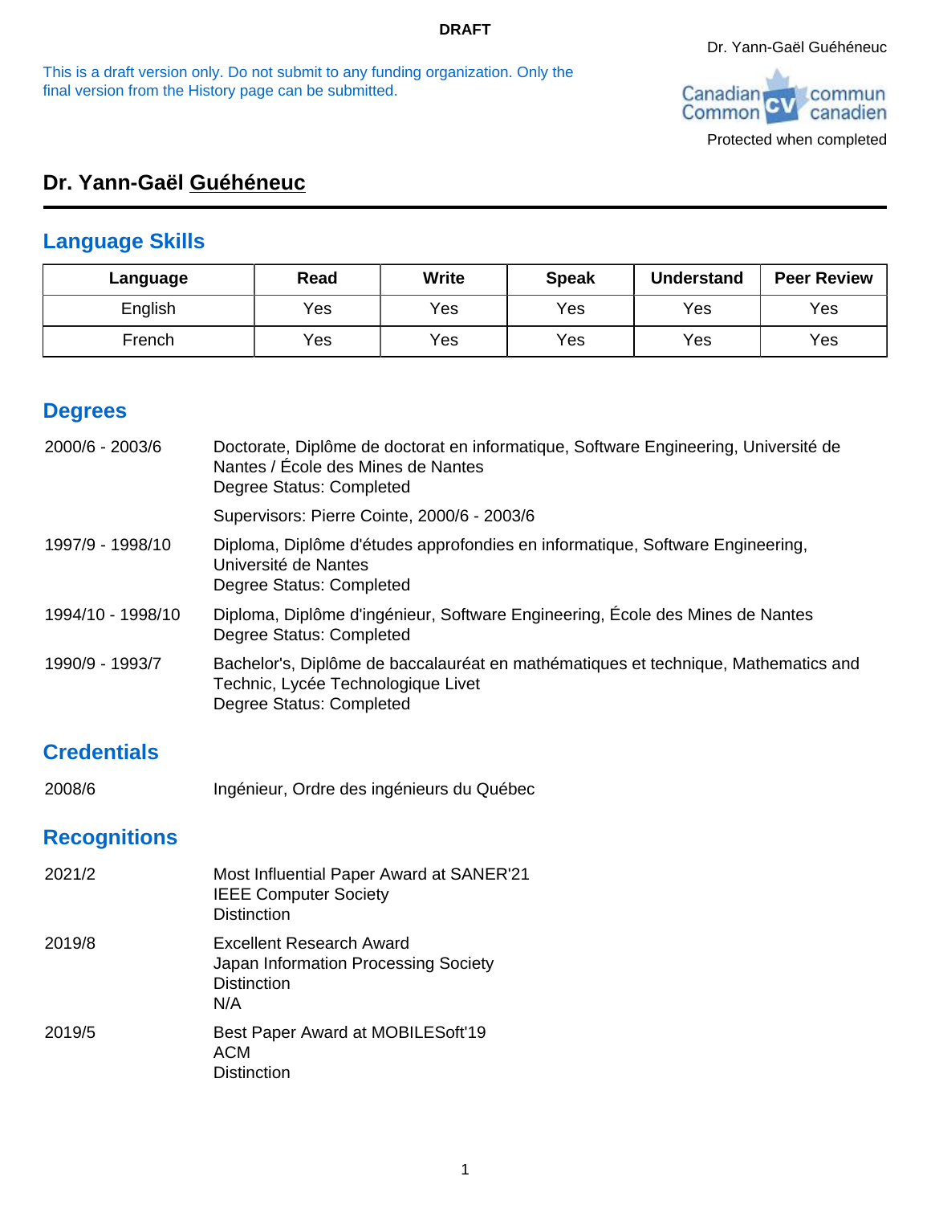DRAFT

This is a draft version only. Do not submit to any funding organization. Only the final version from the History page can be submitted.

Dr. Yann-Gaël Guéhéneuc

Protected when completed

# Dr. Yann-Gaël Guéhéneuc

## Language Skills

| Language | Read | Write | Speak | Understand | Peer Review |
|---|---|---|---|---|---|
| English | Yes | Yes | Yes | Yes | Yes |
| French | Yes | Yes | Yes | Yes | Yes |

## Degrees

2000/6 - 2003/6
Doctorate, Diplôme de doctorat en informatique, Software Engineering, Université de Nantes / École des Mines de Nantes
Degree Status: Completed

Supervisors: Pierre Cointe, 2000/6 - 2003/6

1997/9 - 1998/10
Diploma, Diplôme d'études approfondies en informatique, Software Engineering, Université de Nantes
Degree Status: Completed

1994/10 - 1998/10
Diploma, Diplôme d'ingénieur, Software Engineering, École des Mines de Nantes
Degree Status: Completed

1990/9 - 1993/7
Bachelor's, Diplôme de baccalauréat en mathématiques et technique, Mathematics and Technic, Lycée Technologique Livet
Degree Status: Completed

## Credentials

2008/6
Ingénieur, Ordre des ingénieurs du Québec

## Recognitions

2021/2
Most Influential Paper Award at SANER'21
IEEE Computer Society
Distinction

2019/8
Excellent Research Award
Japan Information Processing Society
Distinction
N/A

2019/5
Best Paper Award at MOBILESoft'19
ACM
Distinction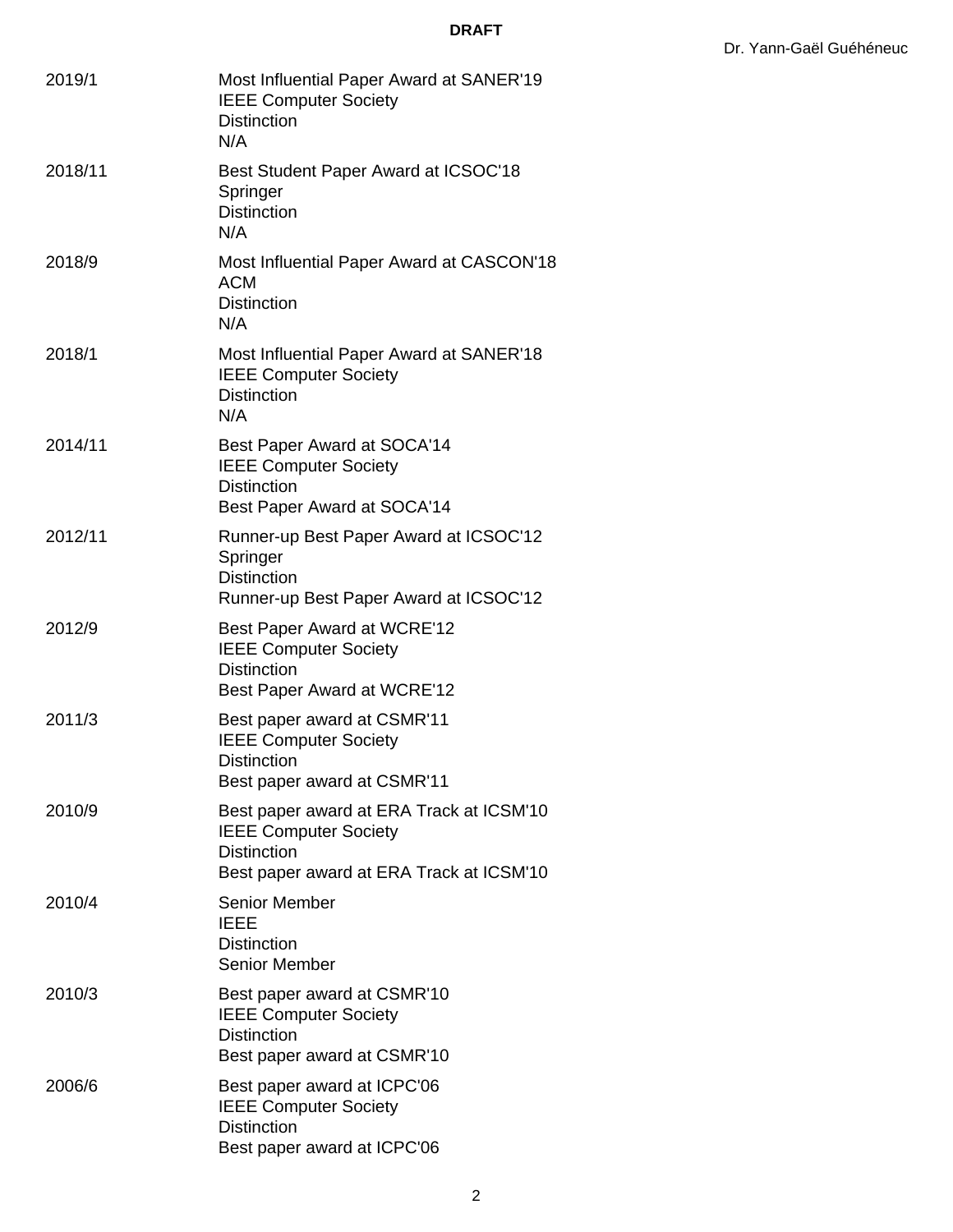**DRAFT**

| | |
|---|---|
| 2019/1 | Most Influential Paper Award at SANER'19<br>IEEE Computer Society<br>Distinction<br>N/A |
| 2018/11 | Best Student Paper Award at ICSOC'18<br>Springer<br>Distinction<br>N/A |
| 2018/9 | Most Influential Paper Award at CASCON'18<br>ACM<br>Distinction<br>N/A |
| 2018/1 | Most Influential Paper Award at SANER'18<br>IEEE Computer Society<br>Distinction<br>N/A |
| 2014/11 | Best Paper Award at SOCA'14<br>IEEE Computer Society<br>Distinction<br>Best Paper Award at SOCA'14 |
| 2012/11 | Runner-up Best Paper Award at ICSOC'12<br>Springer<br>Distinction<br>Runner-up Best Paper Award at ICSOC'12 |
| 2012/9 | Best Paper Award at WCRE'12<br>IEEE Computer Society<br>Distinction<br>Best Paper Award at WCRE'12 |
| 2011/3 | Best paper award at CSMR'11<br>IEEE Computer Society<br>Distinction<br>Best paper award at CSMR'11 |
| 2010/9 | Best paper award at ERA Track at ICSM'10<br>IEEE Computer Society<br>Distinction<br>Best paper award at ERA Track at ICSM'10 |
| 2010/4 | Senior Member<br>IEEE<br>Distinction<br>Senior Member |
| 2010/3 | Best paper award at CSMR'10<br>IEEE Computer Society<br>Distinction<br>Best paper award at CSMR'10 |
| 2006/6 | Best paper award at ICPC'06<br>IEEE Computer Society<br>Distinction<br>Best paper award at ICPC'06 |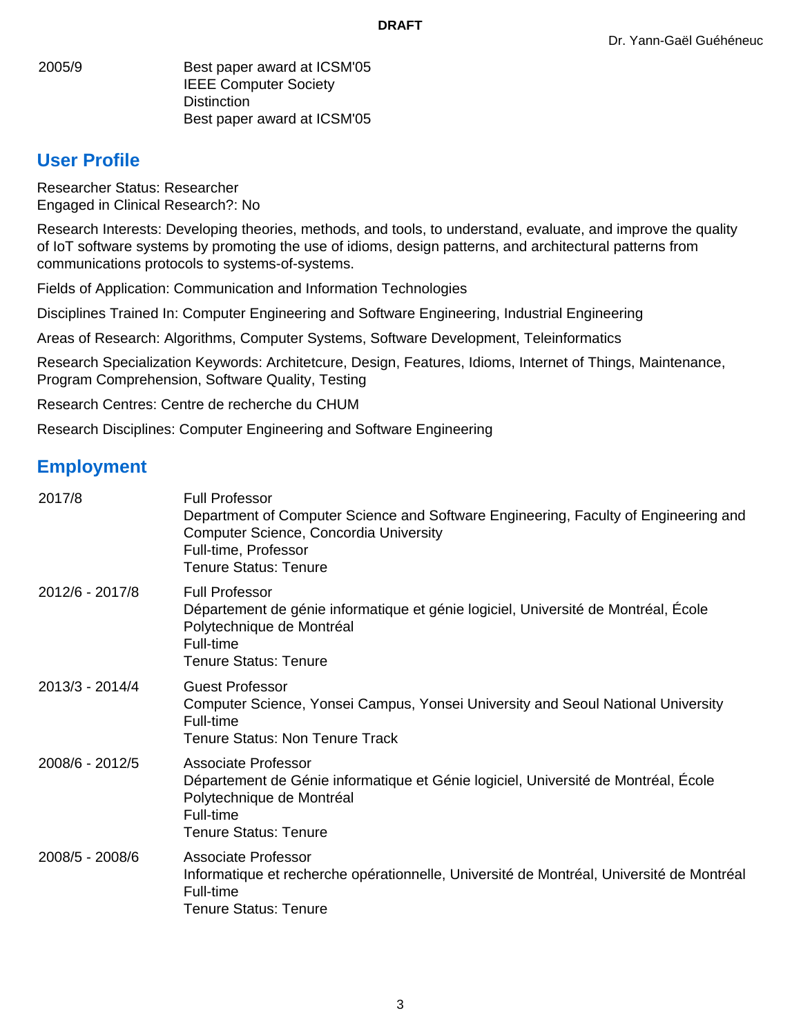2005/9 Best paper award at ICSM'05
IEEE Computer Society
Distinction
Best paper award at ICSM'05

## User Profile

Researcher Status: Researcher
Engaged in Clinical Research?: No

Research Interests: Developing theories, methods, and tools, to understand, evaluate, and improve the quality of IoT software systems by promoting the use of idioms, design patterns, and architectural patterns from communications protocols to systems-of-systems.

Fields of Application: Communication and Information Technologies

Disciplines Trained In: Computer Engineering and Software Engineering, Industrial Engineering

Areas of Research: Algorithms, Computer Systems, Software Development, Teleinformatics

Research Specialization Keywords: Architetcure, Design, Features, Idioms, Internet of Things, Maintenance, Program Comprehension, Software Quality, Testing

Research Centres: Centre de recherche du CHUM

Research Disciplines: Computer Engineering and Software Engineering

## Employment

2017/8 Full Professor
Department of Computer Science and Software Engineering, Faculty of Engineering and Computer Science, Concordia University
Full-time, Professor
Tenure Status: Tenure

2012/6 - 2017/8 Full Professor
Département de génie informatique et génie logiciel, Université de Montréal, École Polytechnique de Montréal
Full-time
Tenure Status: Tenure

2013/3 - 2014/4 Guest Professor
Computer Science, Yonsei Campus, Yonsei University and Seoul National University
Full-time
Tenure Status: Non Tenure Track

2008/6 - 2012/5 Associate Professor
Département de Génie informatique et Génie logiciel, Université de Montréal, École Polytechnique de Montréal
Full-time
Tenure Status: Tenure

2008/5 - 2008/6 Associate Professor
Informatique et recherche opérationnelle, Université de Montréal, Université de Montréal
Full-time
Tenure Status: Tenure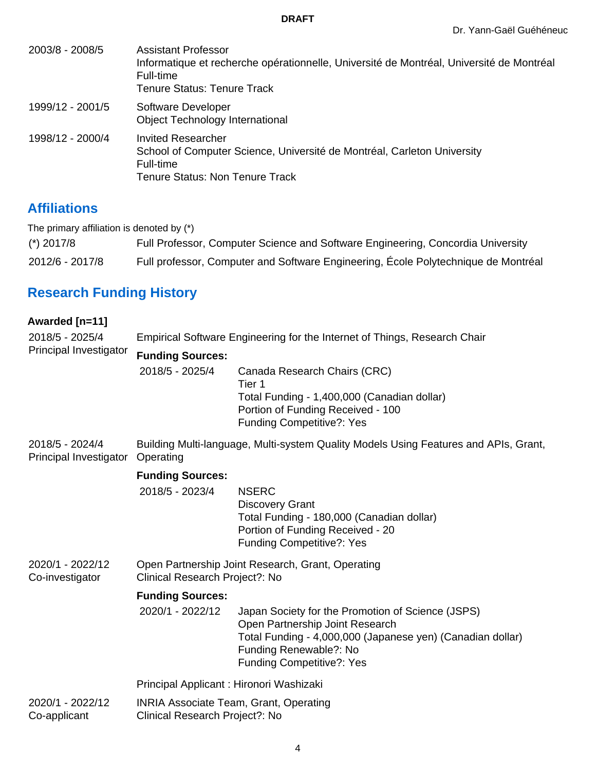2003/8 - 2008/5
Assistant Professor
Informatique et recherche opérationnelle, Université de Montréal, Université de Montréal
Full-time
Tenure Status: Tenure Track

1999/12 - 2001/5
Software Developer
Object Technology International

1998/12 - 2000/4
Invited Researcher
School of Computer Science, Université de Montréal, Carleton University
Full-time
Tenure Status: Non Tenure Track

## Affiliations

The primary affiliation is denoted by (*)

(*) 2017/8 — Full Professor, Computer Science and Software Engineering, Concordia University

2012/6 - 2017/8 — Full professor, Computer and Software Engineering, École Polytechnique de Montréal

## Research Funding History

**Awarded [n=11]**

2018/5 - 2025/4
Principal Investigator

Empirical Software Engineering for the Internet of Things, Research Chair

**Funding Sources:**

2018/5 - 2025/4
Canada Research Chairs (CRC)
Tier 1
Total Funding - 1,400,000 (Canadian dollar)
Portion of Funding Received - 100
Funding Competitive?: Yes

2018/5 - 2024/4
Principal Investigator

Building Multi-language, Multi-system Quality Models Using Features and APIs, Grant, Operating

**Funding Sources:**

2018/5 - 2023/4
NSERC
Discovery Grant
Total Funding - 180,000 (Canadian dollar)
Portion of Funding Received - 20
Funding Competitive?: Yes

2020/1 - 2022/12
Co-investigator

Open Partnership Joint Research, Grant, Operating
Clinical Research Project?: No

**Funding Sources:**

2020/1 - 2022/12
Japan Society for the Promotion of Science (JSPS)
Open Partnership Joint Research
Total Funding - 4,000,000 (Japanese yen) (Canadian dollar)
Funding Renewable?: No
Funding Competitive?: Yes

Principal Applicant : Hironori Washizaki

2020/1 - 2022/12
Co-applicant

INRIA Associate Team, Grant, Operating
Clinical Research Project?: No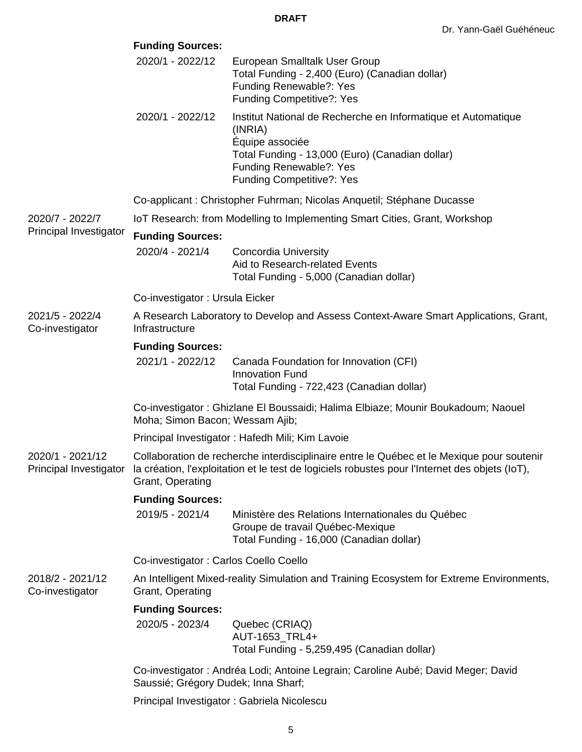**Funding Sources:**

2020/1 - 2022/12 — European Smalltalk User Group
Total Funding - 2,400 (Euro) (Canadian dollar)
Funding Renewable?: Yes
Funding Competitive?: Yes

2020/1 - 2022/12 — Institut National de Recherche en Informatique et Automatique (INRIA)
Équipe associée
Total Funding - 13,000 (Euro) (Canadian dollar)
Funding Renewable?: Yes
Funding Competitive?: Yes

Co-applicant : Christopher Fuhrman; Nicolas Anquetil; Stéphane Ducasse

**2020/7 - 2022/7**
**Principal Investigator**

IoT Research: from Modelling to Implementing Smart Cities, Grant, Workshop

**Funding Sources:**

2020/4 - 2021/4 — Concordia University
Aid to Research-related Events
Total Funding - 5,000 (Canadian dollar)

Co-investigator : Ursula Eicker

**2021/5 - 2022/4**
**Co-investigator**

A Research Laboratory to Develop and Assess Context-Aware Smart Applications, Grant, Infrastructure

**Funding Sources:**

2021/1 - 2022/12 — Canada Foundation for Innovation (CFI)
Innovation Fund
Total Funding - 722,423 (Canadian dollar)

Co-investigator : Ghizlane El Boussaidi; Halima Elbiaze; Mounir Boukadoum; Naouel Moha; Simon Bacon; Wessam Ajib;

Principal Investigator : Hafedh Mili; Kim Lavoie

**2020/1 - 2021/12**
**Principal Investigator**

Collaboration de recherche interdisciplinaire entre le Québec et le Mexique pour soutenir la création, l'exploitation et le test de logiciels robustes pour l'Internet des objets (IoT), Grant, Operating

**Funding Sources:**

2019/5 - 2021/4 — Ministère des Relations Internationales du Québec
Groupe de travail Québec-Mexique
Total Funding - 16,000 (Canadian dollar)

Co-investigator : Carlos Coello Coello

**2018/2 - 2021/12**
**Co-investigator**

An Intelligent Mixed-reality Simulation and Training Ecosystem for Extreme Environments, Grant, Operating

**Funding Sources:**

2020/5 - 2023/4 — Quebec (CRIAQ)
AUT-1653_TRL4+
Total Funding - 5,259,495 (Canadian dollar)

Co-investigator : Andréa Lodi; Antoine Legrain; Caroline Aubé; David Meger; David Saussié; Grégory Dudek; Inna Sharf;

Principal Investigator : Gabriela Nicolescu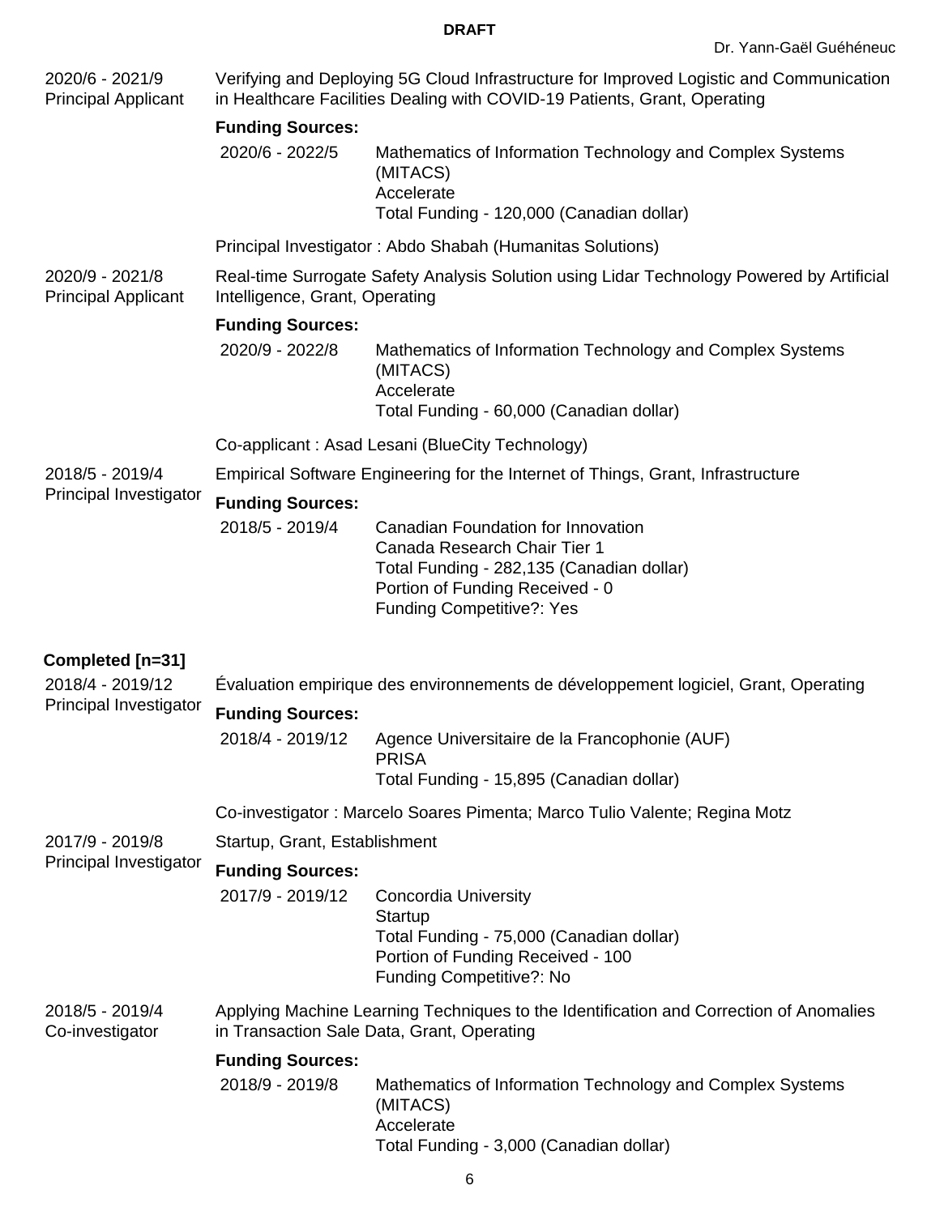2020/6 - 2021/9
Principal Applicant

Verifying and Deploying 5G Cloud Infrastructure for Improved Logistic and Communication in Healthcare Facilities Dealing with COVID-19 Patients, Grant, Operating

**Funding Sources:**

2020/6 - 2022/5 — Mathematics of Information Technology and Complex Systems (MITACS)
Accelerate
Total Funding - 120,000 (Canadian dollar)

Principal Investigator : Abdo Shabah (Humanitas Solutions)

2020/9 - 2021/8
Principal Applicant

Real-time Surrogate Safety Analysis Solution using Lidar Technology Powered by Artificial Intelligence, Grant, Operating

**Funding Sources:**

2020/9 - 2022/8 — Mathematics of Information Technology and Complex Systems (MITACS)
Accelerate
Total Funding - 60,000 (Canadian dollar)

Co-applicant : Asad Lesani (BlueCity Technology)

2018/5 - 2019/4
Principal Investigator

Empirical Software Engineering for the Internet of Things, Grant, Infrastructure

**Funding Sources:**

2018/5 - 2019/4 — Canadian Foundation for Innovation
Canada Research Chair Tier 1
Total Funding - 282,135 (Canadian dollar)
Portion of Funding Received - 0
Funding Competitive?: Yes

**Completed [n=31]**

2018/4 - 2019/12
Principal Investigator

Évaluation empirique des environnements de développement logiciel, Grant, Operating

**Funding Sources:**

2018/4 - 2019/12 — Agence Universitaire de la Francophonie (AUF)
PRISA
Total Funding - 15,895 (Canadian dollar)

Co-investigator : Marcelo Soares Pimenta; Marco Tulio Valente; Regina Motz

2017/9 - 2019/8
Principal Investigator

Startup, Grant, Establishment

**Funding Sources:**

2017/9 - 2019/12 — Concordia University
Startup
Total Funding - 75,000 (Canadian dollar)
Portion of Funding Received - 100
Funding Competitive?: No

2018/5 - 2019/4
Co-investigator

Applying Machine Learning Techniques to the Identification and Correction of Anomalies in Transaction Sale Data, Grant, Operating

**Funding Sources:**

2018/9 - 2019/8 — Mathematics of Information Technology and Complex Systems (MITACS)
Accelerate
Total Funding - 3,000 (Canadian dollar)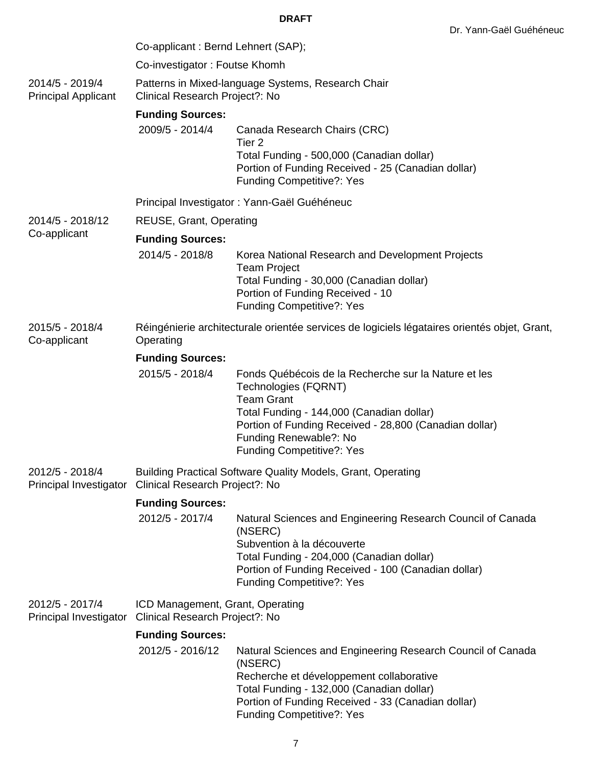Co-applicant : Bernd Lehnert (SAP);

Co-investigator : Foutse Khomh

2014/5 - 2019/4
Principal Applicant

Patterns in Mixed-language Systems, Research Chair
Clinical Research Project?: No

**Funding Sources:**

2009/5 - 2014/4
Canada Research Chairs (CRC)
Tier 2
Total Funding - 500,000 (Canadian dollar)
Portion of Funding Received - 25 (Canadian dollar)
Funding Competitive?: Yes

Principal Investigator : Yann-Gaël Guéhéneuc

2014/5 - 2018/12
Co-applicant

REUSE, Grant, Operating

**Funding Sources:**

2014/5 - 2018/8
Korea National Research and Development Projects
Team Project
Total Funding - 30,000 (Canadian dollar)
Portion of Funding Received - 10
Funding Competitive?: Yes

2015/5 - 2018/4
Co-applicant

Réingénierie architecturale orientée services de logiciels légataires orientés objet, Grant, Operating

**Funding Sources:**

2015/5 - 2018/4
Fonds Québécois de la Recherche sur la Nature et les Technologies (FQRNT)
Team Grant
Total Funding - 144,000 (Canadian dollar)
Portion of Funding Received - 28,800 (Canadian dollar)
Funding Renewable?: No
Funding Competitive?: Yes

2012/5 - 2018/4
Principal Investigator

Building Practical Software Quality Models, Grant, Operating
Clinical Research Project?: No

**Funding Sources:**

2012/5 - 2017/4
Natural Sciences and Engineering Research Council of Canada (NSERC)
Subvention à la découverte
Total Funding - 204,000 (Canadian dollar)
Portion of Funding Received - 100 (Canadian dollar)
Funding Competitive?: Yes

2012/5 - 2017/4
Principal Investigator

ICD Management, Grant, Operating
Clinical Research Project?: No

**Funding Sources:**

2012/5 - 2016/12
Natural Sciences and Engineering Research Council of Canada (NSERC)
Recherche et développement collaborative
Total Funding - 132,000 (Canadian dollar)
Portion of Funding Received - 33 (Canadian dollar)
Funding Competitive?: Yes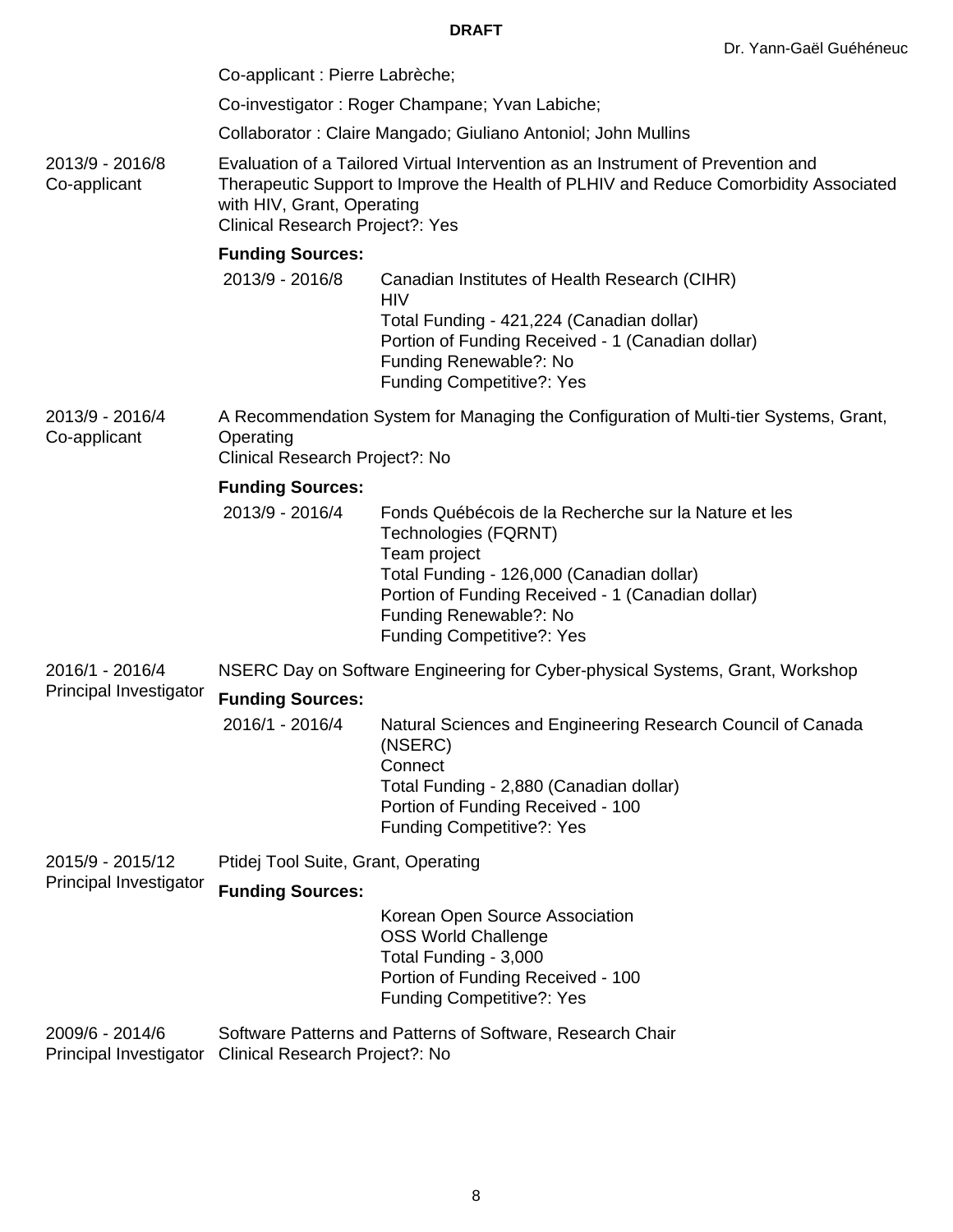Co-applicant : Pierre Labrèche;

Co-investigator : Roger Champane; Yvan Labiche;

Collaborator : Claire Mangado; Giuliano Antoniol; John Mullins

2013/9 - 2016/8
Co-applicant

Evaluation of a Tailored Virtual Intervention as an Instrument of Prevention and Therapeutic Support to Improve the Health of PLHIV and Reduce Comorbidity Associated with HIV, Grant, Operating
Clinical Research Project?: Yes

**Funding Sources:**

2013/9 - 2016/8
Canadian Institutes of Health Research (CIHR)
HIV
Total Funding - 421,224 (Canadian dollar)
Portion of Funding Received - 1 (Canadian dollar)
Funding Renewable?: No
Funding Competitive?: Yes

2013/9 - 2016/4
Co-applicant

A Recommendation System for Managing the Configuration of Multi-tier Systems, Grant, Operating
Clinical Research Project?: No

**Funding Sources:**

2013/9 - 2016/4
Fonds Québécois de la Recherche sur la Nature et les Technologies (FQRNT)
Team project
Total Funding - 126,000 (Canadian dollar)
Portion of Funding Received - 1 (Canadian dollar)
Funding Renewable?: No
Funding Competitive?: Yes

2016/1 - 2016/4
Principal Investigator

NSERC Day on Software Engineering for Cyber-physical Systems, Grant, Workshop

**Funding Sources:**

2016/1 - 2016/4
Natural Sciences and Engineering Research Council of Canada (NSERC)
Connect
Total Funding - 2,880 (Canadian dollar)
Portion of Funding Received - 100
Funding Competitive?: Yes

2015/9 - 2015/12
Principal Investigator

Ptidej Tool Suite, Grant, Operating

**Funding Sources:**

Korean Open Source Association
OSS World Challenge
Total Funding - 3,000
Portion of Funding Received - 100
Funding Competitive?: Yes

2009/6 - 2014/6
Principal Investigator

Software Patterns and Patterns of Software, Research Chair
Clinical Research Project?: No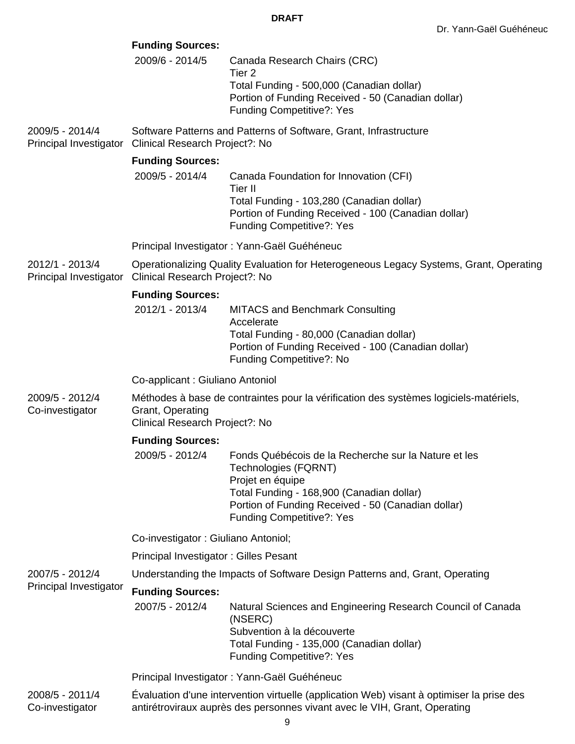**Funding Sources:**

| | |
|---|---|
| 2009/6 - 2014/5 | Canada Research Chairs (CRC)<br>Tier 2<br>Total Funding - 500,000 (Canadian dollar)<br>Portion of Funding Received - 50 (Canadian dollar)<br>Funding Competitive?: Yes |

2009/5 - 2014/4
Principal Investigator

Software Patterns and Patterns of Software, Grant, Infrastructure
Clinical Research Project?: No

**Funding Sources:**

| | |
|---|---|
| 2009/5 - 2014/4 | Canada Foundation for Innovation (CFI)<br>Tier II<br>Total Funding - 103,280 (Canadian dollar)<br>Portion of Funding Received - 100 (Canadian dollar)<br>Funding Competitive?: Yes |

Principal Investigator : Yann-Gaël Guéhéneuc

2012/1 - 2013/4
Principal Investigator

Operationalizing Quality Evaluation for Heterogeneous Legacy Systems, Grant, Operating
Clinical Research Project?: No

**Funding Sources:**

| | |
|---|---|
| 2012/1 - 2013/4 | MITACS and Benchmark Consulting<br>Accelerate<br>Total Funding - 80,000 (Canadian dollar)<br>Portion of Funding Received - 100 (Canadian dollar)<br>Funding Competitive?: No |

Co-applicant : Giuliano Antoniol

2009/5 - 2012/4
Co-investigator

Méthodes à base de contraintes pour la vérification des systèmes logiciels-matériels, Grant, Operating
Clinical Research Project?: No

**Funding Sources:**

| | |
|---|---|
| 2009/5 - 2012/4 | Fonds Québécois de la Recherche sur la Nature et les Technologies (FQRNT)<br>Projet en équipe<br>Total Funding - 168,900 (Canadian dollar)<br>Portion of Funding Received - 50 (Canadian dollar)<br>Funding Competitive?: Yes |

Co-investigator : Giuliano Antoniol;

Principal Investigator : Gilles Pesant

2007/5 - 2012/4
Principal Investigator

Understanding the Impacts of Software Design Patterns and, Grant, Operating

**Funding Sources:**

| | |
|---|---|
| 2007/5 - 2012/4 | Natural Sciences and Engineering Research Council of Canada (NSERC)<br>Subvention à la découverte<br>Total Funding - 135,000 (Canadian dollar)<br>Funding Competitive?: Yes |

Principal Investigator : Yann-Gaël Guéhéneuc

2008/5 - 2011/4
Co-investigator

Évaluation d'une intervention virtuelle (application Web) visant à optimiser la prise des antirétroviraux auprès des personnes vivant avec le VIH, Grant, Operating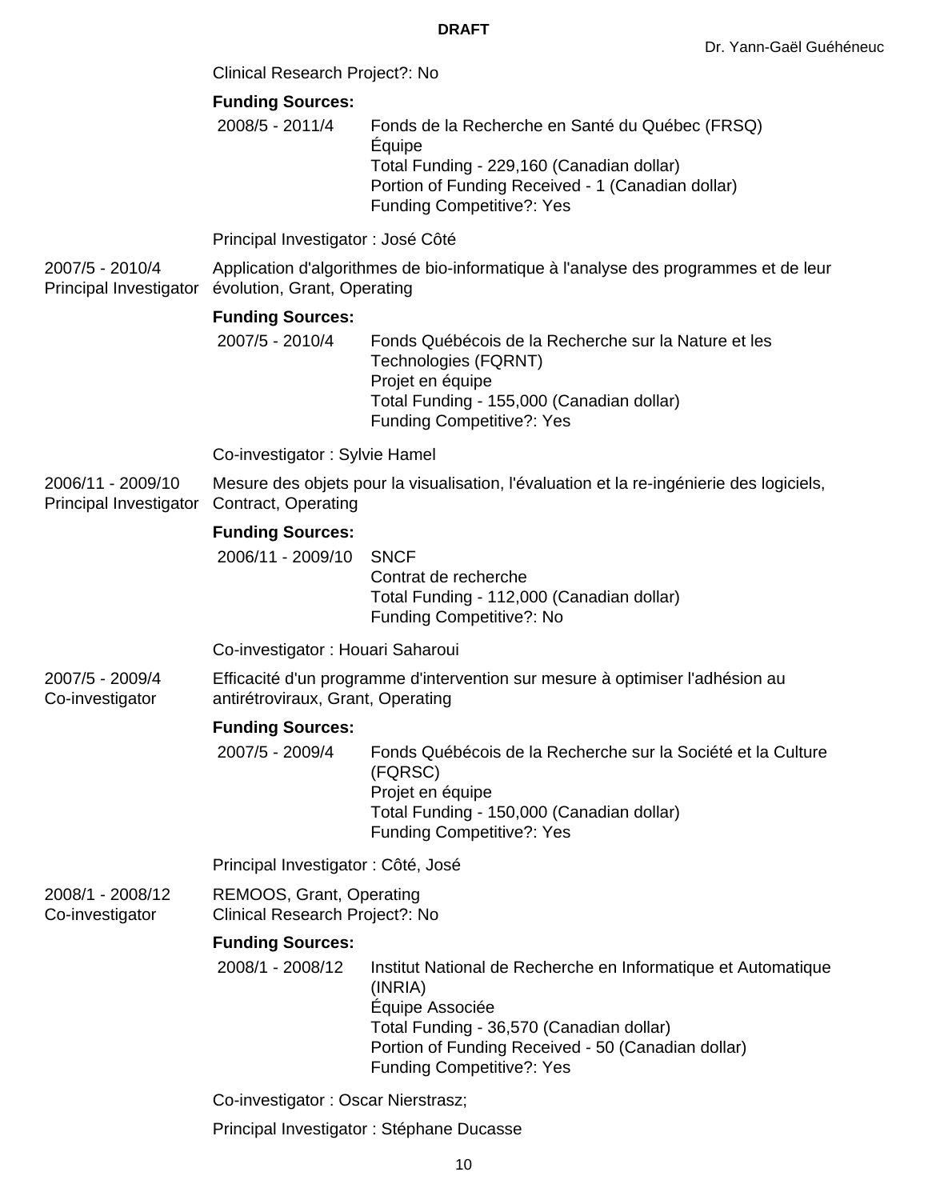Clinical Research Project?: No

**Funding Sources:**

2008/5 - 2011/4 — Fonds de la Recherche en Santé du Québec (FRSQ)
Équipe
Total Funding - 229,160 (Canadian dollar)
Portion of Funding Received - 1 (Canadian dollar)
Funding Competitive?: Yes

Principal Investigator : José Côté

2007/5 - 2010/4
Principal Investigator

Application d'algorithmes de bio-informatique à l'analyse des programmes et de leur évolution, Grant, Operating

**Funding Sources:**

2007/5 - 2010/4 — Fonds Québécois de la Recherche sur la Nature et les Technologies (FQRNT)
Projet en équipe
Total Funding - 155,000 (Canadian dollar)
Funding Competitive?: Yes

Co-investigator : Sylvie Hamel

2006/11 - 2009/10
Principal Investigator

Mesure des objets pour la visualisation, l'évaluation et la re-ingénierie des logiciels, Contract, Operating

**Funding Sources:**

2006/11 - 2009/10 — SNCF
Contrat de recherche
Total Funding - 112,000 (Canadian dollar)
Funding Competitive?: No

Co-investigator : Houari Saharoui

2007/5 - 2009/4
Co-investigator

Efficacité d'un programme d'intervention sur mesure à optimiser l'adhésion au antirétroviraux, Grant, Operating

**Funding Sources:**

2007/5 - 2009/4 — Fonds Québécois de la Recherche sur la Société et la Culture (FQRSC)
Projet en équipe
Total Funding - 150,000 (Canadian dollar)
Funding Competitive?: Yes

Principal Investigator : Côté, José

2008/1 - 2008/12
Co-investigator

REMOOS, Grant, Operating
Clinical Research Project?: No

**Funding Sources:**

2008/1 - 2008/12 — Institut National de Recherche en Informatique et Automatique (INRIA)
Équipe Associée
Total Funding - 36,570 (Canadian dollar)
Portion of Funding Received - 50 (Canadian dollar)
Funding Competitive?: Yes

Co-investigator : Oscar Nierstrasz;

Principal Investigator : Stéphane Ducasse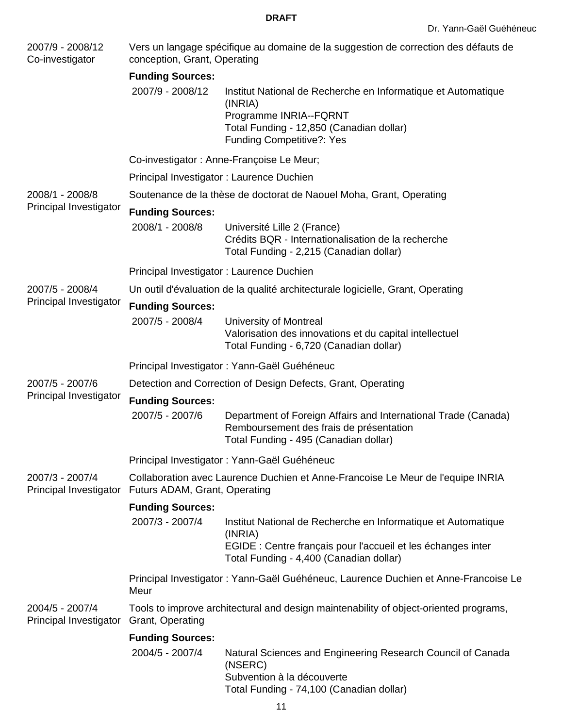2007/9 - 2008/12
Co-investigator

Vers un langage spécifique au domaine de la suggestion de correction des défauts de conception, Grant, Operating

**Funding Sources:**

2007/9 - 2008/12 Institut National de Recherche en Informatique et Automatique (INRIA)
Programme INRIA--FQRNT
Total Funding - 12,850 (Canadian dollar)
Funding Competitive?: Yes

Co-investigator : Anne-Françoise Le Meur;

Principal Investigator : Laurence Duchien

2008/1 - 2008/8
Principal Investigator

Soutenance de la thèse de doctorat de Naouel Moha, Grant, Operating

**Funding Sources:**

2008/1 - 2008/8 Université Lille 2 (France)
Crédits BQR - Internationalisation de la recherche
Total Funding - 2,215 (Canadian dollar)

Principal Investigator : Laurence Duchien

2007/5 - 2008/4
Principal Investigator

Un outil d'évaluation de la qualité architecturale logicielle, Grant, Operating

**Funding Sources:**

2007/5 - 2008/4 University of Montreal
Valorisation des innovations et du capital intellectuel
Total Funding - 6,720 (Canadian dollar)

Principal Investigator : Yann-Gaël Guéhéneuc

2007/5 - 2007/6
Principal Investigator

Detection and Correction of Design Defects, Grant, Operating

**Funding Sources:**

2007/5 - 2007/6 Department of Foreign Affairs and International Trade (Canada)
Remboursement des frais de présentation
Total Funding - 495 (Canadian dollar)

Principal Investigator : Yann-Gaël Guéhéneuc

2007/3 - 2007/4
Principal Investigator

Collaboration avec Laurence Duchien et Anne-Francoise Le Meur de l'equipe INRIA Futurs ADAM, Grant, Operating

**Funding Sources:**

2007/3 - 2007/4 Institut National de Recherche en Informatique et Automatique (INRIA)
EGIDE : Centre français pour l'accueil et les échanges inter
Total Funding - 4,400 (Canadian dollar)

Principal Investigator : Yann-Gaël Guéhéneuc, Laurence Duchien et Anne-Francoise Le Meur

2004/5 - 2007/4
Principal Investigator

Tools to improve architectural and design maintenability of object-oriented programs, Grant, Operating

**Funding Sources:**

2004/5 - 2007/4 Natural Sciences and Engineering Research Council of Canada (NSERC)
Subvention à la découverte
Total Funding - 74,100 (Canadian dollar)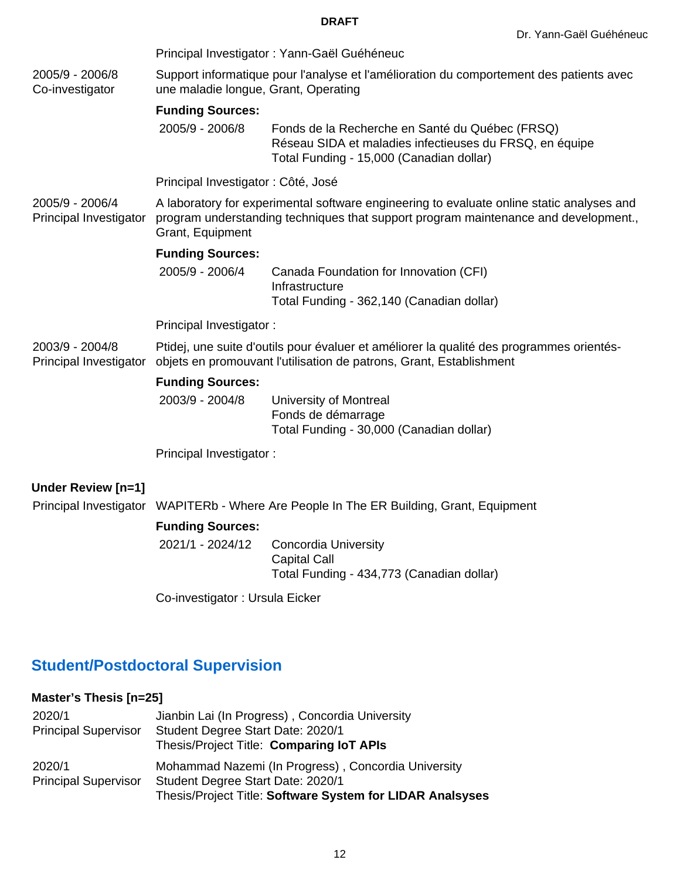Principal Investigator : Yann-Gaël Guéhéneuc

2005/9 - 2006/8
Co-investigator

Support informatique pour l'analyse et l'amélioration du comportement des patients avec une maladie longue, Grant, Operating

**Funding Sources:**

2005/9 - 2006/8 Fonds de la Recherche en Santé du Québec (FRSQ)
Réseau SIDA et maladies infectieuses du FRSQ, en équipe
Total Funding - 15,000 (Canadian dollar)

Principal Investigator : Côté, José

2005/9 - 2006/4
Principal Investigator

A laboratory for experimental software engineering to evaluate online static analyses and program understanding techniques that support program maintenance and development., Grant, Equipment

**Funding Sources:**

2005/9 - 2006/4 Canada Foundation for Innovation (CFI)
Infrastructure
Total Funding - 362,140 (Canadian dollar)

Principal Investigator :

2003/9 - 2004/8
Principal Investigator

Ptidej, une suite d'outils pour évaluer et améliorer la qualité des programmes orientés-objets en promouvant l'utilisation de patrons, Grant, Establishment

**Funding Sources:**

2003/9 - 2004/8 University of Montreal
Fonds de démarrage
Total Funding - 30,000 (Canadian dollar)

Principal Investigator :

**Under Review [n=1]**

Principal Investigator WAPITERb - Where Are People In The ER Building, Grant, Equipment

**Funding Sources:**

2021/1 - 2024/12 Concordia University
Capital Call
Total Funding - 434,773 (Canadian dollar)

Co-investigator : Ursula Eicker

## Student/Postdoctoral Supervision

**Master's Thesis [n=25]**

2020/1
Principal Supervisor

Jianbin Lai (In Progress) , Concordia University
Student Degree Start Date: 2020/1
Thesis/Project Title: **Comparing IoT APIs**

2020/1
Principal Supervisor

Mohammad Nazemi (In Progress) , Concordia University
Student Degree Start Date: 2020/1
Thesis/Project Title: **Software System for LIDAR Analsyses**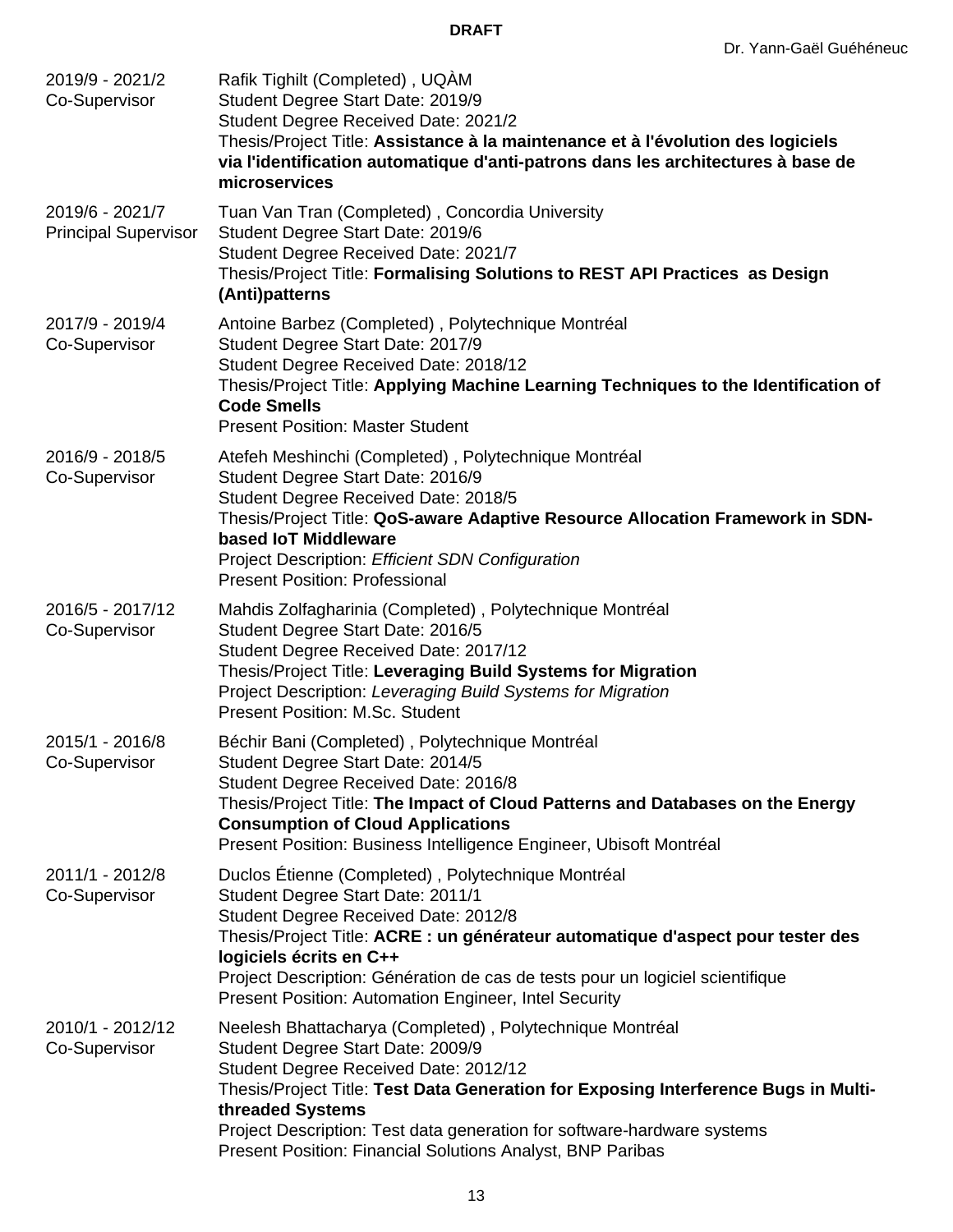2019/9 - 2021/2
Co-Supervisor

Rafik Tighilt (Completed) , UQÀM
Student Degree Start Date: 2019/9
Student Degree Received Date: 2021/2
Thesis/Project Title: **Assistance à la maintenance et à l'évolution des logiciels via l'identification automatique d'anti-patrons dans les architectures à base de microservices**

2019/6 - 2021/7
Principal Supervisor

Tuan Van Tran (Completed) , Concordia University
Student Degree Start Date: 2019/6
Student Degree Received Date: 2021/7
Thesis/Project Title: **Formalising Solutions to REST API Practices as Design (Anti)patterns**

2017/9 - 2019/4
Co-Supervisor

Antoine Barbez (Completed) , Polytechnique Montréal
Student Degree Start Date: 2017/9
Student Degree Received Date: 2018/12
Thesis/Project Title: **Applying Machine Learning Techniques to the Identification of Code Smells**
Present Position: Master Student

2016/9 - 2018/5
Co-Supervisor

Atefeh Meshinchi (Completed) , Polytechnique Montréal
Student Degree Start Date: 2016/9
Student Degree Received Date: 2018/5
Thesis/Project Title: **QoS-aware Adaptive Resource Allocation Framework in SDN-based IoT Middleware**
Project Description: *Efficient SDN Configuration*
Present Position: Professional

2016/5 - 2017/12
Co-Supervisor

Mahdis Zolfagharinia (Completed) , Polytechnique Montréal
Student Degree Start Date: 2016/5
Student Degree Received Date: 2017/12
Thesis/Project Title: **Leveraging Build Systems for Migration**
Project Description: *Leveraging Build Systems for Migration*
Present Position: M.Sc. Student

2015/1 - 2016/8
Co-Supervisor

Béchir Bani (Completed) , Polytechnique Montréal
Student Degree Start Date: 2014/5
Student Degree Received Date: 2016/8
Thesis/Project Title: **The Impact of Cloud Patterns and Databases on the Energy Consumption of Cloud Applications**
Present Position: Business Intelligence Engineer, Ubisoft Montréal

2011/1 - 2012/8
Co-Supervisor

Duclos Étienne (Completed) , Polytechnique Montréal
Student Degree Start Date: 2011/1
Student Degree Received Date: 2012/8
Thesis/Project Title: **ACRE : un générateur automatique d'aspect pour tester des logiciels écrits en C++**
Project Description: Génération de cas de tests pour un logiciel scientifique
Present Position: Automation Engineer, Intel Security

2010/1 - 2012/12
Co-Supervisor

Neelesh Bhattacharya (Completed) , Polytechnique Montréal
Student Degree Start Date: 2009/9
Student Degree Received Date: 2012/12
Thesis/Project Title: **Test Data Generation for Exposing Interference Bugs in Multi-threaded Systems**
Project Description: Test data generation for software-hardware systems
Present Position: Financial Solutions Analyst, BNP Paribas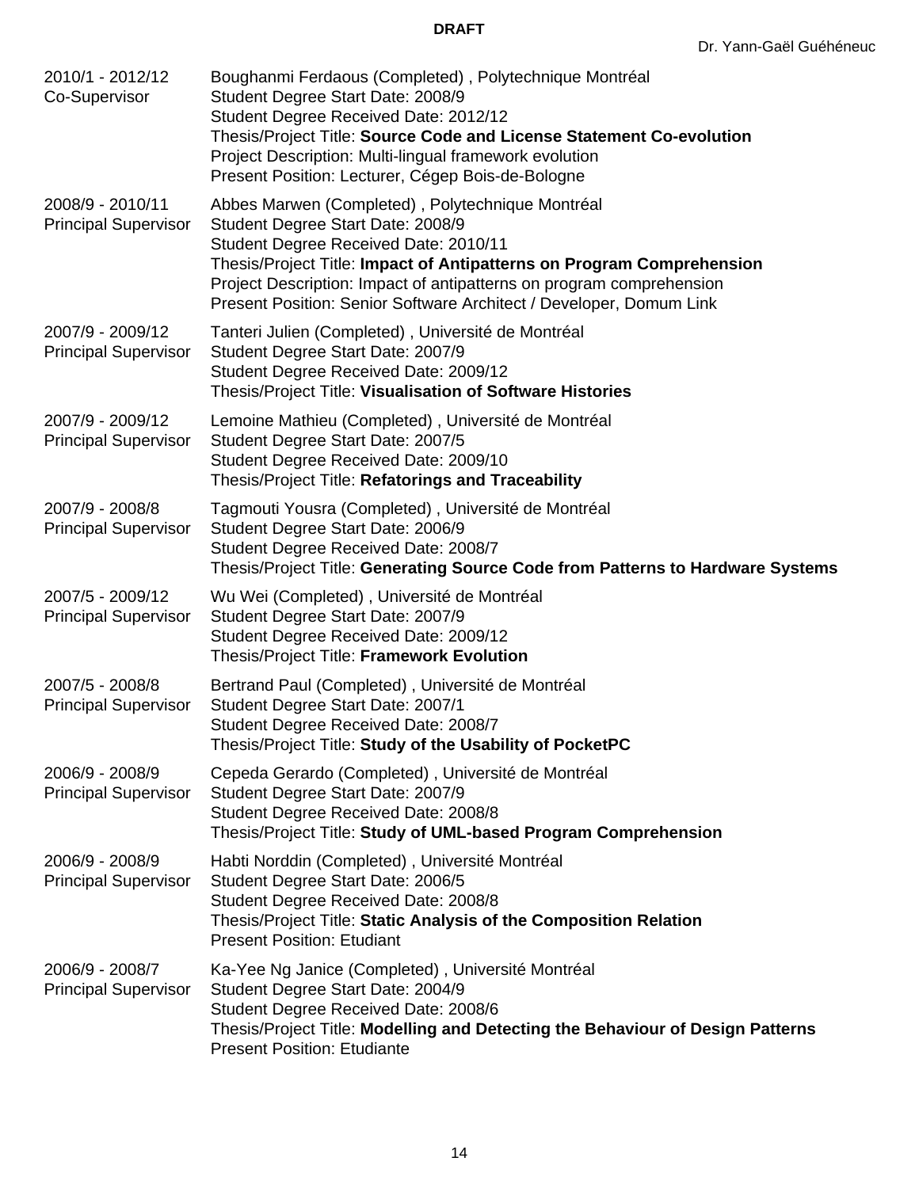DRAFT

| | |
|---|---|
| 2010/1 - 2012/12<br>Co-Supervisor | Boughanmi Ferdaous (Completed) , Polytechnique Montréal<br>Student Degree Start Date: 2008/9<br>Student Degree Received Date: 2012/12<br>Thesis/Project Title: **Source Code and License Statement Co-evolution**<br>Project Description: Multi-lingual framework evolution<br>Present Position: Lecturer, Cégep Bois-de-Bologne |
| 2008/9 - 2010/11<br>Principal Supervisor | Abbes Marwen (Completed) , Polytechnique Montréal<br>Student Degree Start Date: 2008/9<br>Student Degree Received Date: 2010/11<br>Thesis/Project Title: **Impact of Antipatterns on Program Comprehension**<br>Project Description: Impact of antipatterns on program comprehension<br>Present Position: Senior Software Architect / Developer, Domum Link |
| 2007/9 - 2009/12<br>Principal Supervisor | Tanteri Julien (Completed) , Université de Montréal<br>Student Degree Start Date: 2007/9<br>Student Degree Received Date: 2009/12<br>Thesis/Project Title: **Visualisation of Software Histories** |
| 2007/9 - 2009/12<br>Principal Supervisor | Lemoine Mathieu (Completed) , Université de Montréal<br>Student Degree Start Date: 2007/5<br>Student Degree Received Date: 2009/10<br>Thesis/Project Title: **Refatorings and Traceability** |
| 2007/9 - 2008/8<br>Principal Supervisor | Tagmouti Yousra (Completed) , Université de Montréal<br>Student Degree Start Date: 2006/9<br>Student Degree Received Date: 2008/7<br>Thesis/Project Title: **Generating Source Code from Patterns to Hardware Systems** |
| 2007/5 - 2009/12<br>Principal Supervisor | Wu Wei (Completed) , Université de Montréal<br>Student Degree Start Date: 2007/9<br>Student Degree Received Date: 2009/12<br>Thesis/Project Title: **Framework Evolution** |
| 2007/5 - 2008/8<br>Principal Supervisor | Bertrand Paul (Completed) , Université de Montréal<br>Student Degree Start Date: 2007/1<br>Student Degree Received Date: 2008/7<br>Thesis/Project Title: **Study of the Usability of PocketPC** |
| 2006/9 - 2008/9<br>Principal Supervisor | Cepeda Gerardo (Completed) , Université de Montréal<br>Student Degree Start Date: 2007/9<br>Student Degree Received Date: 2008/8<br>Thesis/Project Title: **Study of UML-based Program Comprehension** |
| 2006/9 - 2008/9<br>Principal Supervisor | Habti Norddin (Completed) , Université Montréal<br>Student Degree Start Date: 2006/5<br>Student Degree Received Date: 2008/8<br>Thesis/Project Title: **Static Analysis of the Composition Relation**<br>Present Position: Etudiant |
| 2006/9 - 2008/7<br>Principal Supervisor | Ka-Yee Ng Janice (Completed) , Université Montréal<br>Student Degree Start Date: 2004/9<br>Student Degree Received Date: 2008/6<br>Thesis/Project Title: **Modelling and Detecting the Behaviour of Design Patterns**<br>Present Position: Etudiante |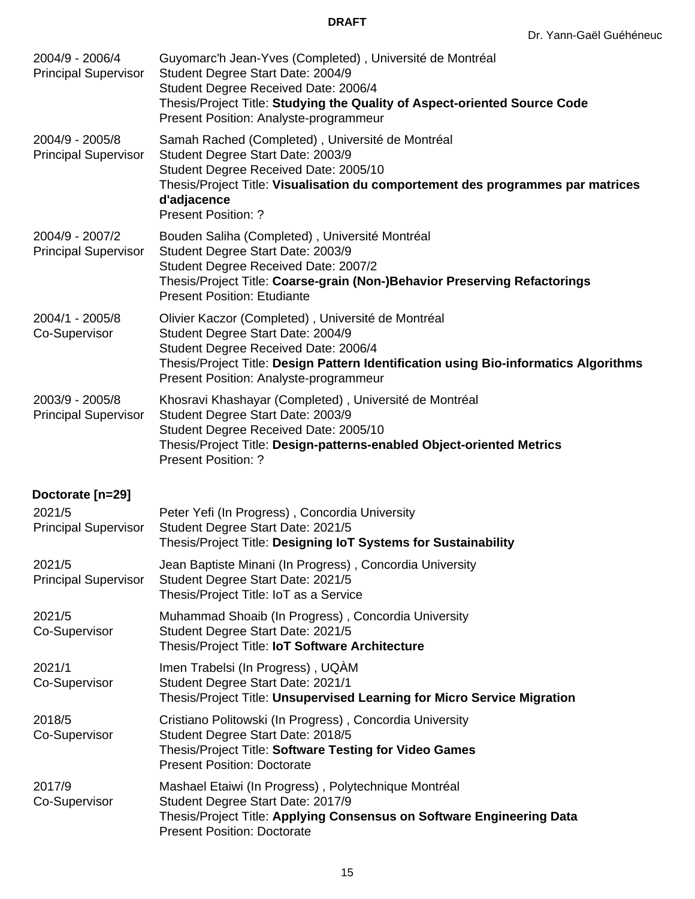**DRAFT**

2004/9 - 2006/4
Principal Supervisor

Guyomarc'h Jean-Yves (Completed) , Université de Montréal
Student Degree Start Date: 2004/9
Student Degree Received Date: 2006/4
Thesis/Project Title: **Studying the Quality of Aspect-oriented Source Code**
Present Position: Analyste-programmeur

2004/9 - 2005/8
Principal Supervisor

Samah Rached (Completed) , Université de Montréal
Student Degree Start Date: 2003/9
Student Degree Received Date: 2005/10
Thesis/Project Title: **Visualisation du comportement des programmes par matrices d'adjacence**
Present Position: ?

2004/9 - 2007/2
Principal Supervisor

Bouden Saliha (Completed) , Université Montréal
Student Degree Start Date: 2003/9
Student Degree Received Date: 2007/2
Thesis/Project Title: **Coarse-grain (Non-)Behavior Preserving Refactorings**
Present Position: Etudiante

2004/1 - 2005/8
Co-Supervisor

Olivier Kaczor (Completed) , Université de Montréal
Student Degree Start Date: 2004/9
Student Degree Received Date: 2006/4
Thesis/Project Title: **Design Pattern Identification using Bio-informatics Algorithms**
Present Position: Analyste-programmeur

2003/9 - 2005/8
Principal Supervisor

Khosravi Khashayar (Completed) , Université de Montréal
Student Degree Start Date: 2003/9
Student Degree Received Date: 2005/10
Thesis/Project Title: **Design-patterns-enabled Object-oriented Metrics**
Present Position: ?

**Doctorate [n=29]**

2021/5
Principal Supervisor

Peter Yefi (In Progress) , Concordia University
Student Degree Start Date: 2021/5
Thesis/Project Title: **Designing IoT Systems for Sustainability**

2021/5
Principal Supervisor

Jean Baptiste Minani (In Progress) , Concordia University
Student Degree Start Date: 2021/5
Thesis/Project Title: IoT as a Service

2021/5
Co-Supervisor

Muhammad Shoaib (In Progress) , Concordia University
Student Degree Start Date: 2021/5
Thesis/Project Title: **IoT Software Architecture**

2021/1
Co-Supervisor

Imen Trabelsi (In Progress) , UQÀM
Student Degree Start Date: 2021/1
Thesis/Project Title: **Unsupervised Learning for Micro Service Migration**

2018/5
Co-Supervisor

Cristiano Politowski (In Progress) , Concordia University
Student Degree Start Date: 2018/5
Thesis/Project Title: **Software Testing for Video Games**
Present Position: Doctorate

2017/9
Co-Supervisor

Mashael Etaiwi (In Progress) , Polytechnique Montréal
Student Degree Start Date: 2017/9
Thesis/Project Title: **Applying Consensus on Software Engineering Data**
Present Position: Doctorate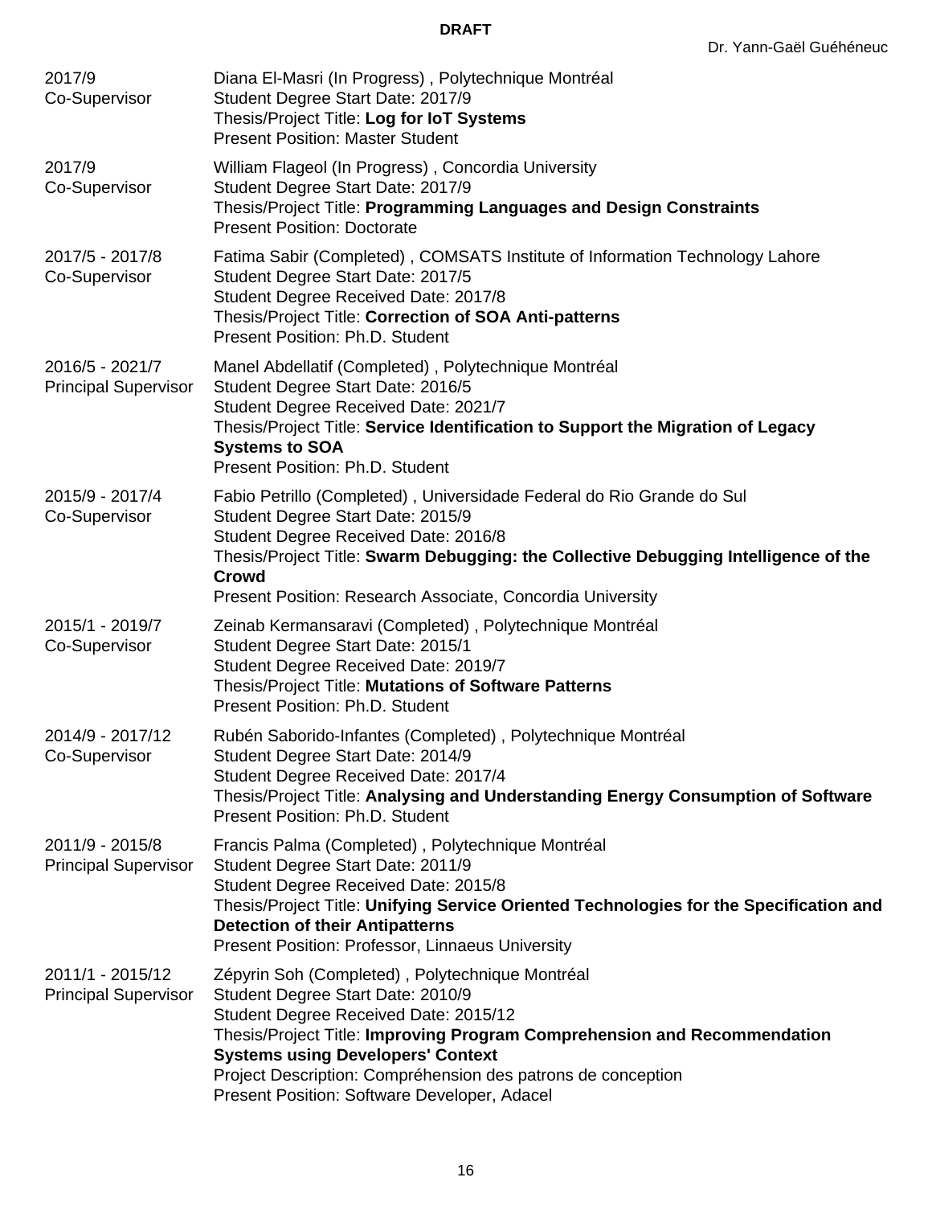DRAFT

2017/9
Co-Supervisor

Diana El-Masri (In Progress) , Polytechnique Montréal
Student Degree Start Date: 2017/9
Thesis/Project Title: **Log for IoT Systems**
Present Position: Master Student

2017/9
Co-Supervisor

William Flageol (In Progress) , Concordia University
Student Degree Start Date: 2017/9
Thesis/Project Title: **Programming Languages and Design Constraints**
Present Position: Doctorate

2017/5 - 2017/8
Co-Supervisor

Fatima Sabir (Completed) , COMSATS Institute of Information Technology Lahore
Student Degree Start Date: 2017/5
Student Degree Received Date: 2017/8
Thesis/Project Title: **Correction of SOA Anti-patterns**
Present Position: Ph.D. Student

2016/5 - 2021/7
Principal Supervisor

Manel Abdellatif (Completed) , Polytechnique Montréal
Student Degree Start Date: 2016/5
Student Degree Received Date: 2021/7
Thesis/Project Title: **Service Identification to Support the Migration of Legacy Systems to SOA**
Present Position: Ph.D. Student

2015/9 - 2017/4
Co-Supervisor

Fabio Petrillo (Completed) , Universidade Federal do Rio Grande do Sul
Student Degree Start Date: 2015/9
Student Degree Received Date: 2016/8
Thesis/Project Title: **Swarm Debugging: the Collective Debugging Intelligence of the Crowd**
Present Position: Research Associate, Concordia University

2015/1 - 2019/7
Co-Supervisor

Zeinab Kermansaravi (Completed) , Polytechnique Montréal
Student Degree Start Date: 2015/1
Student Degree Received Date: 2019/7
Thesis/Project Title: **Mutations of Software Patterns**
Present Position: Ph.D. Student

2014/9 - 2017/12
Co-Supervisor

Rubén Saborido-Infantes (Completed) , Polytechnique Montréal
Student Degree Start Date: 2014/9
Student Degree Received Date: 2017/4
Thesis/Project Title: **Analysing and Understanding Energy Consumption of Software**
Present Position: Ph.D. Student

2011/9 - 2015/8
Principal Supervisor

Francis Palma (Completed) , Polytechnique Montréal
Student Degree Start Date: 2011/9
Student Degree Received Date: 2015/8
Thesis/Project Title: **Unifying Service Oriented Technologies for the Specification and Detection of their Antipatterns**
Present Position: Professor, Linnaeus University

2011/1 - 2015/12
Principal Supervisor

Zépyrin Soh (Completed) , Polytechnique Montréal
Student Degree Start Date: 2010/9
Student Degree Received Date: 2015/12
Thesis/Project Title: **Improving Program Comprehension and Recommendation Systems using Developers' Context**
Project Description: Compréhension des patrons de conception
Present Position: Software Developer, Adacel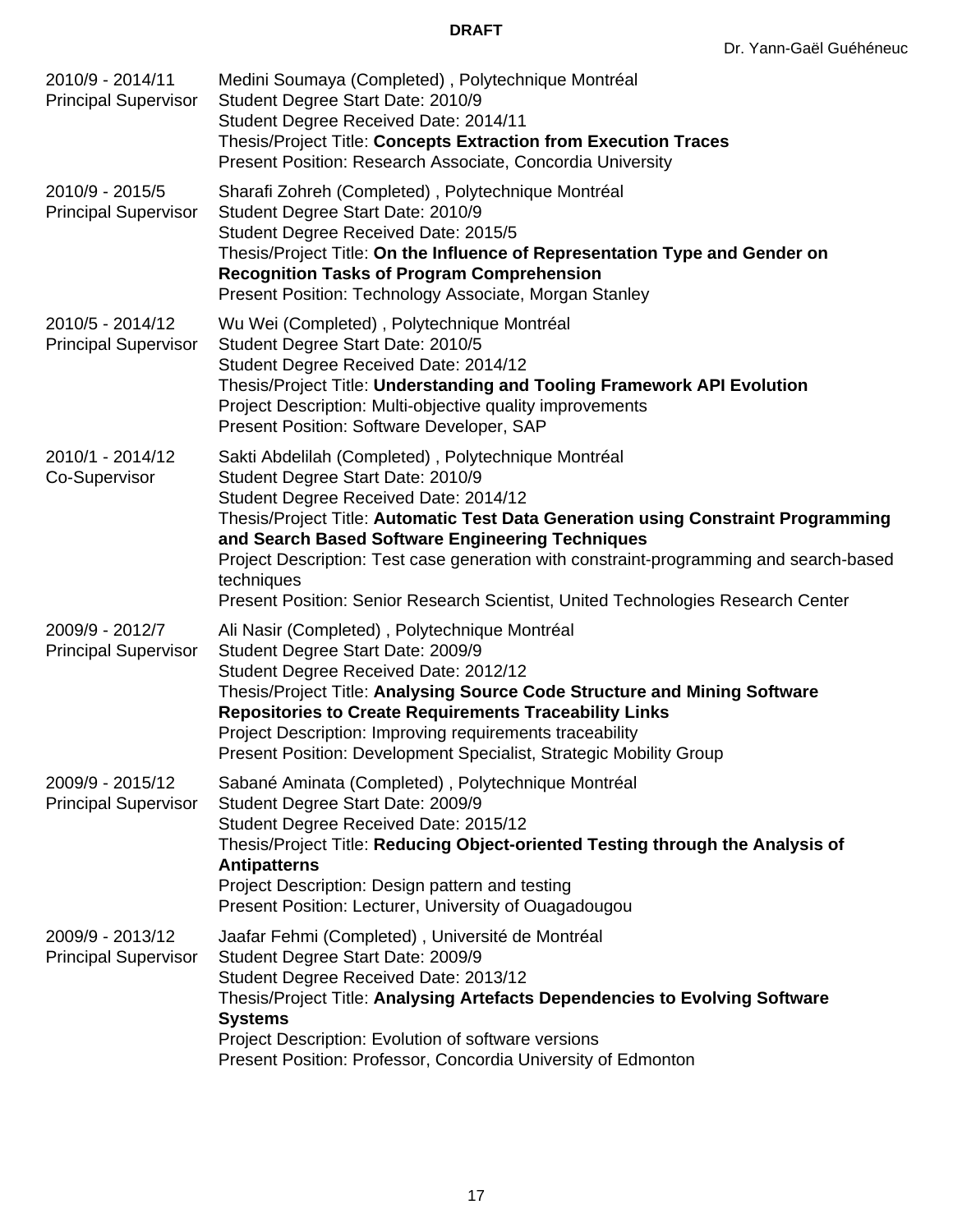**DRAFT**

2010/9 - 2014/11
Principal Supervisor

Medini Soumaya (Completed) , Polytechnique Montréal
Student Degree Start Date: 2010/9
Student Degree Received Date: 2014/11
Thesis/Project Title: **Concepts Extraction from Execution Traces**
Present Position: Research Associate, Concordia University

2010/9 - 2015/5
Principal Supervisor

Sharafi Zohreh (Completed) , Polytechnique Montréal
Student Degree Start Date: 2010/9
Student Degree Received Date: 2015/5
Thesis/Project Title: **On the Influence of Representation Type and Gender on Recognition Tasks of Program Comprehension**
Present Position: Technology Associate, Morgan Stanley

2010/5 - 2014/12
Principal Supervisor

Wu Wei (Completed) , Polytechnique Montréal
Student Degree Start Date: 2010/5
Student Degree Received Date: 2014/12
Thesis/Project Title: **Understanding and Tooling Framework API Evolution**
Project Description: Multi-objective quality improvements
Present Position: Software Developer, SAP

2010/1 - 2014/12
Co-Supervisor

Sakti Abdelilah (Completed) , Polytechnique Montréal
Student Degree Start Date: 2010/9
Student Degree Received Date: 2014/12
Thesis/Project Title: **Automatic Test Data Generation using Constraint Programming and Search Based Software Engineering Techniques**
Project Description: Test case generation with constraint-programming and search-based techniques
Present Position: Senior Research Scientist, United Technologies Research Center

2009/9 - 2012/7
Principal Supervisor

Ali Nasir (Completed) , Polytechnique Montréal
Student Degree Start Date: 2009/9
Student Degree Received Date: 2012/12
Thesis/Project Title: **Analysing Source Code Structure and Mining Software Repositories to Create Requirements Traceability Links**
Project Description: Improving requirements traceability
Present Position: Development Specialist, Strategic Mobility Group

2009/9 - 2015/12
Principal Supervisor

Sabané Aminata (Completed) , Polytechnique Montréal
Student Degree Start Date: 2009/9
Student Degree Received Date: 2015/12
Thesis/Project Title: **Reducing Object-oriented Testing through the Analysis of Antipatterns**
Project Description: Design pattern and testing
Present Position: Lecturer, University of Ouagadougou

2009/9 - 2013/12
Principal Supervisor

Jaafar Fehmi (Completed) , Université de Montréal
Student Degree Start Date: 2009/9
Student Degree Received Date: 2013/12
Thesis/Project Title: **Analysing Artefacts Dependencies to Evolving Software Systems**
Project Description: Evolution of software versions
Present Position: Professor, Concordia University of Edmonton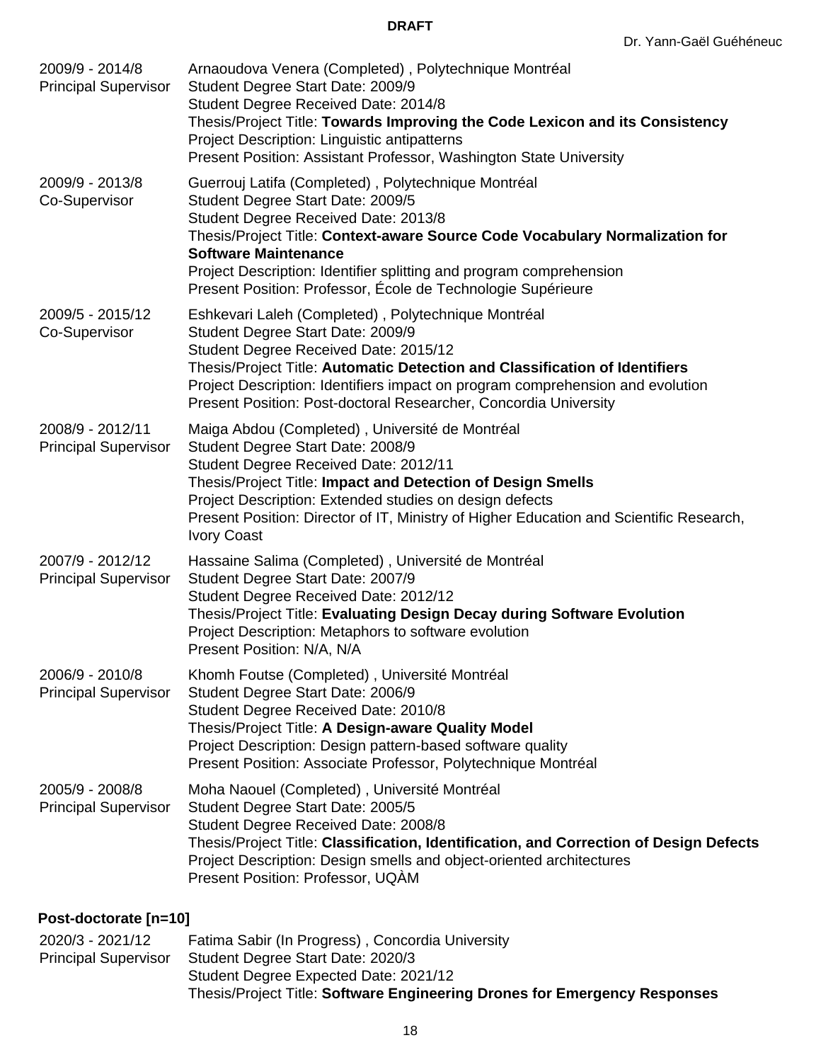2009/9 - 2014/8
Principal Supervisor

Arnaoudova Venera (Completed) , Polytechnique Montréal
Student Degree Start Date: 2009/9
Student Degree Received Date: 2014/8
Thesis/Project Title: **Towards Improving the Code Lexicon and its Consistency**
Project Description: Linguistic antipatterns
Present Position: Assistant Professor, Washington State University

2009/9 - 2013/8
Co-Supervisor

Guerrouj Latifa (Completed) , Polytechnique Montréal
Student Degree Start Date: 2009/5
Student Degree Received Date: 2013/8
Thesis/Project Title: **Context-aware Source Code Vocabulary Normalization for Software Maintenance**
Project Description: Identifier splitting and program comprehension
Present Position: Professor, École de Technologie Supérieure

2009/5 - 2015/12
Co-Supervisor

Eshkevari Laleh (Completed) , Polytechnique Montréal
Student Degree Start Date: 2009/9
Student Degree Received Date: 2015/12
Thesis/Project Title: **Automatic Detection and Classification of Identifiers**
Project Description: Identifiers impact on program comprehension and evolution
Present Position: Post-doctoral Researcher, Concordia University

2008/9 - 2012/11
Principal Supervisor

Maiga Abdou (Completed) , Université de Montréal
Student Degree Start Date: 2008/9
Student Degree Received Date: 2012/11
Thesis/Project Title: **Impact and Detection of Design Smells**
Project Description: Extended studies on design defects
Present Position: Director of IT, Ministry of Higher Education and Scientific Research, Ivory Coast

2007/9 - 2012/12
Principal Supervisor

Hassaine Salima (Completed) , Université de Montréal
Student Degree Start Date: 2007/9
Student Degree Received Date: 2012/12
Thesis/Project Title: **Evaluating Design Decay during Software Evolution**
Project Description: Metaphors to software evolution
Present Position: N/A, N/A

2006/9 - 2010/8
Principal Supervisor

Khomh Foutse (Completed) , Université Montréal
Student Degree Start Date: 2006/9
Student Degree Received Date: 2010/8
Thesis/Project Title: **A Design-aware Quality Model**
Project Description: Design pattern-based software quality
Present Position: Associate Professor, Polytechnique Montréal

2005/9 - 2008/8
Principal Supervisor

Moha Naouel (Completed) , Université Montréal
Student Degree Start Date: 2005/5
Student Degree Received Date: 2008/8
Thesis/Project Title: **Classification, Identification, and Correction of Design Defects**
Project Description: Design smells and object-oriented architectures
Present Position: Professor, UQÀM

### Post-doctorate [n=10]

2020/3 - 2021/12
Principal Supervisor

Fatima Sabir (In Progress) , Concordia University
Student Degree Start Date: 2020/3
Student Degree Expected Date: 2021/12
Thesis/Project Title: **Software Engineering Drones for Emergency Responses**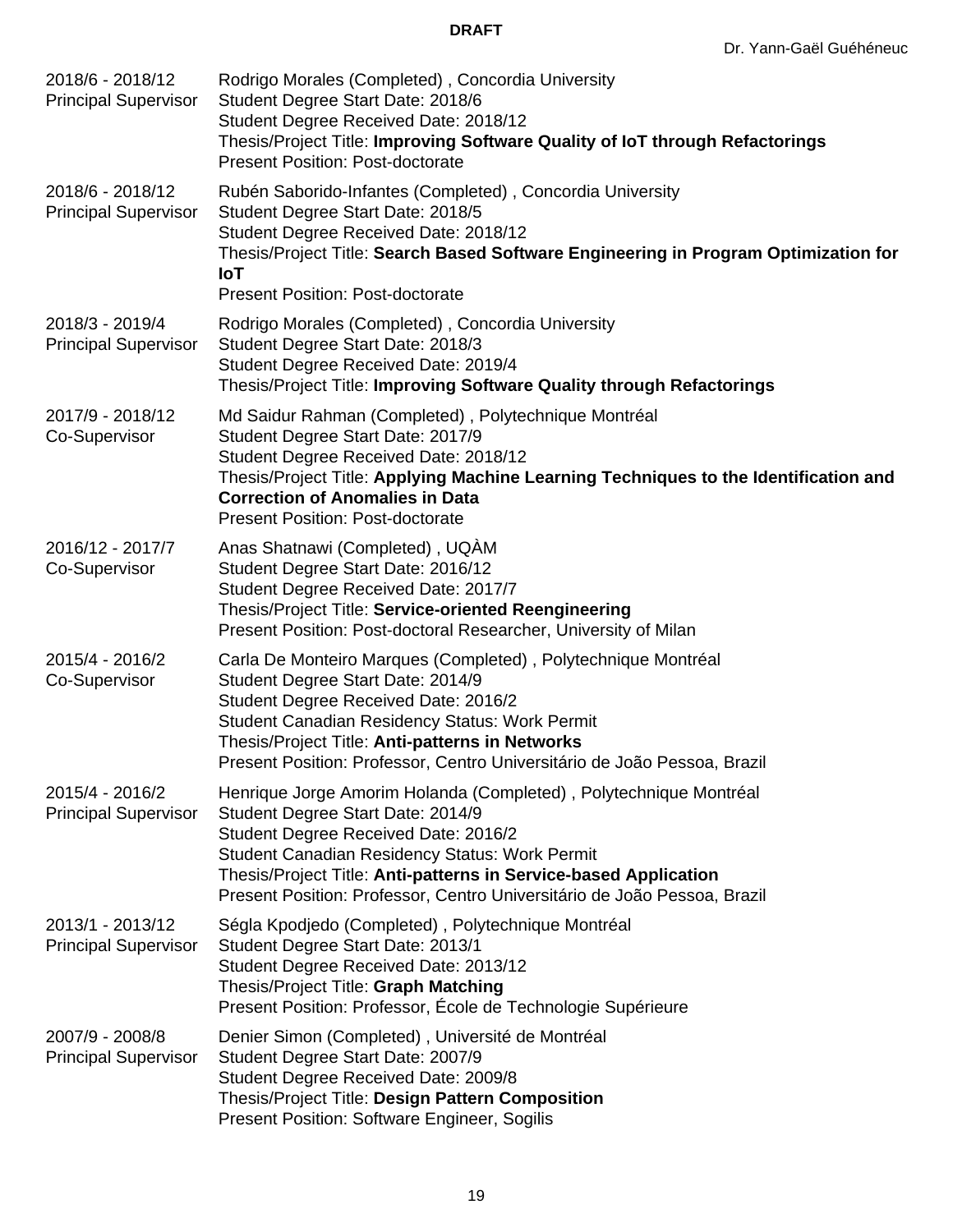2018/6 - 2018/12
Principal Supervisor

Rodrigo Morales (Completed) , Concordia University
Student Degree Start Date: 2018/6
Student Degree Received Date: 2018/12
Thesis/Project Title: **Improving Software Quality of IoT through Refactorings**
Present Position: Post-doctorate

2018/6 - 2018/12
Principal Supervisor

Rubén Saborido-Infantes (Completed) , Concordia University
Student Degree Start Date: 2018/5
Student Degree Received Date: 2018/12
Thesis/Project Title: **Search Based Software Engineering in Program Optimization for IoT**
Present Position: Post-doctorate

2018/3 - 2019/4
Principal Supervisor

Rodrigo Morales (Completed) , Concordia University
Student Degree Start Date: 2018/3
Student Degree Received Date: 2019/4
Thesis/Project Title: **Improving Software Quality through Refactorings**

2017/9 - 2018/12
Co-Supervisor

Md Saidur Rahman (Completed) , Polytechnique Montréal
Student Degree Start Date: 2017/9
Student Degree Received Date: 2018/12
Thesis/Project Title: **Applying Machine Learning Techniques to the Identification and Correction of Anomalies in Data**
Present Position: Post-doctorate

2016/12 - 2017/7
Co-Supervisor

Anas Shatnawi (Completed) , UQÀM
Student Degree Start Date: 2016/12
Student Degree Received Date: 2017/7
Thesis/Project Title: **Service-oriented Reengineering**
Present Position: Post-doctoral Researcher, University of Milan

2015/4 - 2016/2
Co-Supervisor

Carla De Monteiro Marques (Completed) , Polytechnique Montréal
Student Degree Start Date: 2014/9
Student Degree Received Date: 2016/2
Student Canadian Residency Status: Work Permit
Thesis/Project Title: **Anti-patterns in Networks**
Present Position: Professor, Centro Universitário de João Pessoa, Brazil

2015/4 - 2016/2
Principal Supervisor

Henrique Jorge Amorim Holanda (Completed) , Polytechnique Montréal
Student Degree Start Date: 2014/9
Student Degree Received Date: 2016/2
Student Canadian Residency Status: Work Permit
Thesis/Project Title: **Anti-patterns in Service-based Application**
Present Position: Professor, Centro Universitário de João Pessoa, Brazil

2013/1 - 2013/12
Principal Supervisor

Ségla Kpodjedo (Completed) , Polytechnique Montréal
Student Degree Start Date: 2013/1
Student Degree Received Date: 2013/12
Thesis/Project Title: **Graph Matching**
Present Position: Professor, École de Technologie Supérieure

2007/9 - 2008/8
Principal Supervisor

Denier Simon (Completed) , Université de Montréal
Student Degree Start Date: 2007/9
Student Degree Received Date: 2009/8
Thesis/Project Title: **Design Pattern Composition**
Present Position: Software Engineer, Sogilis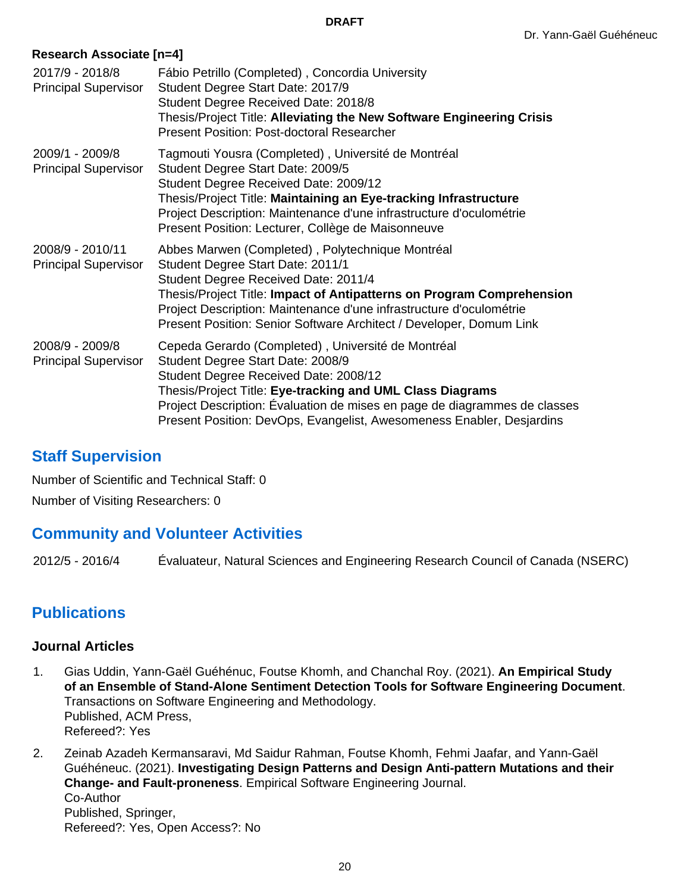**Research Associate [n=4]**

2017/9 - 2018/8
Principal Supervisor

Fábio Petrillo (Completed) , Concordia University
Student Degree Start Date: 2017/9
Student Degree Received Date: 2018/8
Thesis/Project Title: **Alleviating the New Software Engineering Crisis**
Present Position: Post-doctoral Researcher

2009/1 - 2009/8
Principal Supervisor

Tagmouti Yousra (Completed) , Université de Montréal
Student Degree Start Date: 2009/5
Student Degree Received Date: 2009/12
Thesis/Project Title: **Maintaining an Eye-tracking Infrastructure**
Project Description: Maintenance d'une infrastructure d'oculométrie
Present Position: Lecturer, Collège de Maisonneuve

2008/9 - 2010/11
Principal Supervisor

Abbes Marwen (Completed) , Polytechnique Montréal
Student Degree Start Date: 2011/1
Student Degree Received Date: 2011/4
Thesis/Project Title: **Impact of Antipatterns on Program Comprehension**
Project Description: Maintenance d'une infrastructure d'oculométrie
Present Position: Senior Software Architect / Developer, Domum Link

2008/9 - 2009/8
Principal Supervisor

Cepeda Gerardo (Completed) , Université de Montréal
Student Degree Start Date: 2008/9
Student Degree Received Date: 2008/12
Thesis/Project Title: **Eye-tracking and UML Class Diagrams**
Project Description: Évaluation de mises en page de diagrammes de classes
Present Position: DevOps, Evangelist, Awesomeness Enabler, Desjardins

## Staff Supervision

Number of Scientific and Technical Staff: 0

Number of Visiting Researchers: 0

## Community and Volunteer Activities

2012/5 - 2016/4 Évaluateur, Natural Sciences and Engineering Research Council of Canada (NSERC)

## Publications

### Journal Articles

1. Gias Uddin, Yann-Gaël Guéhénuc, Foutse Khomh, and Chanchal Roy. (2021). **An Empirical Study of an Ensemble of Stand-Alone Sentiment Detection Tools for Software Engineering Document**. Transactions on Software Engineering and Methodology.
   Published, ACM Press,
   Refereed?: Yes

2. Zeinab Azadeh Kermansaravi, Md Saidur Rahman, Foutse Khomh, Fehmi Jaafar, and Yann-Gaël Guéhéneuc. (2021). **Investigating Design Patterns and Design Anti-pattern Mutations and their Change- and Fault-proneness**. Empirical Software Engineering Journal.
   Co-Author
   Published, Springer,
   Refereed?: Yes, Open Access?: No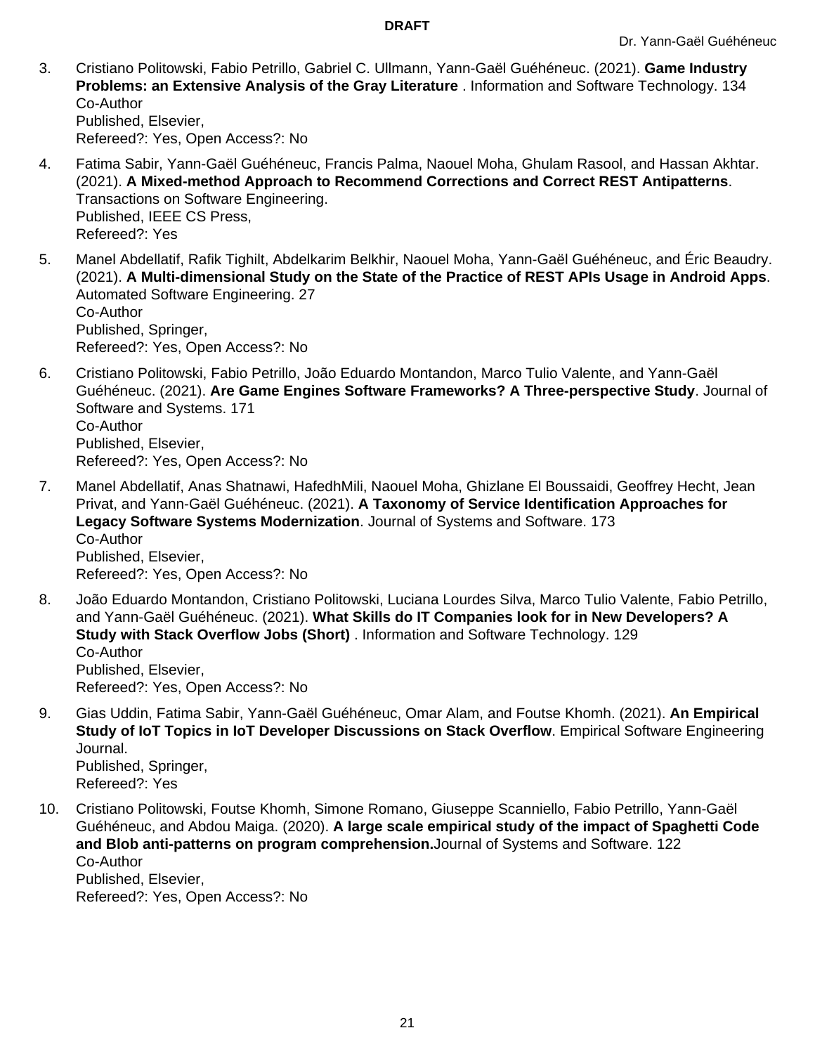3. Cristiano Politowski, Fabio Petrillo, Gabriel C. Ullmann, Yann-Gaël Guéhéneuc. (2021). **Game Industry Problems: an Extensive Analysis of the Gray Literature** . Information and Software Technology. 134
   Co-Author
   Published, Elsevier,
   Refereed?: Yes, Open Access?: No

4. Fatima Sabir, Yann-Gaël Guéhéneuc, Francis Palma, Naouel Moha, Ghulam Rasool, and Hassan Akhtar. (2021). **A Mixed-method Approach to Recommend Corrections and Correct REST Antipatterns**. Transactions on Software Engineering.
   Published, IEEE CS Press,
   Refereed?: Yes

5. Manel Abdellatif, Rafik Tighilt, Abdelkarim Belkhir, Naouel Moha, Yann-Gaël Guéhéneuc, and Éric Beaudry. (2021). **A Multi-dimensional Study on the State of the Practice of REST APIs Usage in Android Apps**. Automated Software Engineering. 27
   Co-Author
   Published, Springer,
   Refereed?: Yes, Open Access?: No

6. Cristiano Politowski, Fabio Petrillo, João Eduardo Montandon, Marco Tulio Valente, and Yann-Gaël Guéhéneuc. (2021). **Are Game Engines Software Frameworks? A Three-perspective Study**. Journal of Software and Systems. 171
   Co-Author
   Published, Elsevier,
   Refereed?: Yes, Open Access?: No

7. Manel Abdellatif, Anas Shatnawi, HafedhMili, Naouel Moha, Ghizlane El Boussaidi, Geoffrey Hecht, Jean Privat, and Yann-Gaël Guéhéneuc. (2021). **A Taxonomy of Service Identification Approaches for Legacy Software Systems Modernization**. Journal of Systems and Software. 173
   Co-Author
   Published, Elsevier,
   Refereed?: Yes, Open Access?: No

8. João Eduardo Montandon, Cristiano Politowski, Luciana Lourdes Silva, Marco Tulio Valente, Fabio Petrillo, and Yann-Gaël Guéhéneuc. (2021). **What Skills do IT Companies look for in New Developers? A Study with Stack Overflow Jobs (Short)** . Information and Software Technology. 129
   Co-Author
   Published, Elsevier,
   Refereed?: Yes, Open Access?: No

9. Gias Uddin, Fatima Sabir, Yann-Gaël Guéhéneuc, Omar Alam, and Foutse Khomh. (2021). **An Empirical Study of IoT Topics in IoT Developer Discussions on Stack Overflow**. Empirical Software Engineering Journal.
   Published, Springer,
   Refereed?: Yes

10. Cristiano Politowski, Foutse Khomh, Simone Romano, Giuseppe Scanniello, Fabio Petrillo, Yann-Gaël Guéhéneuc, and Abdou Maiga. (2020). **A large scale empirical study of the impact of Spaghetti Code and Blob anti-patterns on program comprehension.**Journal of Systems and Software. 122
    Co-Author
    Published, Elsevier,
    Refereed?: Yes, Open Access?: No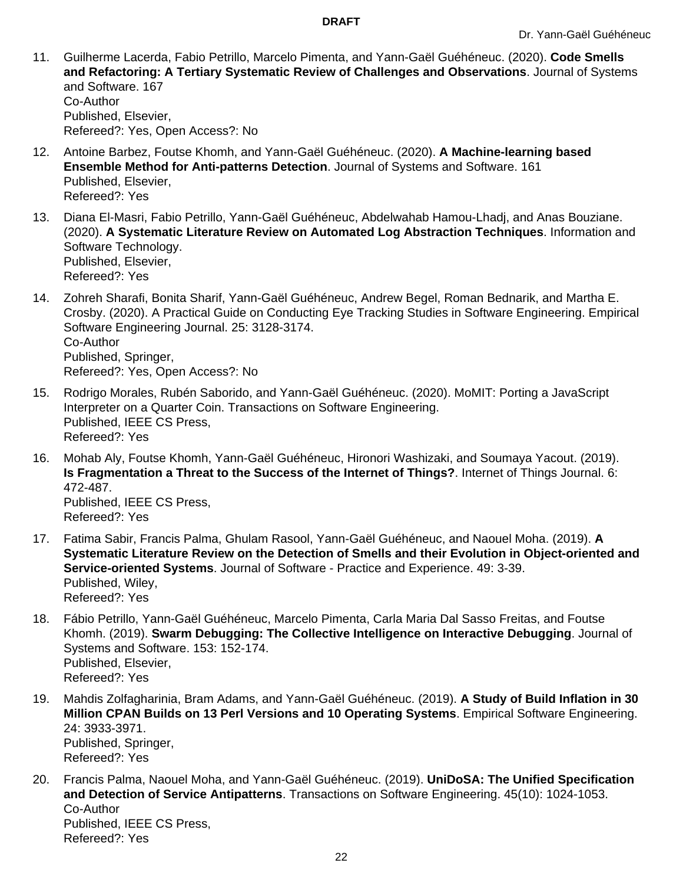11. Guilherme Lacerda, Fabio Petrillo, Marcelo Pimenta, and Yann-Gaël Guéhéneuc. (2020). **Code Smells and Refactoring: A Tertiary Systematic Review of Challenges and Observations**. Journal of Systems and Software. 167
    Co-Author
    Published, Elsevier,
    Refereed?: Yes, Open Access?: No

12. Antoine Barbez, Foutse Khomh, and Yann-Gaël Guéhéneuc. (2020). **A Machine-learning based Ensemble Method for Anti-patterns Detection**. Journal of Systems and Software. 161
    Published, Elsevier,
    Refereed?: Yes

13. Diana El-Masri, Fabio Petrillo, Yann-Gaël Guéhéneuc, Abdelwahab Hamou-Lhadj, and Anas Bouziane. (2020). **A Systematic Literature Review on Automated Log Abstraction Techniques**. Information and Software Technology.
    Published, Elsevier,
    Refereed?: Yes

14. Zohreh Sharafi, Bonita Sharif, Yann-Gaël Guéhéneuc, Andrew Begel, Roman Bednarik, and Martha E. Crosby. (2020). A Practical Guide on Conducting Eye Tracking Studies in Software Engineering. Empirical Software Engineering Journal. 25: 3128-3174.
    Co-Author
    Published, Springer,
    Refereed?: Yes, Open Access?: No

15. Rodrigo Morales, Rubén Saborido, and Yann-Gaël Guéhéneuc. (2020). MoMIT: Porting a JavaScript Interpreter on a Quarter Coin. Transactions on Software Engineering.
    Published, IEEE CS Press,
    Refereed?: Yes

16. Mohab Aly, Foutse Khomh, Yann-Gaël Guéhéneuc, Hironori Washizaki, and Soumaya Yacout. (2019). **Is Fragmentation a Threat to the Success of the Internet of Things?**. Internet of Things Journal. 6: 472-487.
    Published, IEEE CS Press,
    Refereed?: Yes

17. Fatima Sabir, Francis Palma, Ghulam Rasool, Yann-Gaël Guéhéneuc, and Naouel Moha. (2019). **A Systematic Literature Review on the Detection of Smells and their Evolution in Object-oriented and Service-oriented Systems**. Journal of Software - Practice and Experience. 49: 3-39.
    Published, Wiley,
    Refereed?: Yes

18. Fábio Petrillo, Yann-Gaël Guéhéneuc, Marcelo Pimenta, Carla Maria Dal Sasso Freitas, and Foutse Khomh. (2019). **Swarm Debugging: The Collective Intelligence on Interactive Debugging**. Journal of Systems and Software. 153: 152-174.
    Published, Elsevier,
    Refereed?: Yes

19. Mahdis Zolfagharinia, Bram Adams, and Yann-Gaël Guéhéneuc. (2019). **A Study of Build Inflation in 30 Million CPAN Builds on 13 Perl Versions and 10 Operating Systems**. Empirical Software Engineering. 24: 3933-3971.
    Published, Springer,
    Refereed?: Yes

20. Francis Palma, Naouel Moha, and Yann-Gaël Guéhéneuc. (2019). **UniDoSA: The Unified Specification and Detection of Service Antipatterns**. Transactions on Software Engineering. 45(10): 1024-1053.
    Co-Author
    Published, IEEE CS Press,
    Refereed?: Yes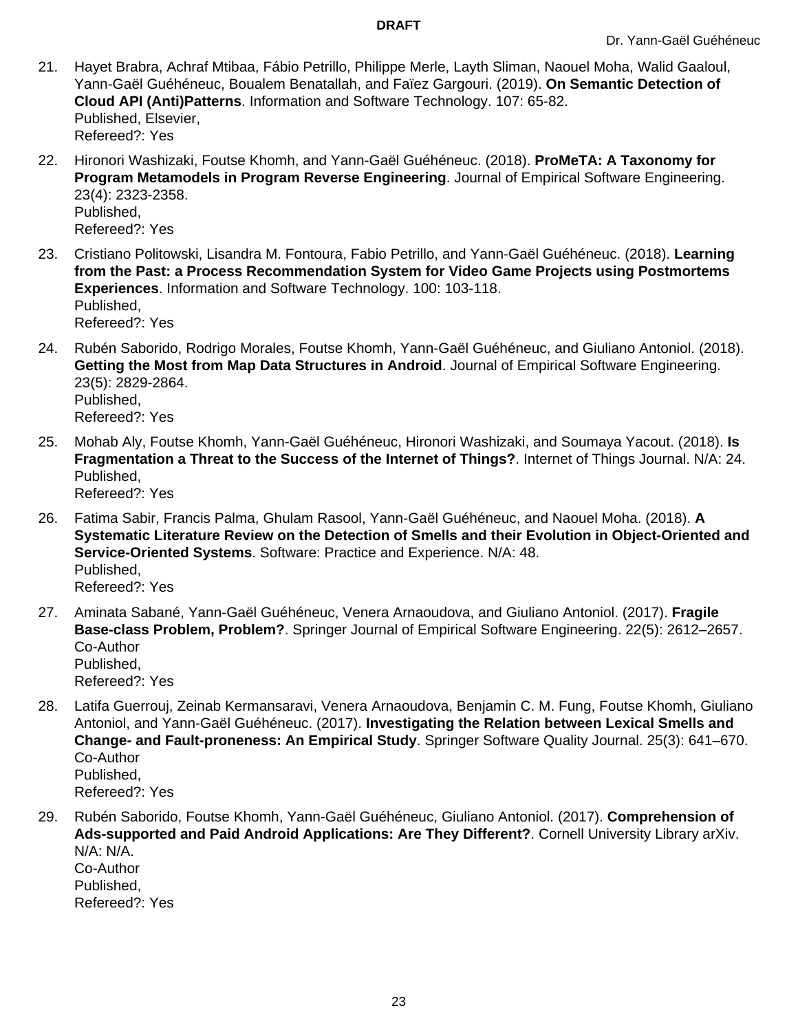21. Hayet Brabra, Achraf Mtibaa, Fábio Petrillo, Philippe Merle, Layth Sliman, Naouel Moha, Walid Gaaloul, Yann-Gaël Guéhéneuc, Boualem Benatallah, and Faïez Gargouri. (2019). **On Semantic Detection of Cloud API (Anti)Patterns**. Information and Software Technology. 107: 65-82.
    Published, Elsevier,
    Refereed?: Yes

22. Hironori Washizaki, Foutse Khomh, and Yann-Gaël Guéhéneuc. (2018). **ProMeTA: A Taxonomy for Program Metamodels in Program Reverse Engineering**. Journal of Empirical Software Engineering. 23(4): 2323-2358.
    Published,
    Refereed?: Yes

23. Cristiano Politowski, Lisandra M. Fontoura, Fabio Petrillo, and Yann-Gaël Guéhéneuc. (2018). **Learning from the Past: a Process Recommendation System for Video Game Projects using Postmortems Experiences**. Information and Software Technology. 100: 103-118.
    Published,
    Refereed?: Yes

24. Rubén Saborido, Rodrigo Morales, Foutse Khomh, Yann-Gaël Guéhéneuc, and Giuliano Antoniol. (2018). **Getting the Most from Map Data Structures in Android**. Journal of Empirical Software Engineering. 23(5): 2829-2864.
    Published,
    Refereed?: Yes

25. Mohab Aly, Foutse Khomh, Yann-Gaël Guéhéneuc, Hironori Washizaki, and Soumaya Yacout. (2018). **Is Fragmentation a Threat to the Success of the Internet of Things?**. Internet of Things Journal. N/A: 24.
    Published,
    Refereed?: Yes

26. Fatima Sabir, Francis Palma, Ghulam Rasool, Yann-Gaël Guéhéneuc, and Naouel Moha. (2018). **A Systematic Literature Review on the Detection of Smells and their Evolution in Object-Oriented and Service-Oriented Systems**. Software: Practice and Experience. N/A: 48.
    Published,
    Refereed?: Yes

27. Aminata Sabané, Yann-Gaël Guéhéneuc, Venera Arnaoudova, and Giuliano Antoniol. (2017). **Fragile Base-class Problem, Problem?**. Springer Journal of Empirical Software Engineering. 22(5): 2612–2657.
    Co-Author
    Published,
    Refereed?: Yes

28. Latifa Guerrouj, Zeinab Kermansaravi, Venera Arnaoudova, Benjamin C. M. Fung, Foutse Khomh, Giuliano Antoniol, and Yann-Gaël Guéhéneuc. (2017). **Investigating the Relation between Lexical Smells and Change- and Fault-proneness: An Empirical Study**. Springer Software Quality Journal. 25(3): 641–670.
    Co-Author
    Published,
    Refereed?: Yes

29. Rubén Saborido, Foutse Khomh, Yann-Gaël Guéhéneuc, Giuliano Antoniol. (2017). **Comprehension of Ads-supported and Paid Android Applications: Are They Different?**. Cornell University Library arXiv. N/A: N/A.
    Co-Author
    Published,
    Refereed?: Yes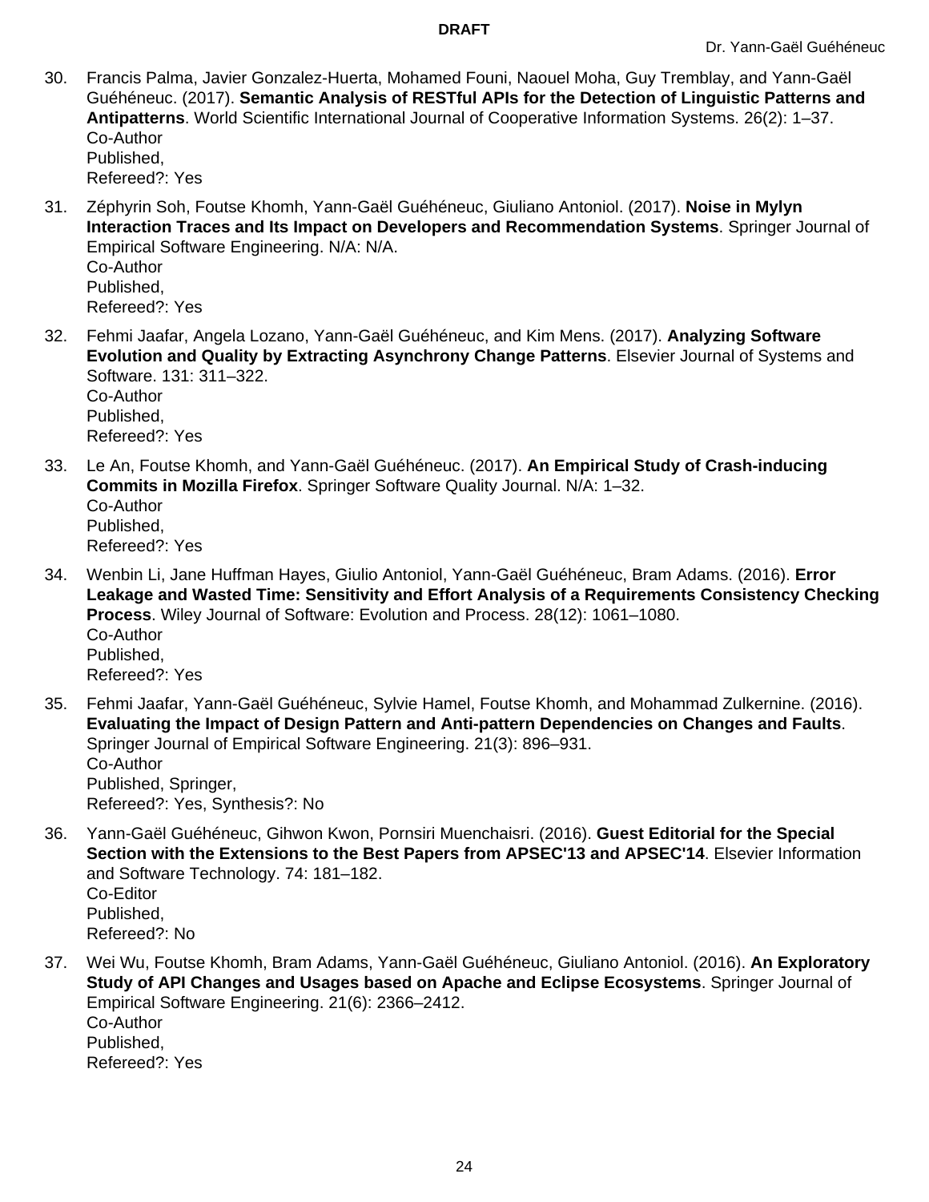30. Francis Palma, Javier Gonzalez-Huerta, Mohamed Founi, Naouel Moha, Guy Tremblay, and Yann-Gaël Guéhéneuc. (2017). **Semantic Analysis of RESTful APIs for the Detection of Linguistic Patterns and Antipatterns**. World Scientific International Journal of Cooperative Information Systems. 26(2): 1–37.
    Co-Author
    Published,
    Refereed?: Yes

31. Zéphyrin Soh, Foutse Khomh, Yann-Gaël Guéhéneuc, Giuliano Antoniol. (2017). **Noise in Mylyn Interaction Traces and Its Impact on Developers and Recommendation Systems**. Springer Journal of Empirical Software Engineering. N/A: N/A.
    Co-Author
    Published,
    Refereed?: Yes

32. Fehmi Jaafar, Angela Lozano, Yann-Gaël Guéhéneuc, and Kim Mens. (2017). **Analyzing Software Evolution and Quality by Extracting Asynchrony Change Patterns**. Elsevier Journal of Systems and Software. 131: 311–322.
    Co-Author
    Published,
    Refereed?: Yes

33. Le An, Foutse Khomh, and Yann-Gaël Guéhéneuc. (2017). **An Empirical Study of Crash-inducing Commits in Mozilla Firefox**. Springer Software Quality Journal. N/A: 1–32.
    Co-Author
    Published,
    Refereed?: Yes

34. Wenbin Li, Jane Huffman Hayes, Giulio Antoniol, Yann-Gaël Guéhéneuc, Bram Adams. (2016). **Error Leakage and Wasted Time: Sensitivity and Effort Analysis of a Requirements Consistency Checking Process**. Wiley Journal of Software: Evolution and Process. 28(12): 1061–1080.
    Co-Author
    Published,
    Refereed?: Yes

35. Fehmi Jaafar, Yann-Gaël Guéhéneuc, Sylvie Hamel, Foutse Khomh, and Mohammad Zulkernine. (2016). **Evaluating the Impact of Design Pattern and Anti-pattern Dependencies on Changes and Faults**. Springer Journal of Empirical Software Engineering. 21(3): 896–931.
    Co-Author
    Published, Springer,
    Refereed?: Yes, Synthesis?: No

36. Yann-Gaël Guéhéneuc, Gihwon Kwon, Pornsiri Muenchaisri. (2016). **Guest Editorial for the Special Section with the Extensions to the Best Papers from APSEC'13 and APSEC'14**. Elsevier Information and Software Technology. 74: 181–182.
    Co-Editor
    Published,
    Refereed?: No

37. Wei Wu, Foutse Khomh, Bram Adams, Yann-Gaël Guéhéneuc, Giuliano Antoniol. (2016). **An Exploratory Study of API Changes and Usages based on Apache and Eclipse Ecosystems**. Springer Journal of Empirical Software Engineering. 21(6): 2366–2412.
    Co-Author
    Published,
    Refereed?: Yes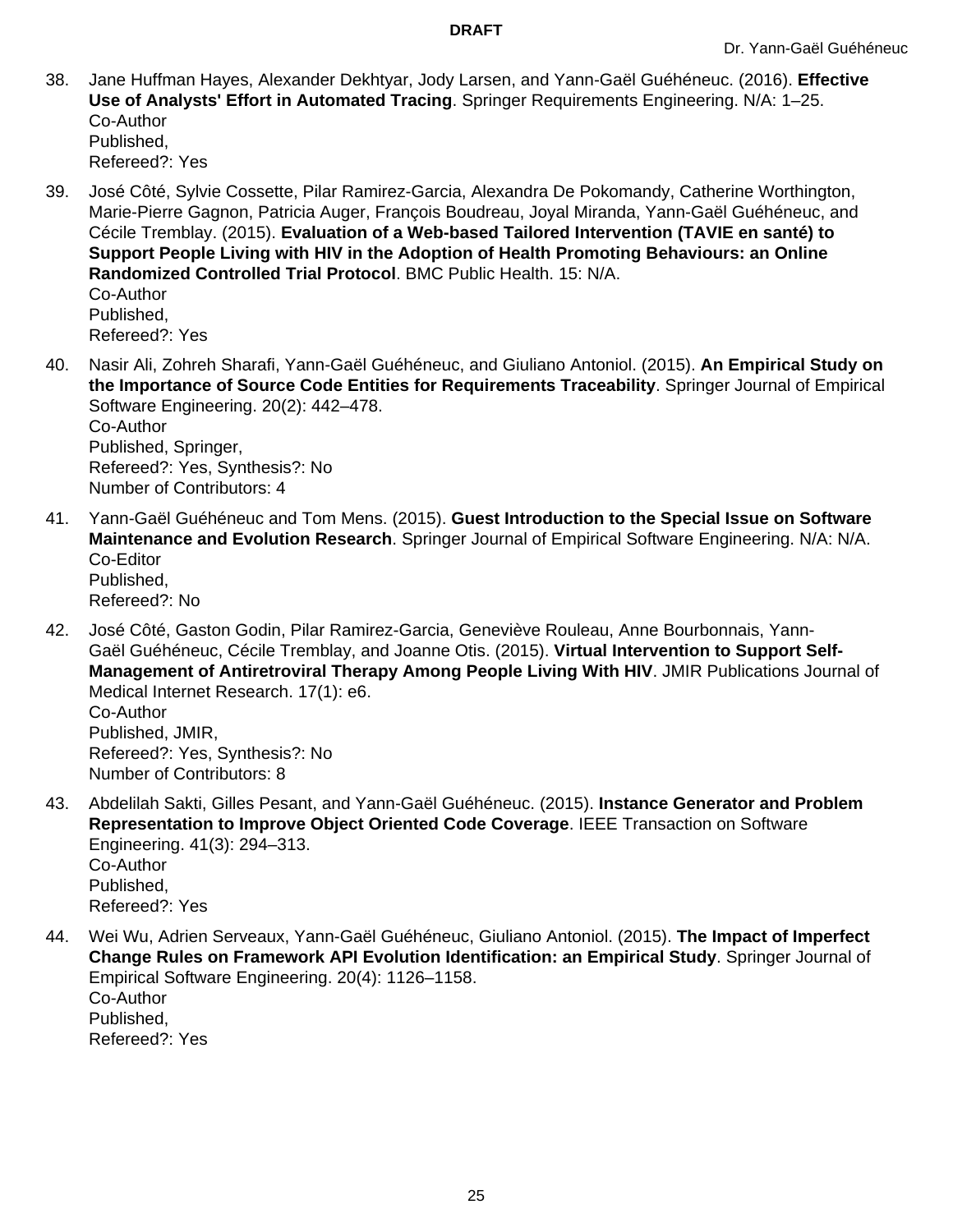38. Jane Huffman Hayes, Alexander Dekhtyar, Jody Larsen, and Yann-Gaël Guéhéneuc. (2016). **Effective Use of Analysts' Effort in Automated Tracing**. Springer Requirements Engineering. N/A: 1–25.
    Co-Author
    Published,
    Refereed?: Yes

39. José Côté, Sylvie Cossette, Pilar Ramirez-Garcia, Alexandra De Pokomandy, Catherine Worthington, Marie-Pierre Gagnon, Patricia Auger, François Boudreau, Joyal Miranda, Yann-Gaël Guéhéneuc, and Cécile Tremblay. (2015). **Evaluation of a Web-based Tailored Intervention (TAVIE en santé) to Support People Living with HIV in the Adoption of Health Promoting Behaviours: an Online Randomized Controlled Trial Protocol**. BMC Public Health. 15: N/A.
    Co-Author
    Published,
    Refereed?: Yes

40. Nasir Ali, Zohreh Sharafi, Yann-Gaël Guéhéneuc, and Giuliano Antoniol. (2015). **An Empirical Study on the Importance of Source Code Entities for Requirements Traceability**. Springer Journal of Empirical Software Engineering. 20(2): 442–478.
    Co-Author
    Published, Springer,
    Refereed?: Yes, Synthesis?: No
    Number of Contributors: 4

41. Yann-Gaël Guéhéneuc and Tom Mens. (2015). **Guest Introduction to the Special Issue on Software Maintenance and Evolution Research**. Springer Journal of Empirical Software Engineering. N/A: N/A.
    Co-Editor
    Published,
    Refereed?: No

42. José Côté, Gaston Godin, Pilar Ramirez-Garcia, Geneviève Rouleau, Anne Bourbonnais, Yann-Gaël Guéhéneuc, Cécile Tremblay, and Joanne Otis. (2015). **Virtual Intervention to Support Self-Management of Antiretroviral Therapy Among People Living With HIV**. JMIR Publications Journal of Medical Internet Research. 17(1): e6.
    Co-Author
    Published, JMIR,
    Refereed?: Yes, Synthesis?: No
    Number of Contributors: 8

43. Abdelilah Sakti, Gilles Pesant, and Yann-Gaël Guéhéneuc. (2015). **Instance Generator and Problem Representation to Improve Object Oriented Code Coverage**. IEEE Transaction on Software Engineering. 41(3): 294–313.
    Co-Author
    Published,
    Refereed?: Yes

44. Wei Wu, Adrien Serveaux, Yann-Gaël Guéhéneuc, Giuliano Antoniol. (2015). **The Impact of Imperfect Change Rules on Framework API Evolution Identification: an Empirical Study**. Springer Journal of Empirical Software Engineering. 20(4): 1126–1158.
    Co-Author
    Published,
    Refereed?: Yes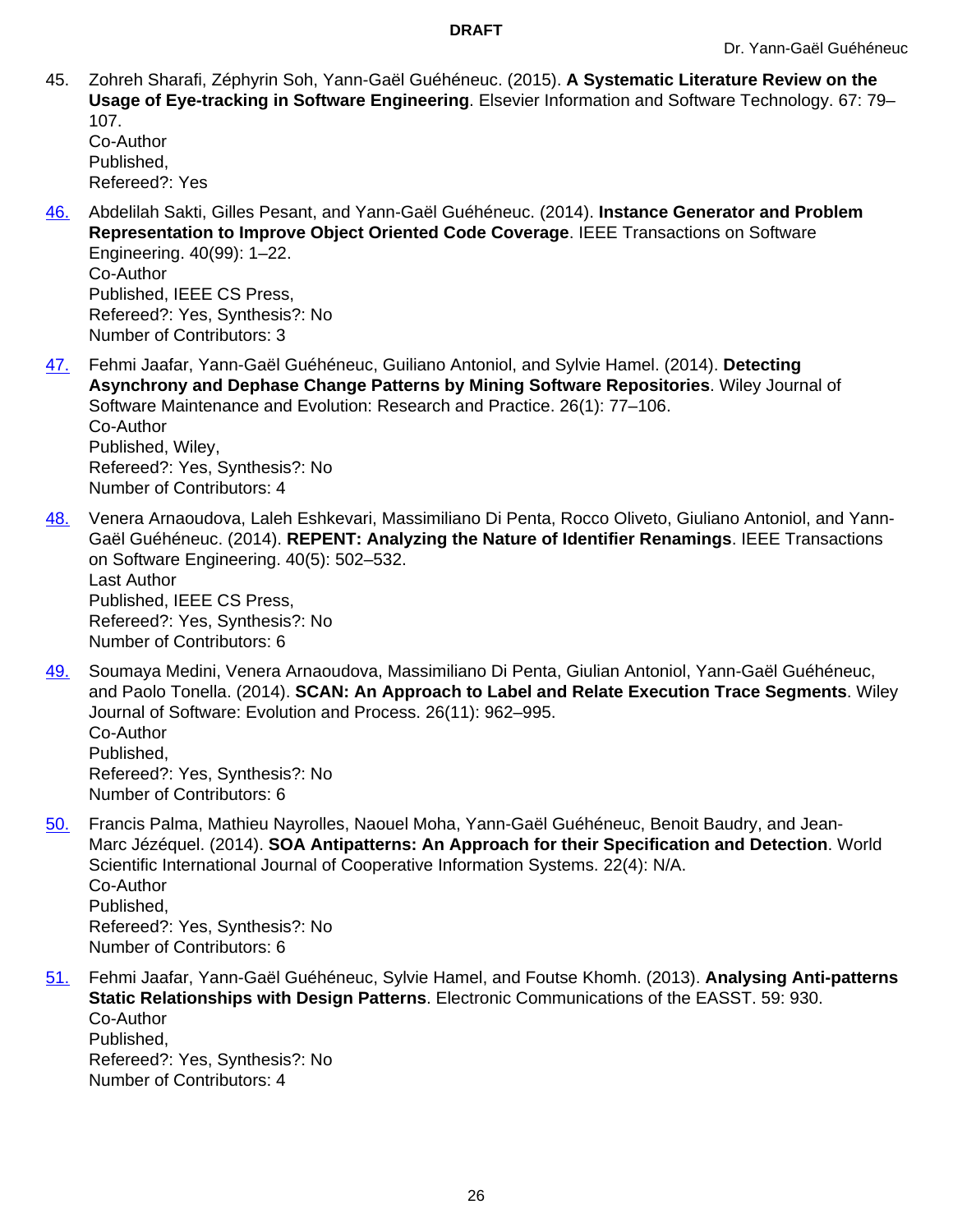45. Zohreh Sharafi, Zéphyrin Soh, Yann-Gaël Guéhéneuc. (2015). **A Systematic Literature Review on the Usage of Eye-tracking in Software Engineering**. Elsevier Information and Software Technology. 67: 79–107.
    Co-Author
    Published,
    Refereed?: Yes

46. Abdelilah Sakti, Gilles Pesant, and Yann-Gaël Guéhéneuc. (2014). **Instance Generator and Problem Representation to Improve Object Oriented Code Coverage**. IEEE Transactions on Software Engineering. 40(99): 1–22.
    Co-Author
    Published, IEEE CS Press,
    Refereed?: Yes, Synthesis?: No
    Number of Contributors: 3

47. Fehmi Jaafar, Yann-Gaël Guéhéneuc, Guiliano Antoniol, and Sylvie Hamel. (2014). **Detecting Asynchrony and Dephase Change Patterns by Mining Software Repositories**. Wiley Journal of Software Maintenance and Evolution: Research and Practice. 26(1): 77–106.
    Co-Author
    Published, Wiley,
    Refereed?: Yes, Synthesis?: No
    Number of Contributors: 4

48. Venera Arnaoudova, Laleh Eshkevari, Massimiliano Di Penta, Rocco Oliveto, Giuliano Antoniol, and Yann-Gaël Guéhéneuc. (2014). **REPENT: Analyzing the Nature of Identifier Renamings**. IEEE Transactions on Software Engineering. 40(5): 502–532.
    Last Author
    Published, IEEE CS Press,
    Refereed?: Yes, Synthesis?: No
    Number of Contributors: 6

49. Soumaya Medini, Venera Arnaoudova, Massimiliano Di Penta, Giulian Antoniol, Yann-Gaël Guéhéneuc, and Paolo Tonella. (2014). **SCAN: An Approach to Label and Relate Execution Trace Segments**. Wiley Journal of Software: Evolution and Process. 26(11): 962–995.
    Co-Author
    Published,
    Refereed?: Yes, Synthesis?: No
    Number of Contributors: 6

50. Francis Palma, Mathieu Nayrolles, Naouel Moha, Yann-Gaël Guéhéneuc, Benoit Baudry, and Jean-Marc Jézéquel. (2014). **SOA Antipatterns: An Approach for their Specification and Detection**. World Scientific International Journal of Cooperative Information Systems. 22(4): N/A.
    Co-Author
    Published,
    Refereed?: Yes, Synthesis?: No
    Number of Contributors: 6

51. Fehmi Jaafar, Yann-Gaël Guéhéneuc, Sylvie Hamel, and Foutse Khomh. (2013). **Analysing Anti-patterns Static Relationships with Design Patterns**. Electronic Communications of the EASST. 59: 930.
    Co-Author
    Published,
    Refereed?: Yes, Synthesis?: No
    Number of Contributors: 4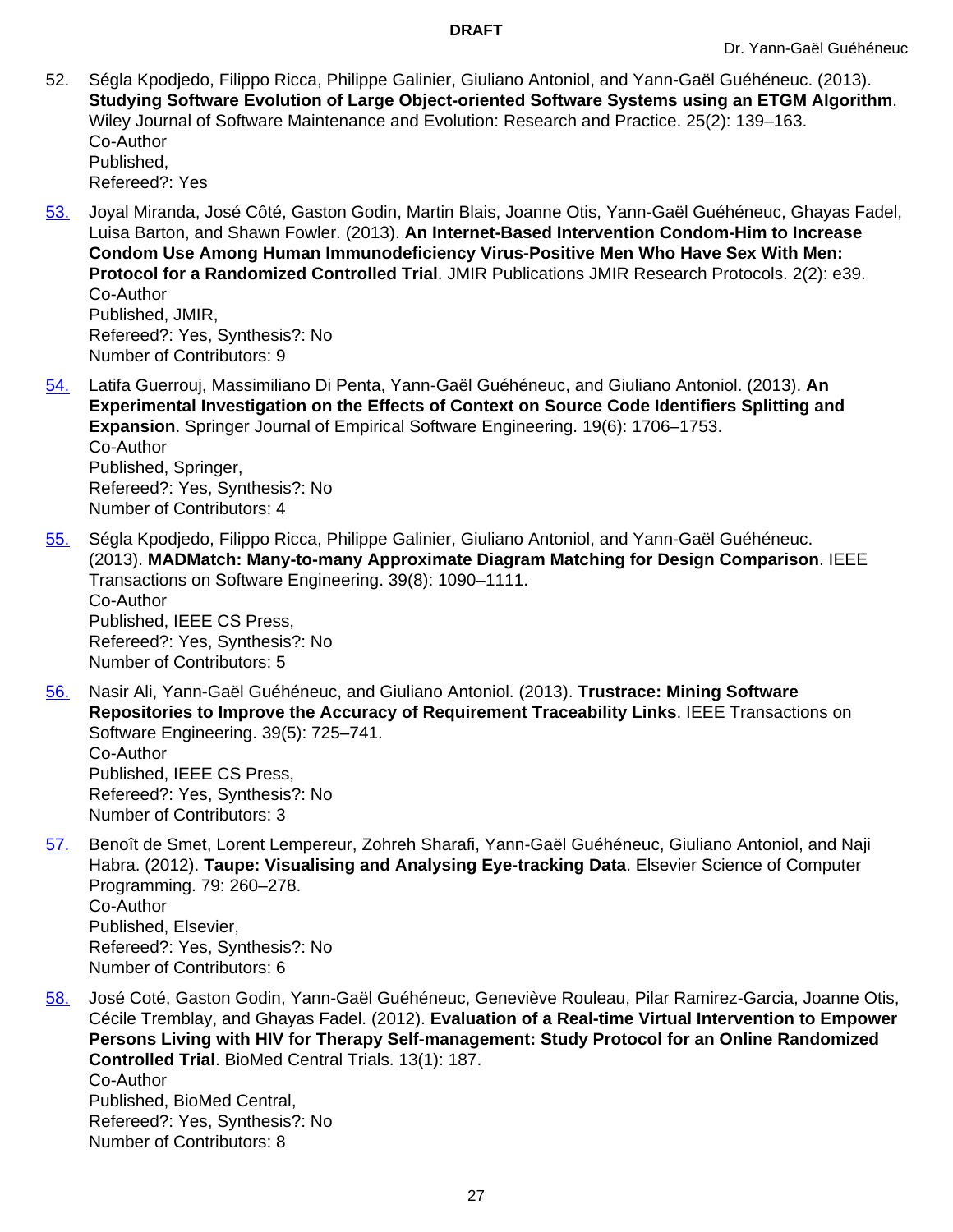52. Ségla Kpodjedo, Filippo Ricca, Philippe Galinier, Giuliano Antoniol, and Yann-Gaël Guéhéneuc. (2013). **Studying Software Evolution of Large Object-oriented Software Systems using an ETGM Algorithm**. Wiley Journal of Software Maintenance and Evolution: Research and Practice. 25(2): 139–163.
    Co-Author
    Published,
    Refereed?: Yes

53. Joyal Miranda, José Côté, Gaston Godin, Martin Blais, Joanne Otis, Yann-Gaël Guéhéneuc, Ghayas Fadel, Luisa Barton, and Shawn Fowler. (2013). **An Internet-Based Intervention Condom-Him to Increase Condom Use Among Human Immunodeficiency Virus-Positive Men Who Have Sex With Men: Protocol for a Randomized Controlled Trial**. JMIR Publications JMIR Research Protocols. 2(2): e39.
    Co-Author
    Published, JMIR,
    Refereed?: Yes, Synthesis?: No
    Number of Contributors: 9

54. Latifa Guerrouj, Massimiliano Di Penta, Yann-Gaël Guéhéneuc, and Giuliano Antoniol. (2013). **An Experimental Investigation on the Effects of Context on Source Code Identifiers Splitting and Expansion**. Springer Journal of Empirical Software Engineering. 19(6): 1706–1753.
    Co-Author
    Published, Springer,
    Refereed?: Yes, Synthesis?: No
    Number of Contributors: 4

55. Ségla Kpodjedo, Filippo Ricca, Philippe Galinier, Giuliano Antoniol, and Yann-Gaël Guéhéneuc. (2013). **MADMatch: Many-to-many Approximate Diagram Matching for Design Comparison**. IEEE Transactions on Software Engineering. 39(8): 1090–1111.
    Co-Author
    Published, IEEE CS Press,
    Refereed?: Yes, Synthesis?: No
    Number of Contributors: 5

56. Nasir Ali, Yann-Gaël Guéhéneuc, and Giuliano Antoniol. (2013). **Trustrace: Mining Software Repositories to Improve the Accuracy of Requirement Traceability Links**. IEEE Transactions on Software Engineering. 39(5): 725–741.
    Co-Author
    Published, IEEE CS Press,
    Refereed?: Yes, Synthesis?: No
    Number of Contributors: 3

57. Benoît de Smet, Lorent Lempereur, Zohreh Sharafi, Yann-Gaël Guéhéneuc, Giuliano Antoniol, and Naji Habra. (2012). **Taupe: Visualising and Analysing Eye-tracking Data**. Elsevier Science of Computer Programming. 79: 260–278.
    Co-Author
    Published, Elsevier,
    Refereed?: Yes, Synthesis?: No
    Number of Contributors: 6

58. José Coté, Gaston Godin, Yann-Gaël Guéhéneuc, Geneviève Rouleau, Pilar Ramirez-Garcia, Joanne Otis, Cécile Tremblay, and Ghayas Fadel. (2012). **Evaluation of a Real-time Virtual Intervention to Empower Persons Living with HIV for Therapy Self-management: Study Protocol for an Online Randomized Controlled Trial**. BioMed Central Trials. 13(1): 187.
    Co-Author
    Published, BioMed Central,
    Refereed?: Yes, Synthesis?: No
    Number of Contributors: 8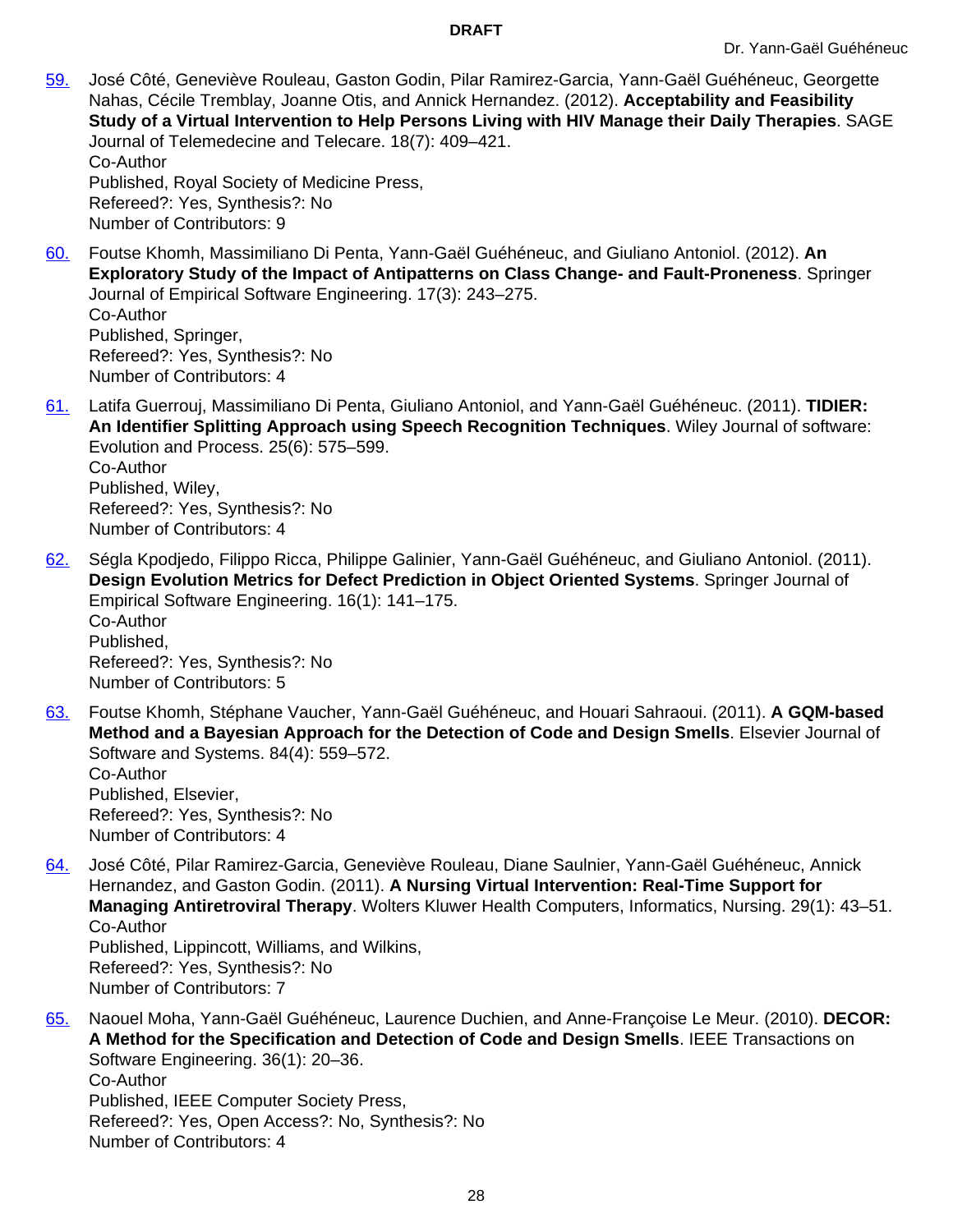59. José Côté, Geneviève Rouleau, Gaston Godin, Pilar Ramirez-Garcia, Yann-Gaël Guéhéneuc, Georgette Nahas, Cécile Tremblay, Joanne Otis, and Annick Hernandez. (2012). **Acceptability and Feasibility Study of a Virtual Intervention to Help Persons Living with HIV Manage their Daily Therapies**. SAGE Journal of Telemedecine and Telecare. 18(7): 409–421.
   Co-Author
   Published, Royal Society of Medicine Press,
   Refereed?: Yes, Synthesis?: No
   Number of Contributors: 9

60. Foutse Khomh, Massimiliano Di Penta, Yann-Gaël Guéhéneuc, and Giuliano Antoniol. (2012). **An Exploratory Study of the Impact of Antipatterns on Class Change- and Fault-Proneness**. Springer Journal of Empirical Software Engineering. 17(3): 243–275.
   Co-Author
   Published, Springer,
   Refereed?: Yes, Synthesis?: No
   Number of Contributors: 4

61. Latifa Guerrouj, Massimiliano Di Penta, Giuliano Antoniol, and Yann-Gaël Guéhéneuc. (2011). **TIDIER: An Identifier Splitting Approach using Speech Recognition Techniques**. Wiley Journal of software: Evolution and Process. 25(6): 575–599.
   Co-Author
   Published, Wiley,
   Refereed?: Yes, Synthesis?: No
   Number of Contributors: 4

62. Ségla Kpodjedo, Filippo Ricca, Philippe Galinier, Yann-Gaël Guéhéneuc, and Giuliano Antoniol. (2011). **Design Evolution Metrics for Defect Prediction in Object Oriented Systems**. Springer Journal of Empirical Software Engineering. 16(1): 141–175.
   Co-Author
   Published,
   Refereed?: Yes, Synthesis?: No
   Number of Contributors: 5

63. Foutse Khomh, Stéphane Vaucher, Yann-Gaël Guéhéneuc, and Houari Sahraoui. (2011). **A GQM-based Method and a Bayesian Approach for the Detection of Code and Design Smells**. Elsevier Journal of Software and Systems. 84(4): 559–572.
   Co-Author
   Published, Elsevier,
   Refereed?: Yes, Synthesis?: No
   Number of Contributors: 4

64. José Côté, Pilar Ramirez-Garcia, Geneviève Rouleau, Diane Saulnier, Yann-Gaël Guéhéneuc, Annick Hernandez, and Gaston Godin. (2011). **A Nursing Virtual Intervention: Real-Time Support for Managing Antiretroviral Therapy**. Wolters Kluwer Health Computers, Informatics, Nursing. 29(1): 43–51.
   Co-Author
   Published, Lippincott, Williams, and Wilkins,
   Refereed?: Yes, Synthesis?: No
   Number of Contributors: 7

65. Naouel Moha, Yann-Gaël Guéhéneuc, Laurence Duchien, and Anne-Françoise Le Meur. (2010). **DECOR: A Method for the Specification and Detection of Code and Design Smells**. IEEE Transactions on Software Engineering. 36(1): 20–36.
   Co-Author
   Published, IEEE Computer Society Press,
   Refereed?: Yes, Open Access?: No, Synthesis?: No
   Number of Contributors: 4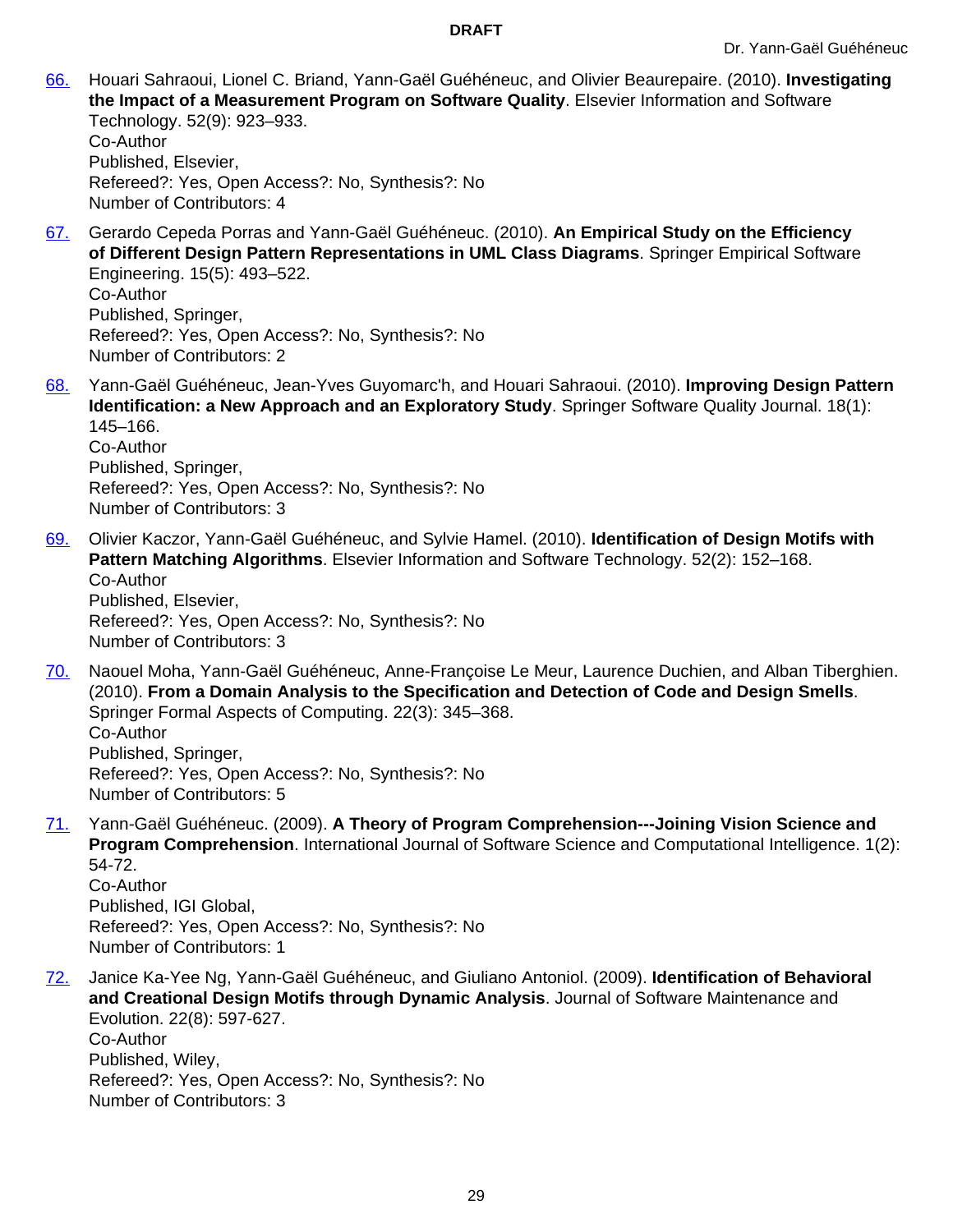66. Houari Sahraoui, Lionel C. Briand, Yann-Gaël Guéhéneuc, and Olivier Beaurepaire. (2010). **Investigating the Impact of a Measurement Program on Software Quality**. Elsevier Information and Software Technology. 52(9): 923–933.
    Co-Author
    Published, Elsevier,
    Refereed?: Yes, Open Access?: No, Synthesis?: No
    Number of Contributors: 4

67. Gerardo Cepeda Porras and Yann-Gaël Guéhéneuc. (2010). **An Empirical Study on the Efficiency of Different Design Pattern Representations in UML Class Diagrams**. Springer Empirical Software Engineering. 15(5): 493–522.
    Co-Author
    Published, Springer,
    Refereed?: Yes, Open Access?: No, Synthesis?: No
    Number of Contributors: 2

68. Yann-Gaël Guéhéneuc, Jean-Yves Guyomarc'h, and Houari Sahraoui. (2010). **Improving Design Pattern Identification: a New Approach and an Exploratory Study**. Springer Software Quality Journal. 18(1): 145–166.
    Co-Author
    Published, Springer,
    Refereed?: Yes, Open Access?: No, Synthesis?: No
    Number of Contributors: 3

69. Olivier Kaczor, Yann-Gaël Guéhéneuc, and Sylvie Hamel. (2010). **Identification of Design Motifs with Pattern Matching Algorithms**. Elsevier Information and Software Technology. 52(2): 152–168.
    Co-Author
    Published, Elsevier,
    Refereed?: Yes, Open Access?: No, Synthesis?: No
    Number of Contributors: 3

70. Naouel Moha, Yann-Gaël Guéhéneuc, Anne-Françoise Le Meur, Laurence Duchien, and Alban Tiberghien. (2010). **From a Domain Analysis to the Specification and Detection of Code and Design Smells**. Springer Formal Aspects of Computing. 22(3): 345–368.
    Co-Author
    Published, Springer,
    Refereed?: Yes, Open Access?: No, Synthesis?: No
    Number of Contributors: 5

71. Yann-Gaël Guéhéneuc. (2009). **A Theory of Program Comprehension---Joining Vision Science and Program Comprehension**. International Journal of Software Science and Computational Intelligence. 1(2): 54-72.
    Co-Author
    Published, IGI Global,
    Refereed?: Yes, Open Access?: No, Synthesis?: No
    Number of Contributors: 1

72. Janice Ka-Yee Ng, Yann-Gaël Guéhéneuc, and Giuliano Antoniol. (2009). **Identification of Behavioral and Creational Design Motifs through Dynamic Analysis**. Journal of Software Maintenance and Evolution. 22(8): 597-627.
    Co-Author
    Published, Wiley,
    Refereed?: Yes, Open Access?: No, Synthesis?: No
    Number of Contributors: 3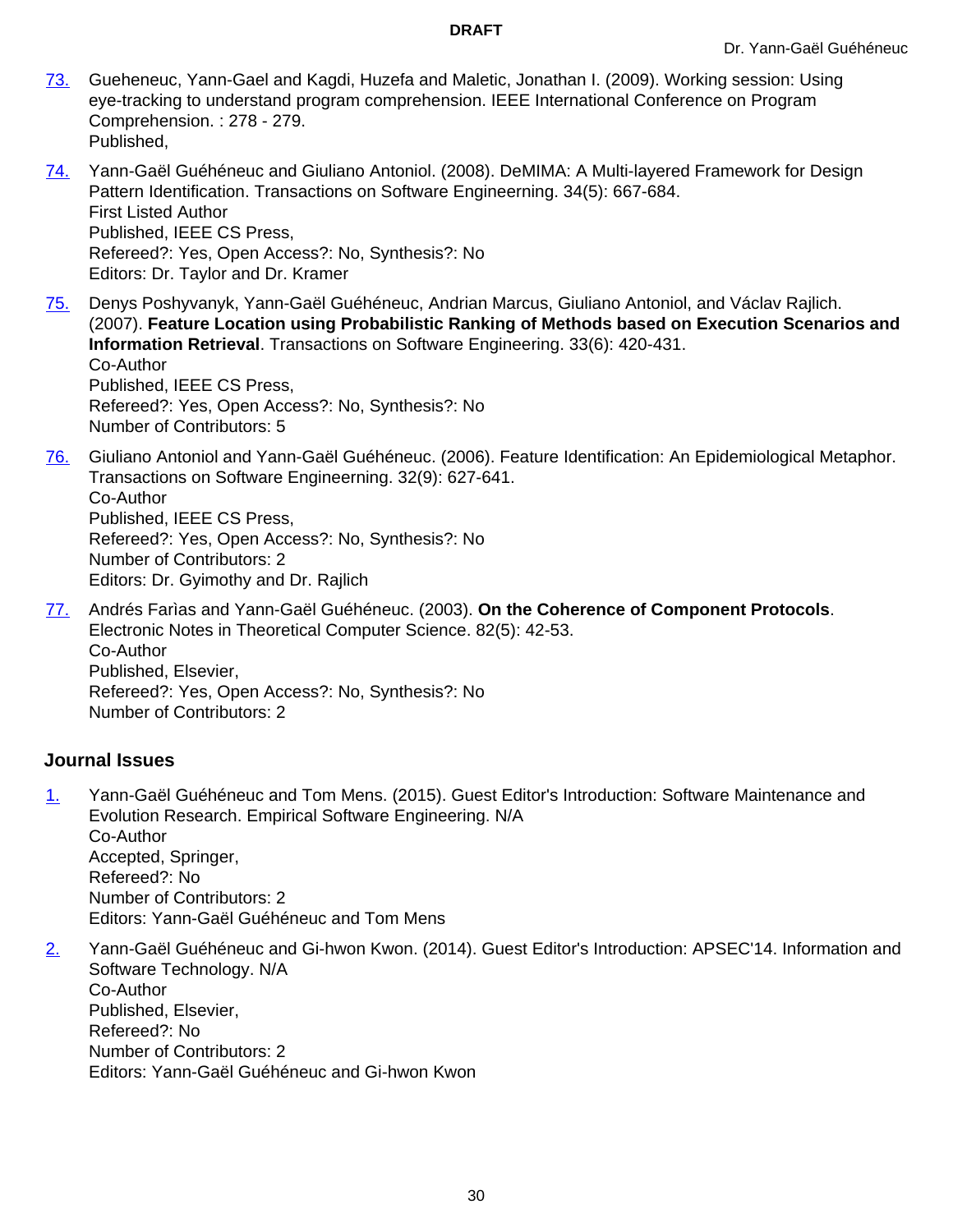73. Gueheneuc, Yann-Gael and Kagdi, Huzefa and Maletic, Jonathan I. (2009). Working session: Using eye-tracking to understand program comprehension. IEEE International Conference on Program Comprehension. : 278 - 279.
    Published,

74. Yann-Gaël Guéhéneuc and Giuliano Antoniol. (2008). DeMIMA: A Multi-layered Framework for Design Pattern Identification. Transactions on Software Engineerning. 34(5): 667-684.
    First Listed Author
    Published, IEEE CS Press,
    Refereed?: Yes, Open Access?: No, Synthesis?: No
    Editors: Dr. Taylor and Dr. Kramer

75. Denys Poshyvanyk, Yann-Gaël Guéhéneuc, Andrian Marcus, Giuliano Antoniol, and Václav Rajlich. (2007). **Feature Location using Probabilistic Ranking of Methods based on Execution Scenarios and Information Retrieval**. Transactions on Software Engineering. 33(6): 420-431.
    Co-Author
    Published, IEEE CS Press,
    Refereed?: Yes, Open Access?: No, Synthesis?: No
    Number of Contributors: 5

76. Giuliano Antoniol and Yann-Gaël Guéhéneuc. (2006). Feature Identification: An Epidemiological Metaphor. Transactions on Software Engineerning. 32(9): 627-641.
    Co-Author
    Published, IEEE CS Press,
    Refereed?: Yes, Open Access?: No, Synthesis?: No
    Number of Contributors: 2
    Editors: Dr. Gyimothy and Dr. Rajlich

77. Andrés Farìas and Yann-Gaël Guéhéneuc. (2003). **On the Coherence of Component Protocols**. Electronic Notes in Theoretical Computer Science. 82(5): 42-53.
    Co-Author
    Published, Elsevier,
    Refereed?: Yes, Open Access?: No, Synthesis?: No
    Number of Contributors: 2

## Journal Issues

1. Yann-Gaël Guéhéneuc and Tom Mens. (2015). Guest Editor's Introduction: Software Maintenance and Evolution Research. Empirical Software Engineering. N/A
   Co-Author
   Accepted, Springer,
   Refereed?: No
   Number of Contributors: 2
   Editors: Yann-Gaël Guéhéneuc and Tom Mens

2. Yann-Gaël Guéhéneuc and Gi-hwon Kwon. (2014). Guest Editor's Introduction: APSEC'14. Information and Software Technology. N/A
   Co-Author
   Published, Elsevier,
   Refereed?: No
   Number of Contributors: 2
   Editors: Yann-Gaël Guéhéneuc and Gi-hwon Kwon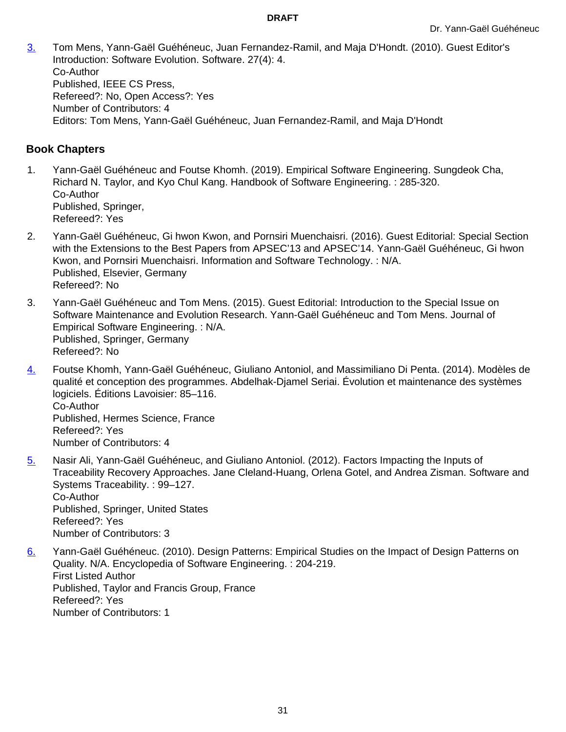3. Tom Mens, Yann-Gaël Guéhéneuc, Juan Fernandez-Ramil, and Maja D'Hondt. (2010). Guest Editor's Introduction: Software Evolution. Software. 27(4): 4.
   Co-Author
   Published, IEEE CS Press,
   Refereed?: No, Open Access?: Yes
   Number of Contributors: 4
   Editors: Tom Mens, Yann-Gaël Guéhéneuc, Juan Fernandez-Ramil, and Maja D'Hondt

## Book Chapters

1. Yann-Gaël Guéhéneuc and Foutse Khomh. (2019). Empirical Software Engineering. Sungdeok Cha, Richard N. Taylor, and Kyo Chul Kang. Handbook of Software Engineering. : 285-320.
   Co-Author
   Published, Springer,
   Refereed?: Yes

2. Yann-Gaël Guéhéneuc, Gi hwon Kwon, and Pornsiri Muenchaisri. (2016). Guest Editorial: Special Section with the Extensions to the Best Papers from APSEC'13 and APSEC'14. Yann-Gaël Guéhéneuc, Gi hwon Kwon, and Pornsiri Muenchaisri. Information and Software Technology. : N/A.
   Published, Elsevier, Germany
   Refereed?: No

3. Yann-Gaël Guéhéneuc and Tom Mens. (2015). Guest Editorial: Introduction to the Special Issue on Software Maintenance and Evolution Research. Yann-Gaël Guéhéneuc and Tom Mens. Journal of Empirical Software Engineering. : N/A.
   Published, Springer, Germany
   Refereed?: No

4. Foutse Khomh, Yann-Gaël Guéhéneuc, Giuliano Antoniol, and Massimiliano Di Penta. (2014). Modèles de qualité et conception des programmes. Abdelhak-Djamel Seriai. Évolution et maintenance des systèmes logiciels. Éditions Lavoisier: 85–116.
   Co-Author
   Published, Hermes Science, France
   Refereed?: Yes
   Number of Contributors: 4

5. Nasir Ali, Yann-Gaël Guéhéneuc, and Giuliano Antoniol. (2012). Factors Impacting the Inputs of Traceability Recovery Approaches. Jane Cleland-Huang, Orlena Gotel, and Andrea Zisman. Software and Systems Traceability. : 99–127.
   Co-Author
   Published, Springer, United States
   Refereed?: Yes
   Number of Contributors: 3

6. Yann-Gaël Guéhéneuc. (2010). Design Patterns: Empirical Studies on the Impact of Design Patterns on Quality. N/A. Encyclopedia of Software Engineering. : 204-219.
   First Listed Author
   Published, Taylor and Francis Group, France
   Refereed?: Yes
   Number of Contributors: 1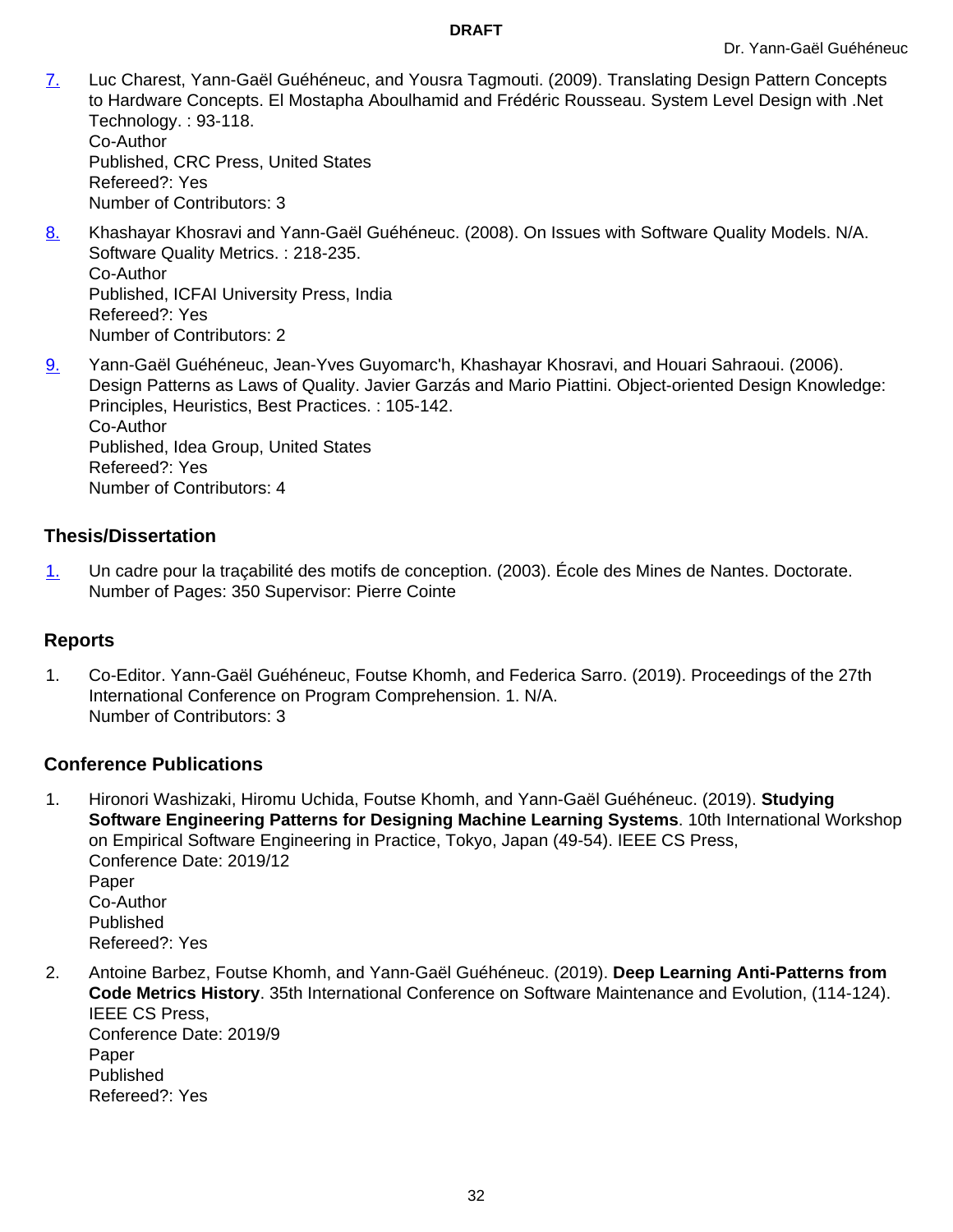7. Luc Charest, Yann-Gaël Guéhéneuc, and Yousra Tagmouti. (2009). Translating Design Pattern Concepts to Hardware Concepts. El Mostapha Aboulhamid and Frédéric Rousseau. System Level Design with .Net Technology. : 93-118.
   Co-Author
   Published, CRC Press, United States
   Refereed?: Yes
   Number of Contributors: 3

8. Khashayar Khosravi and Yann-Gaël Guéhéneuc. (2008). On Issues with Software Quality Models. N/A. Software Quality Metrics. : 218-235.
   Co-Author
   Published, ICFAI University Press, India
   Refereed?: Yes
   Number of Contributors: 2

9. Yann-Gaël Guéhéneuc, Jean-Yves Guyomarc'h, Khashayar Khosravi, and Houari Sahraoui. (2006). Design Patterns as Laws of Quality. Javier Garzás and Mario Piattini. Object-oriented Design Knowledge: Principles, Heuristics, Best Practices. : 105-142.
   Co-Author
   Published, Idea Group, United States
   Refereed?: Yes
   Number of Contributors: 4

## Thesis/Dissertation

1. Un cadre pour la traçabilité des motifs de conception. (2003). École des Mines de Nantes. Doctorate.
   Number of Pages: 350 Supervisor: Pierre Cointe

## Reports

1. Co-Editor. Yann-Gaël Guéhéneuc, Foutse Khomh, and Federica Sarro. (2019). Proceedings of the 27th International Conference on Program Comprehension. 1. N/A.
   Number of Contributors: 3

## Conference Publications

1. Hironori Washizaki, Hiromu Uchida, Foutse Khomh, and Yann-Gaël Guéhéneuc. (2019). **Studying Software Engineering Patterns for Designing Machine Learning Systems**. 10th International Workshop on Empirical Software Engineering in Practice, Tokyo, Japan (49-54). IEEE CS Press,
   Conference Date: 2019/12
   Paper
   Co-Author
   Published
   Refereed?: Yes

2. Antoine Barbez, Foutse Khomh, and Yann-Gaël Guéhéneuc. (2019). **Deep Learning Anti-Patterns from Code Metrics History**. 35th International Conference on Software Maintenance and Evolution, (114-124). IEEE CS Press,
   Conference Date: 2019/9
   Paper
   Published
   Refereed?: Yes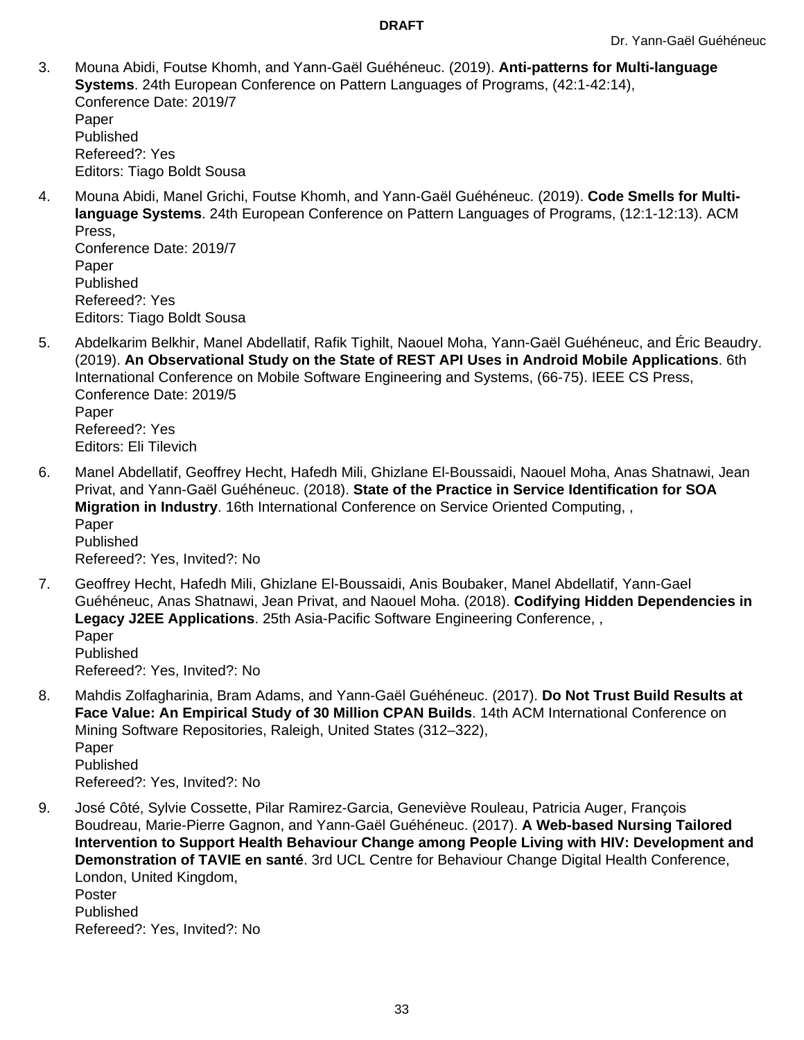3. Mouna Abidi, Foutse Khomh, and Yann-Gaël Guéhéneuc. (2019). **Anti-patterns for Multi-language Systems**. 24th European Conference on Pattern Languages of Programs, (42:1-42:14),
   Conference Date: 2019/7
   Paper
   Published
   Refereed?: Yes
   Editors: Tiago Boldt Sousa

4. Mouna Abidi, Manel Grichi, Foutse Khomh, and Yann-Gaël Guéhéneuc. (2019). **Code Smells for Multi-language Systems**. 24th European Conference on Pattern Languages of Programs, (12:1-12:13). ACM Press,
   Conference Date: 2019/7
   Paper
   Published
   Refereed?: Yes
   Editors: Tiago Boldt Sousa

5. Abdelkarim Belkhir, Manel Abdellatif, Rafik Tighilt, Naouel Moha, Yann-Gaël Guéhéneuc, and Éric Beaudry. (2019). **An Observational Study on the State of REST API Uses in Android Mobile Applications**. 6th International Conference on Mobile Software Engineering and Systems, (66-75). IEEE CS Press,
   Conference Date: 2019/5
   Paper
   Refereed?: Yes
   Editors: Eli Tilevich

6. Manel Abdellatif, Geoffrey Hecht, Hafedh Mili, Ghizlane El-Boussaidi, Naouel Moha, Anas Shatnawi, Jean Privat, and Yann-Gaël Guéhéneuc. (2018). **State of the Practice in Service Identification for SOA Migration in Industry**. 16th International Conference on Service Oriented Computing, ,
   Paper
   Published
   Refereed?: Yes, Invited?: No

7. Geoffrey Hecht, Hafedh Mili, Ghizlane El-Boussaidi, Anis Boubaker, Manel Abdellatif, Yann-Gael Guéhéneuc, Anas Shatnawi, Jean Privat, and Naouel Moha. (2018). **Codifying Hidden Dependencies in Legacy J2EE Applications**. 25th Asia-Pacific Software Engineering Conference, ,
   Paper
   Published
   Refereed?: Yes, Invited?: No

8. Mahdis Zolfagharinia, Bram Adams, and Yann-Gaël Guéhéneuc. (2017). **Do Not Trust Build Results at Face Value: An Empirical Study of 30 Million CPAN Builds**. 14th ACM International Conference on Mining Software Repositories, Raleigh, United States (312–322),
   Paper
   Published
   Refereed?: Yes, Invited?: No

9. José Côté, Sylvie Cossette, Pilar Ramirez-Garcia, Geneviève Rouleau, Patricia Auger, François Boudreau, Marie-Pierre Gagnon, and Yann-Gaël Guéhéneuc. (2017). **A Web-based Nursing Tailored Intervention to Support Health Behaviour Change among People Living with HIV: Development and Demonstration of TAVIE en santé**. 3rd UCL Centre for Behaviour Change Digital Health Conference, London, United Kingdom,
   Poster
   Published
   Refereed?: Yes, Invited?: No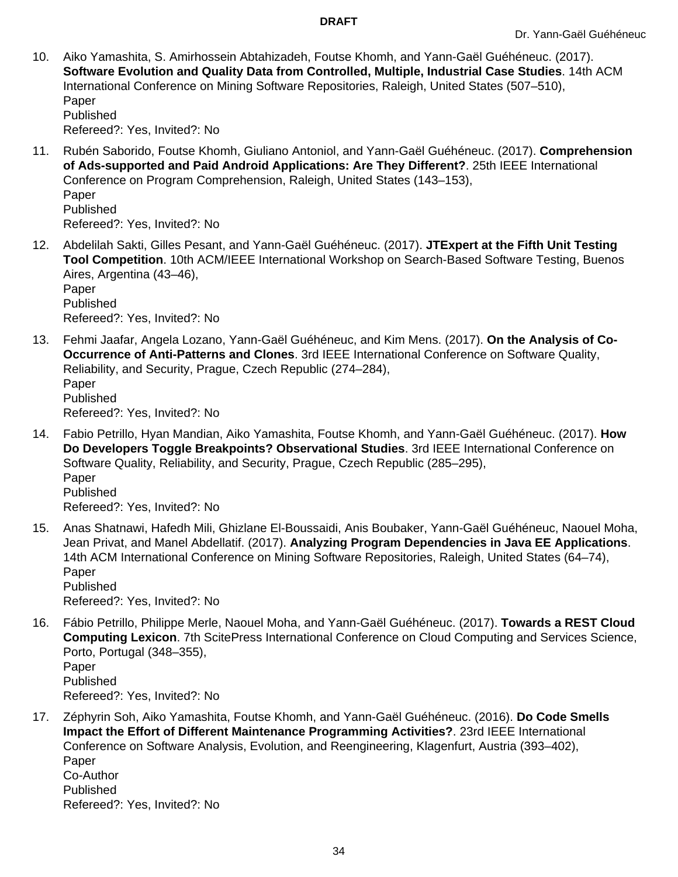10. Aiko Yamashita, S. Amirhossein Abtahizadeh, Foutse Khomh, and Yann-Gaël Guéhéneuc. (2017). **Software Evolution and Quality Data from Controlled, Multiple, Industrial Case Studies**. 14th ACM International Conference on Mining Software Repositories, Raleigh, United States (507–510),  
    Paper  
    Published  
    Refereed?: Yes, Invited?: No

11. Rubén Saborido, Foutse Khomh, Giuliano Antoniol, and Yann-Gaël Guéhéneuc. (2017). **Comprehension of Ads-supported and Paid Android Applications: Are They Different?**. 25th IEEE International Conference on Program Comprehension, Raleigh, United States (143–153),  
    Paper  
    Published  
    Refereed?: Yes, Invited?: No

12. Abdelilah Sakti, Gilles Pesant, and Yann-Gaël Guéhéneuc. (2017). **JTExpert at the Fifth Unit Testing Tool Competition**. 10th ACM/IEEE International Workshop on Search-Based Software Testing, Buenos Aires, Argentina (43–46),  
    Paper  
    Published  
    Refereed?: Yes, Invited?: No

13. Fehmi Jaafar, Angela Lozano, Yann-Gaël Guéhéneuc, and Kim Mens. (2017). **On the Analysis of Co-Occurrence of Anti-Patterns and Clones**. 3rd IEEE International Conference on Software Quality, Reliability, and Security, Prague, Czech Republic (274–284),  
    Paper  
    Published  
    Refereed?: Yes, Invited?: No

14. Fabio Petrillo, Hyan Mandian, Aiko Yamashita, Foutse Khomh, and Yann-Gaël Guéhéneuc. (2017). **How Do Developers Toggle Breakpoints? Observational Studies**. 3rd IEEE International Conference on Software Quality, Reliability, and Security, Prague, Czech Republic (285–295),  
    Paper  
    Published  
    Refereed?: Yes, Invited?: No

15. Anas Shatnawi, Hafedh Mili, Ghizlane El-Boussaidi, Anis Boubaker, Yann-Gaël Guéhéneuc, Naouel Moha, Jean Privat, and Manel Abdellatif. (2017). **Analyzing Program Dependencies in Java EE Applications**. 14th ACM International Conference on Mining Software Repositories, Raleigh, United States (64–74),  
    Paper  
    Published  
    Refereed?: Yes, Invited?: No

16. Fábio Petrillo, Philippe Merle, Naouel Moha, and Yann-Gaël Guéhéneuc. (2017). **Towards a REST Cloud Computing Lexicon**. 7th ScitePress International Conference on Cloud Computing and Services Science, Porto, Portugal (348–355),  
    Paper  
    Published  
    Refereed?: Yes, Invited?: No

17. Zéphyrin Soh, Aiko Yamashita, Foutse Khomh, and Yann-Gaël Guéhéneuc. (2016). **Do Code Smells Impact the Effort of Different Maintenance Programming Activities?**. 23rd IEEE International Conference on Software Analysis, Evolution, and Reengineering, Klagenfurt, Austria (393–402),  
    Paper  
    Co-Author  
    Published  
    Refereed?: Yes, Invited?: No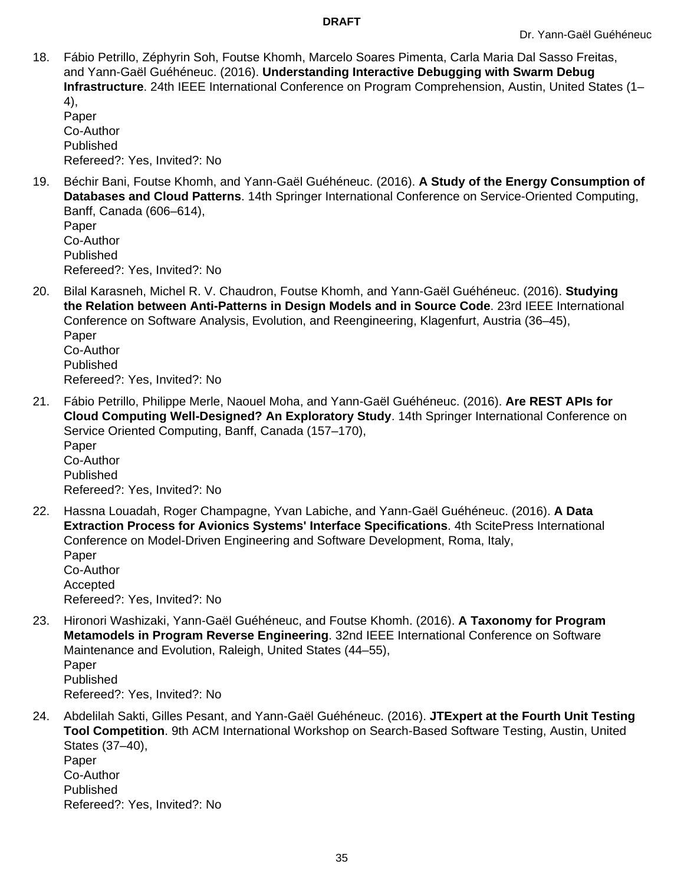18. Fábio Petrillo, Zéphyrin Soh, Foutse Khomh, Marcelo Soares Pimenta, Carla Maria Dal Sasso Freitas, and Yann-Gaël Guéhéneuc. (2016). **Understanding Interactive Debugging with Swarm Debug Infrastructure**. 24th IEEE International Conference on Program Comprehension, Austin, United States (1–4),
    Paper
    Co-Author
    Published
    Refereed?: Yes, Invited?: No

19. Béchir Bani, Foutse Khomh, and Yann-Gaël Guéhéneuc. (2016). **A Study of the Energy Consumption of Databases and Cloud Patterns**. 14th Springer International Conference on Service-Oriented Computing, Banff, Canada (606–614),
    Paper
    Co-Author
    Published
    Refereed?: Yes, Invited?: No

20. Bilal Karasneh, Michel R. V. Chaudron, Foutse Khomh, and Yann-Gaël Guéhéneuc. (2016). **Studying the Relation between Anti-Patterns in Design Models and in Source Code**. 23rd IEEE International Conference on Software Analysis, Evolution, and Reengineering, Klagenfurt, Austria (36–45),
    Paper
    Co-Author
    Published
    Refereed?: Yes, Invited?: No

21. Fábio Petrillo, Philippe Merle, Naouel Moha, and Yann-Gaël Guéhéneuc. (2016). **Are REST APIs for Cloud Computing Well-Designed? An Exploratory Study**. 14th Springer International Conference on Service Oriented Computing, Banff, Canada (157–170),
    Paper
    Co-Author
    Published
    Refereed?: Yes, Invited?: No

22. Hassna Louadah, Roger Champagne, Yvan Labiche, and Yann-Gaël Guéhéneuc. (2016). **A Data Extraction Process for Avionics Systems' Interface Specifications**. 4th ScitePress International Conference on Model-Driven Engineering and Software Development, Roma, Italy,
    Paper
    Co-Author
    Accepted
    Refereed?: Yes, Invited?: No

23. Hironori Washizaki, Yann-Gaël Guéhéneuc, and Foutse Khomh. (2016). **A Taxonomy for Program Metamodels in Program Reverse Engineering**. 32nd IEEE International Conference on Software Maintenance and Evolution, Raleigh, United States (44–55),
    Paper
    Published
    Refereed?: Yes, Invited?: No

24. Abdelilah Sakti, Gilles Pesant, and Yann-Gaël Guéhéneuc. (2016). **JTExpert at the Fourth Unit Testing Tool Competition**. 9th ACM International Workshop on Search-Based Software Testing, Austin, United States (37–40),
    Paper
    Co-Author
    Published
    Refereed?: Yes, Invited?: No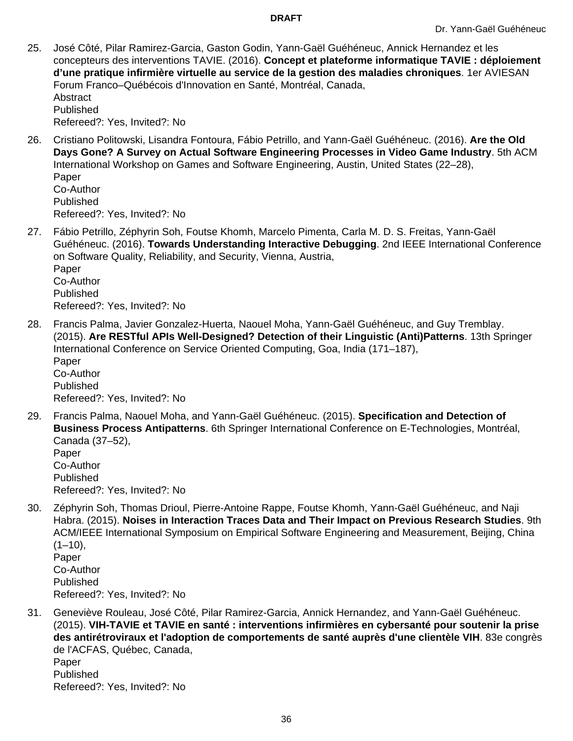25. José Côté, Pilar Ramirez-Garcia, Gaston Godin, Yann-Gaël Guéhéneuc, Annick Hernandez et les concepteurs des interventions TAVIE. (2016). **Concept et plateforme informatique TAVIE : déploiement d'une pratique infirmière virtuelle au service de la gestion des maladies chroniques**. 1er AVIESAN Forum Franco–Québécois d'Innovation en Santé, Montréal, Canada,
    Abstract
    Published
    Refereed?: Yes, Invited?: No

26. Cristiano Politowski, Lisandra Fontoura, Fábio Petrillo, and Yann-Gaël Guéhéneuc. (2016). **Are the Old Days Gone? A Survey on Actual Software Engineering Processes in Video Game Industry**. 5th ACM International Workshop on Games and Software Engineering, Austin, United States (22–28),
    Paper
    Co-Author
    Published
    Refereed?: Yes, Invited?: No

27. Fábio Petrillo, Zéphyrin Soh, Foutse Khomh, Marcelo Pimenta, Carla M. D. S. Freitas, Yann-Gaël Guéhéneuc. (2016). **Towards Understanding Interactive Debugging**. 2nd IEEE International Conference on Software Quality, Reliability, and Security, Vienna, Austria,
    Paper
    Co-Author
    Published
    Refereed?: Yes, Invited?: No

28. Francis Palma, Javier Gonzalez-Huerta, Naouel Moha, Yann-Gaël Guéhéneuc, and Guy Tremblay. (2015). **Are RESTful APIs Well-Designed? Detection of their Linguistic (Anti)Patterns**. 13th Springer International Conference on Service Oriented Computing, Goa, India (171–187),
    Paper
    Co-Author
    Published
    Refereed?: Yes, Invited?: No

29. Francis Palma, Naouel Moha, and Yann-Gaël Guéhéneuc. (2015). **Specification and Detection of Business Process Antipatterns**. 6th Springer International Conference on E-Technologies, Montréal, Canada (37–52),
    Paper
    Co-Author
    Published
    Refereed?: Yes, Invited?: No

30. Zéphyrin Soh, Thomas Drioul, Pierre-Antoine Rappe, Foutse Khomh, Yann-Gaël Guéhéneuc, and Naji Habra. (2015). **Noises in Interaction Traces Data and Their Impact on Previous Research Studies**. 9th ACM/IEEE International Symposium on Empirical Software Engineering and Measurement, Beijing, China (1–10),
    Paper
    Co-Author
    Published
    Refereed?: Yes, Invited?: No

31. Geneviève Rouleau, José Côté, Pilar Ramirez-Garcia, Annick Hernandez, and Yann-Gaël Guéhéneuc. (2015). **VIH-TAVIE et TAVIE en santé : interventions infirmières en cybersanté pour soutenir la prise des antirétroviraux et l'adoption de comportements de santé auprès d'une clientèle VIH**. 83e congrès de l'ACFAS, Québec, Canada,
    Paper
    Published
    Refereed?: Yes, Invited?: No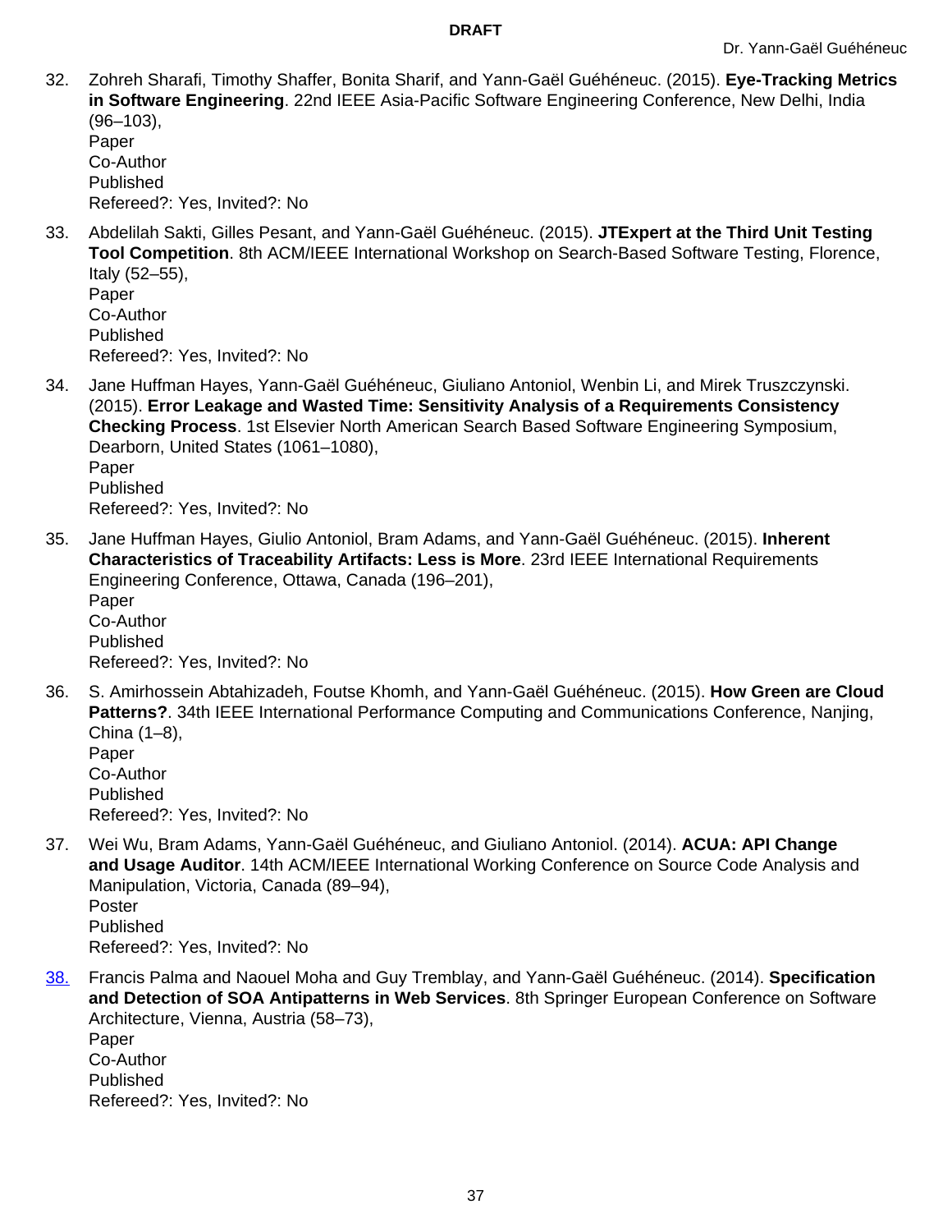32. Zohreh Sharafi, Timothy Shaffer, Bonita Sharif, and Yann-Gaël Guéhéneuc. (2015). **Eye-Tracking Metrics in Software Engineering**. 22nd IEEE Asia-Pacific Software Engineering Conference, New Delhi, India (96–103),
    Paper
    Co-Author
    Published
    Refereed?: Yes, Invited?: No

33. Abdelilah Sakti, Gilles Pesant, and Yann-Gaël Guéhéneuc. (2015). **JTExpert at the Third Unit Testing Tool Competition**. 8th ACM/IEEE International Workshop on Search-Based Software Testing, Florence, Italy (52–55),
    Paper
    Co-Author
    Published
    Refereed?: Yes, Invited?: No

34. Jane Huffman Hayes, Yann-Gaël Guéhéneuc, Giuliano Antoniol, Wenbin Li, and Mirek Truszczynski. (2015). **Error Leakage and Wasted Time: Sensitivity Analysis of a Requirements Consistency Checking Process**. 1st Elsevier North American Search Based Software Engineering Symposium, Dearborn, United States (1061–1080),
    Paper
    Published
    Refereed?: Yes, Invited?: No

35. Jane Huffman Hayes, Giulio Antoniol, Bram Adams, and Yann-Gaël Guéhéneuc. (2015). **Inherent Characteristics of Traceability Artifacts: Less is More**. 23rd IEEE International Requirements Engineering Conference, Ottawa, Canada (196–201),
    Paper
    Co-Author
    Published
    Refereed?: Yes, Invited?: No

36. S. Amirhossein Abtahizadeh, Foutse Khomh, and Yann-Gaël Guéhéneuc. (2015). **How Green are Cloud Patterns?**. 34th IEEE International Performance Computing and Communications Conference, Nanjing, China (1–8),
    Paper
    Co-Author
    Published
    Refereed?: Yes, Invited?: No

37. Wei Wu, Bram Adams, Yann-Gaël Guéhéneuc, and Giuliano Antoniol. (2014). **ACUA: API Change and Usage Auditor**. 14th ACM/IEEE International Working Conference on Source Code Analysis and Manipulation, Victoria, Canada (89–94),
    Poster
    Published
    Refereed?: Yes, Invited?: No

38. Francis Palma and Naouel Moha and Guy Tremblay, and Yann-Gaël Guéhéneuc. (2014). **Specification and Detection of SOA Antipatterns in Web Services**. 8th Springer European Conference on Software Architecture, Vienna, Austria (58–73),
    Paper
    Co-Author
    Published
    Refereed?: Yes, Invited?: No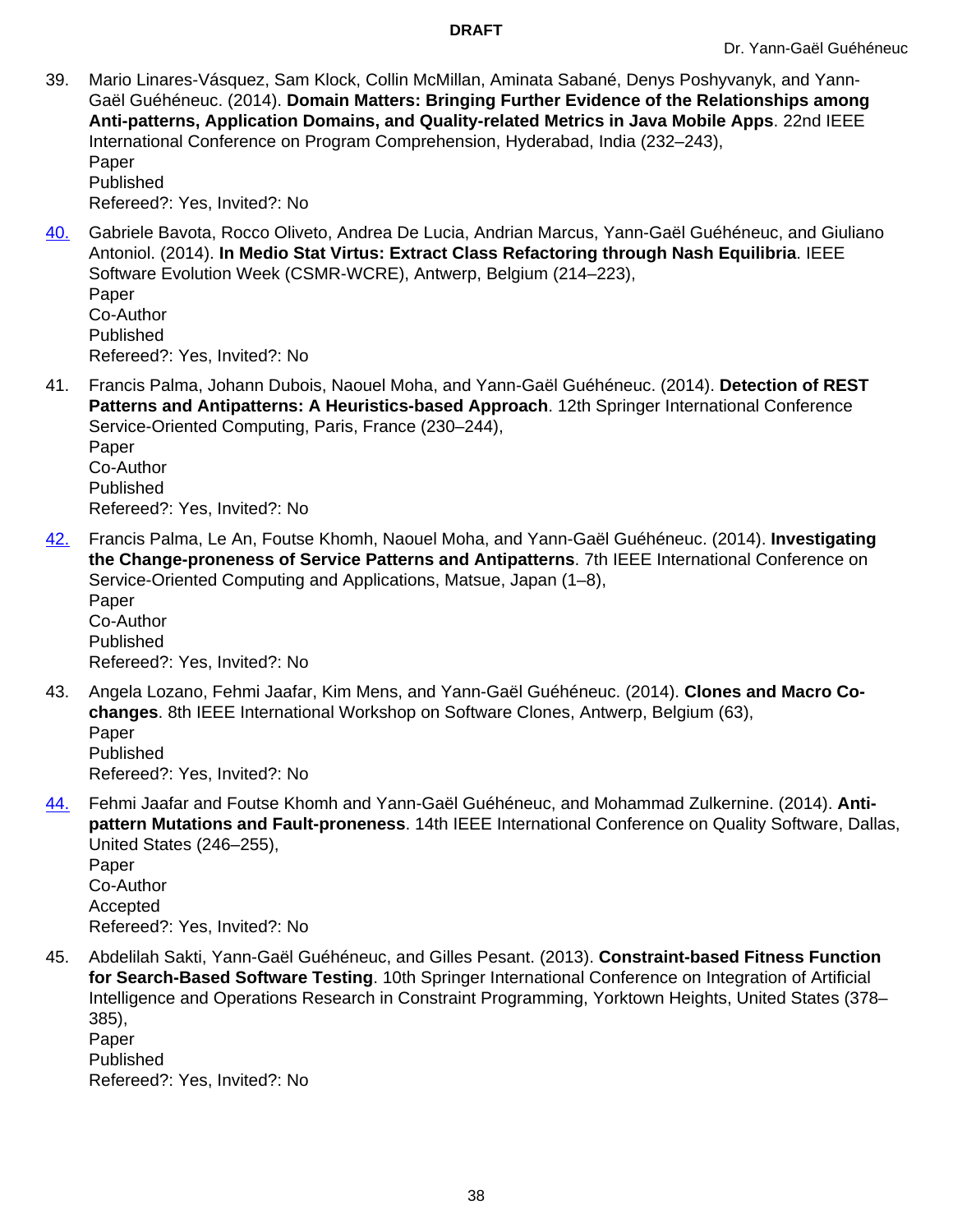39. Mario Linares-Vásquez, Sam Klock, Collin McMillan, Aminata Sabané, Denys Poshyvanyk, and Yann-Gaël Guéhéneuc. (2014). **Domain Matters: Bringing Further Evidence of the Relationships among Anti-patterns, Application Domains, and Quality-related Metrics in Java Mobile Apps**. 22nd IEEE International Conference on Program Comprehension, Hyderabad, India (232–243),
   Paper
   Published
   Refereed?: Yes, Invited?: No

40. Gabriele Bavota, Rocco Oliveto, Andrea De Lucia, Andrian Marcus, Yann-Gaël Guéhéneuc, and Giuliano Antoniol. (2014). **In Medio Stat Virtus: Extract Class Refactoring through Nash Equilibria**. IEEE Software Evolution Week (CSMR-WCRE), Antwerp, Belgium (214–223),
   Paper
   Co-Author
   Published
   Refereed?: Yes, Invited?: No

41. Francis Palma, Johann Dubois, Naouel Moha, and Yann-Gaël Guéhéneuc. (2014). **Detection of REST Patterns and Antipatterns: A Heuristics-based Approach**. 12th Springer International Conference Service-Oriented Computing, Paris, France (230–244),
   Paper
   Co-Author
   Published
   Refereed?: Yes, Invited?: No

42. Francis Palma, Le An, Foutse Khomh, Naouel Moha, and Yann-Gaël Guéhéneuc. (2014). **Investigating the Change-proneness of Service Patterns and Antipatterns**. 7th IEEE International Conference on Service-Oriented Computing and Applications, Matsue, Japan (1–8),
   Paper
   Co-Author
   Published
   Refereed?: Yes, Invited?: No

43. Angela Lozano, Fehmi Jaafar, Kim Mens, and Yann-Gaël Guéhéneuc. (2014). **Clones and Macro Co-changes**. 8th IEEE International Workshop on Software Clones, Antwerp, Belgium (63),
   Paper
   Published
   Refereed?: Yes, Invited?: No

44. Fehmi Jaafar and Foutse Khomh and Yann-Gaël Guéhéneuc, and Mohammad Zulkernine. (2014). **Anti-pattern Mutations and Fault-proneness**. 14th IEEE International Conference on Quality Software, Dallas, United States (246–255),
   Paper
   Co-Author
   Accepted
   Refereed?: Yes, Invited?: No

45. Abdelilah Sakti, Yann-Gaël Guéhéneuc, and Gilles Pesant. (2013). **Constraint-based Fitness Function for Search-Based Software Testing**. 10th Springer International Conference on Integration of Artificial Intelligence and Operations Research in Constraint Programming, Yorktown Heights, United States (378–385),
   Paper
   Published
   Refereed?: Yes, Invited?: No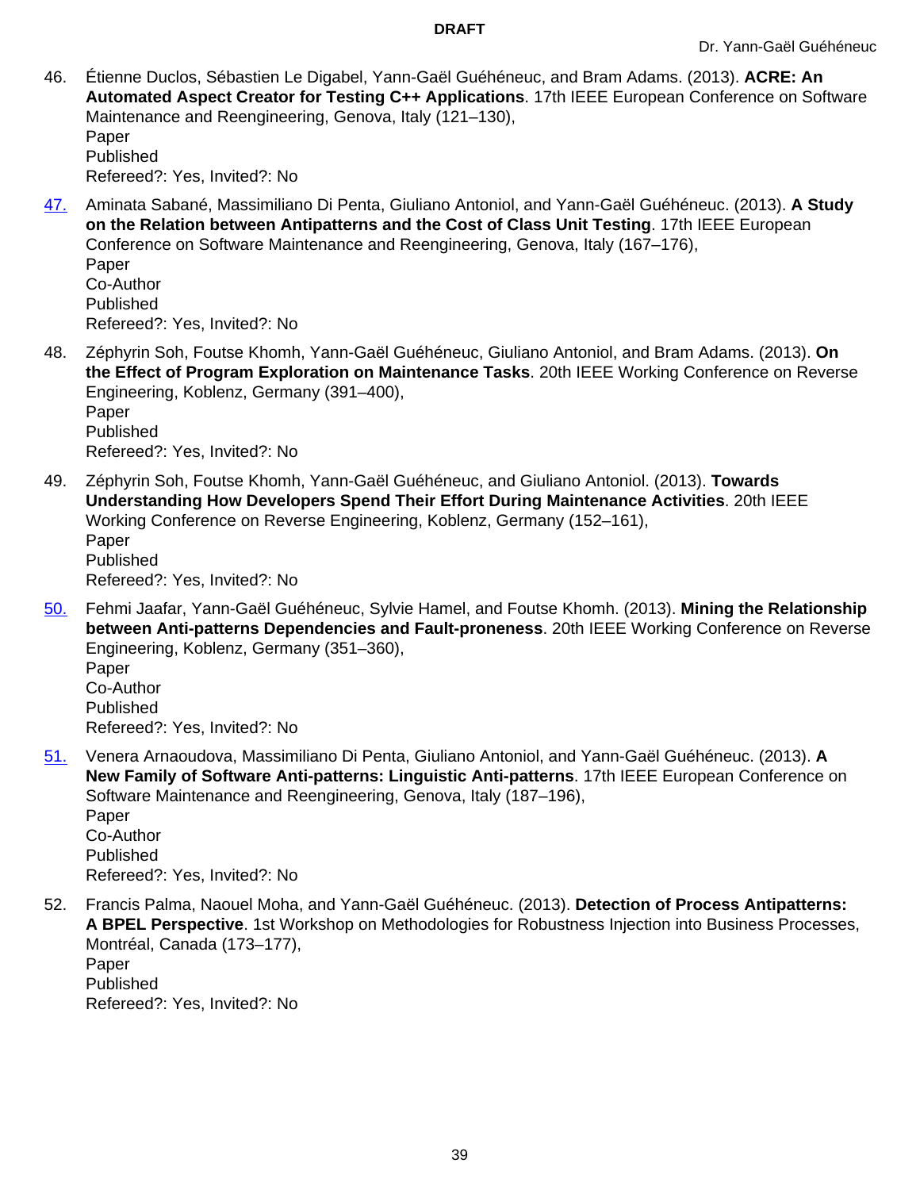46. Étienne Duclos, Sébastien Le Digabel, Yann-Gaël Guéhéneuc, and Bram Adams. (2013). **ACRE: An Automated Aspect Creator for Testing C++ Applications**. 17th IEEE European Conference on Software Maintenance and Reengineering, Genova, Italy (121–130),
    Paper
    Published
    Refereed?: Yes, Invited?: No

47. Aminata Sabané, Massimiliano Di Penta, Giuliano Antoniol, and Yann-Gaël Guéhéneuc. (2013). **A Study on the Relation between Antipatterns and the Cost of Class Unit Testing**. 17th IEEE European Conference on Software Maintenance and Reengineering, Genova, Italy (167–176),
    Paper
    Co-Author
    Published
    Refereed?: Yes, Invited?: No

48. Zéphyrin Soh, Foutse Khomh, Yann-Gaël Guéhéneuc, Giuliano Antoniol, and Bram Adams. (2013). **On the Effect of Program Exploration on Maintenance Tasks**. 20th IEEE Working Conference on Reverse Engineering, Koblenz, Germany (391–400),
    Paper
    Published
    Refereed?: Yes, Invited?: No

49. Zéphyrin Soh, Foutse Khomh, Yann-Gaël Guéhéneuc, and Giuliano Antoniol. (2013). **Towards Understanding How Developers Spend Their Effort During Maintenance Activities**. 20th IEEE Working Conference on Reverse Engineering, Koblenz, Germany (152–161),
    Paper
    Published
    Refereed?: Yes, Invited?: No

50. Fehmi Jaafar, Yann-Gaël Guéhéneuc, Sylvie Hamel, and Foutse Khomh. (2013). **Mining the Relationship between Anti-patterns Dependencies and Fault-proneness**. 20th IEEE Working Conference on Reverse Engineering, Koblenz, Germany (351–360),
    Paper
    Co-Author
    Published
    Refereed?: Yes, Invited?: No

51. Venera Arnaoudova, Massimiliano Di Penta, Giuliano Antoniol, and Yann-Gaël Guéhéneuc. (2013). **A New Family of Software Anti-patterns: Linguistic Anti-patterns**. 17th IEEE European Conference on Software Maintenance and Reengineering, Genova, Italy (187–196),
    Paper
    Co-Author
    Published
    Refereed?: Yes, Invited?: No

52. Francis Palma, Naouel Moha, and Yann-Gaël Guéhéneuc. (2013). **Detection of Process Antipatterns: A BPEL Perspective**. 1st Workshop on Methodologies for Robustness Injection into Business Processes, Montréal, Canada (173–177),
    Paper
    Published
    Refereed?: Yes, Invited?: No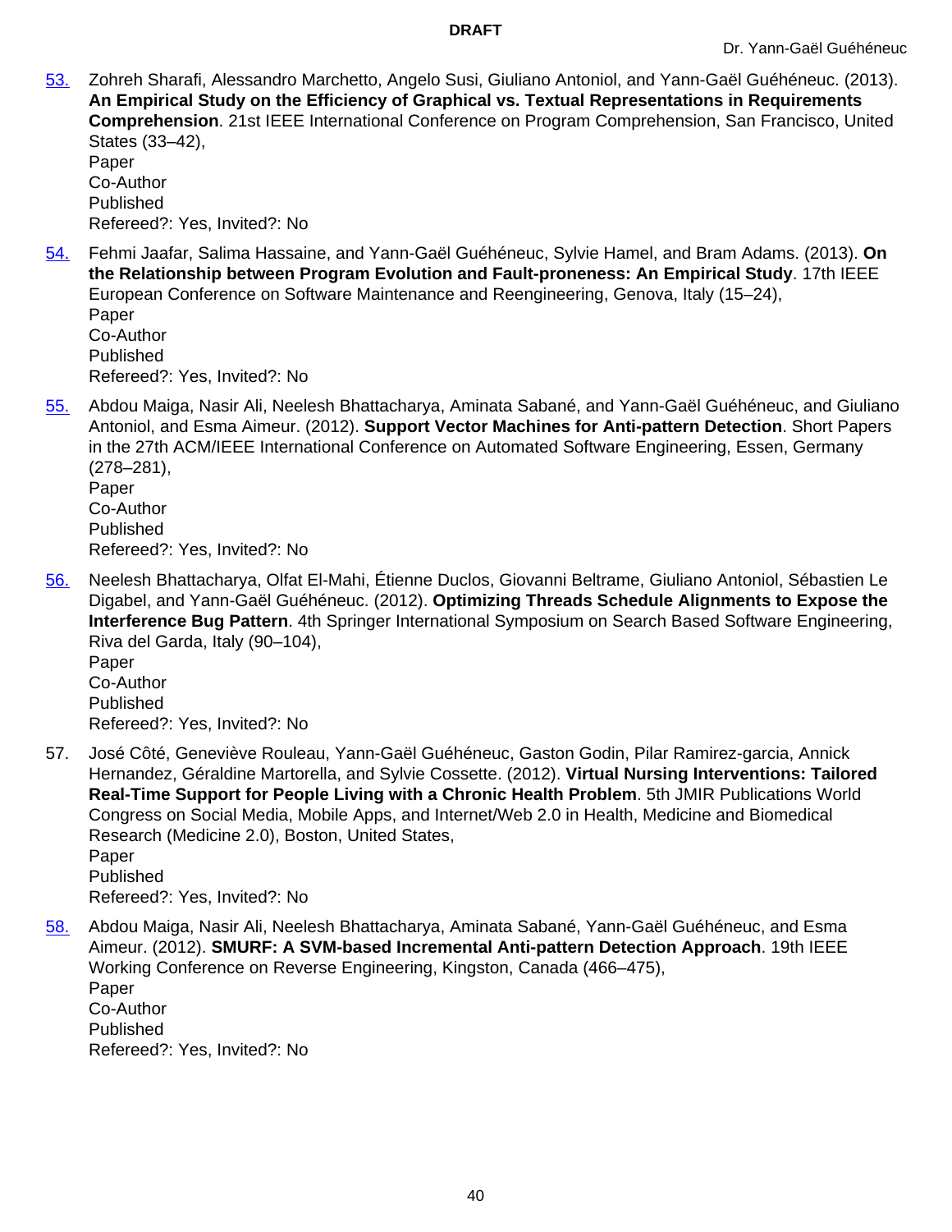**DRAFT**

53. Zohreh Sharafi, Alessandro Marchetto, Angelo Susi, Giuliano Antoniol, and Yann-Gaël Guéhéneuc. (2013). **An Empirical Study on the Efficiency of Graphical vs. Textual Representations in Requirements Comprehension**. 21st IEEE International Conference on Program Comprehension, San Francisco, United States (33–42),
   Paper
   Co-Author
   Published
   Refereed?: Yes, Invited?: No

54. Fehmi Jaafar, Salima Hassaine, and Yann-Gaël Guéhéneuc, Sylvie Hamel, and Bram Adams. (2013). **On the Relationship between Program Evolution and Fault-proneness: An Empirical Study**. 17th IEEE European Conference on Software Maintenance and Reengineering, Genova, Italy (15–24),
   Paper
   Co-Author
   Published
   Refereed?: Yes, Invited?: No

55. Abdou Maiga, Nasir Ali, Neelesh Bhattacharya, Aminata Sabané, and Yann-Gaël Guéhéneuc, and Giuliano Antoniol, and Esma Aimeur. (2012). **Support Vector Machines for Anti-pattern Detection**. Short Papers in the 27th ACM/IEEE International Conference on Automated Software Engineering, Essen, Germany (278–281),
   Paper
   Co-Author
   Published
   Refereed?: Yes, Invited?: No

56. Neelesh Bhattacharya, Olfat El-Mahi, Étienne Duclos, Giovanni Beltrame, Giuliano Antoniol, Sébastien Le Digabel, and Yann-Gaël Guéhéneuc. (2012). **Optimizing Threads Schedule Alignments to Expose the Interference Bug Pattern**. 4th Springer International Symposium on Search Based Software Engineering, Riva del Garda, Italy (90–104),
   Paper
   Co-Author
   Published
   Refereed?: Yes, Invited?: No

57. José Côté, Geneviève Rouleau, Yann-Gaël Guéhéneuc, Gaston Godin, Pilar Ramirez-garcia, Annick Hernandez, Géraldine Martorella, and Sylvie Cossette. (2012). **Virtual Nursing Interventions: Tailored Real-Time Support for People Living with a Chronic Health Problem**. 5th JMIR Publications World Congress on Social Media, Mobile Apps, and Internet/Web 2.0 in Health, Medicine and Biomedical Research (Medicine 2.0), Boston, United States,
   Paper
   Published
   Refereed?: Yes, Invited?: No

58. Abdou Maiga, Nasir Ali, Neelesh Bhattacharya, Aminata Sabané, Yann-Gaël Guéhéneuc, and Esma Aimeur. (2012). **SMURF: A SVM-based Incremental Anti-pattern Detection Approach**. 19th IEEE Working Conference on Reverse Engineering, Kingston, Canada (466–475),
   Paper
   Co-Author
   Published
   Refereed?: Yes, Invited?: No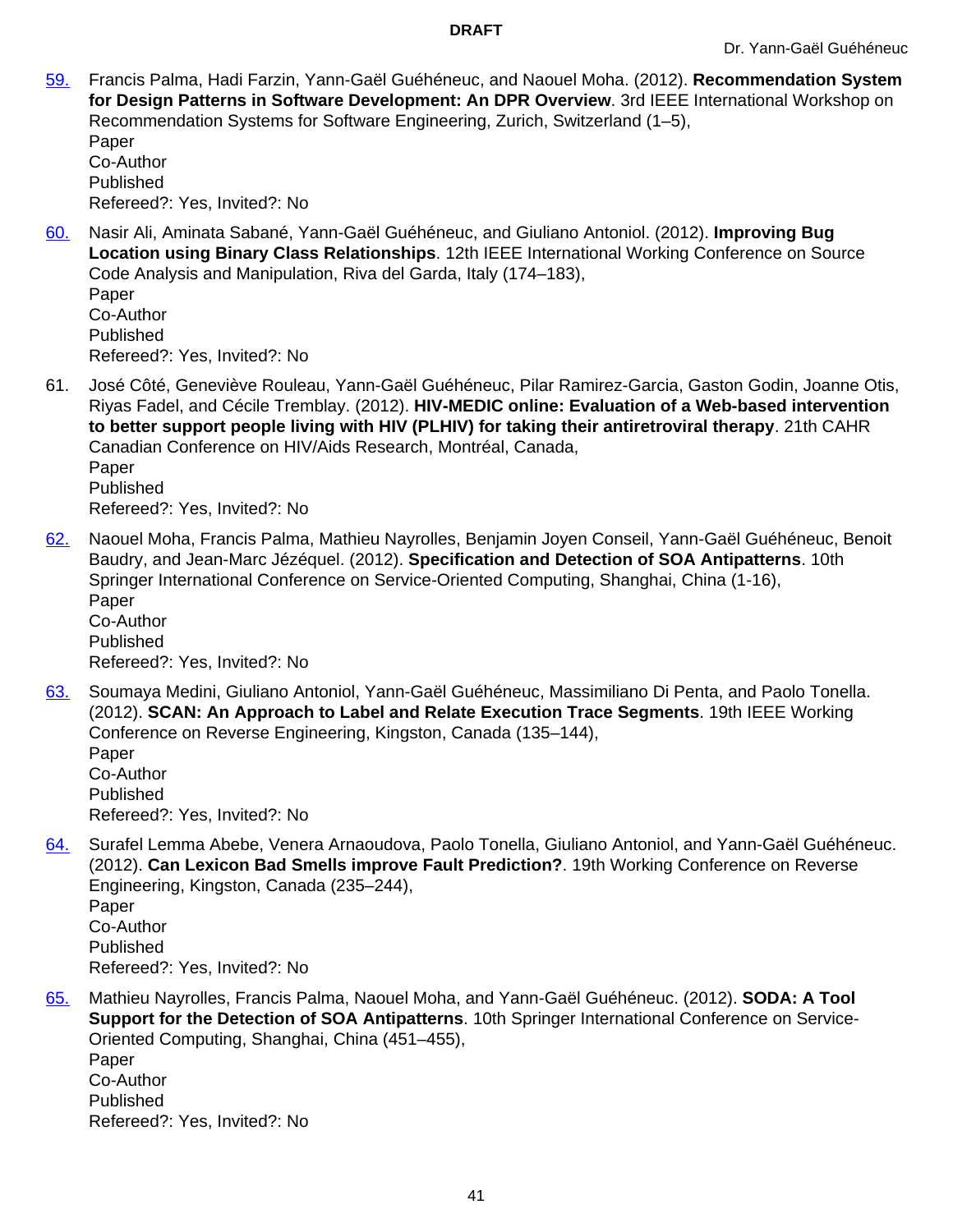59. Francis Palma, Hadi Farzin, Yann-Gaël Guéhéneuc, and Naouel Moha. (2012). **Recommendation System for Design Patterns in Software Development: An DPR Overview**. 3rd IEEE International Workshop on Recommendation Systems for Software Engineering, Zurich, Switzerland (1–5),
    Paper
    Co-Author
    Published
    Refereed?: Yes, Invited?: No

60. Nasir Ali, Aminata Sabané, Yann-Gaël Guéhéneuc, and Giuliano Antoniol. (2012). **Improving Bug Location using Binary Class Relationships**. 12th IEEE International Working Conference on Source Code Analysis and Manipulation, Riva del Garda, Italy (174–183),
    Paper
    Co-Author
    Published
    Refereed?: Yes, Invited?: No

61. José Côté, Geneviève Rouleau, Yann-Gaël Guéhéneuc, Pilar Ramirez-Garcia, Gaston Godin, Joanne Otis, Riyas Fadel, and Cécile Tremblay. (2012). **HIV-MEDIC online: Evaluation of a Web-based intervention to better support people living with HIV (PLHIV) for taking their antiretroviral therapy**. 21th CAHR Canadian Conference on HIV/Aids Research, Montréal, Canada,
    Paper
    Published
    Refereed?: Yes, Invited?: No

62. Naouel Moha, Francis Palma, Mathieu Nayrolles, Benjamin Joyen Conseil, Yann-Gaël Guéhéneuc, Benoit Baudry, and Jean-Marc Jézéquel. (2012). **Specification and Detection of SOA Antipatterns**. 10th Springer International Conference on Service-Oriented Computing, Shanghai, China (1-16),
    Paper
    Co-Author
    Published
    Refereed?: Yes, Invited?: No

63. Soumaya Medini, Giuliano Antoniol, Yann-Gaël Guéhéneuc, Massimiliano Di Penta, and Paolo Tonella. (2012). **SCAN: An Approach to Label and Relate Execution Trace Segments**. 19th IEEE Working Conference on Reverse Engineering, Kingston, Canada (135–144),
    Paper
    Co-Author
    Published
    Refereed?: Yes, Invited?: No

64. Surafel Lemma Abebe, Venera Arnaoudova, Paolo Tonella, Giuliano Antoniol, and Yann-Gaël Guéhéneuc. (2012). **Can Lexicon Bad Smells improve Fault Prediction?**. 19th Working Conference on Reverse Engineering, Kingston, Canada (235–244),
    Paper
    Co-Author
    Published
    Refereed?: Yes, Invited?: No

65. Mathieu Nayrolles, Francis Palma, Naouel Moha, and Yann-Gaël Guéhéneuc. (2012). **SODA: A Tool Support for the Detection of SOA Antipatterns**. 10th Springer International Conference on Service-Oriented Computing, Shanghai, China (451–455),
    Paper
    Co-Author
    Published
    Refereed?: Yes, Invited?: No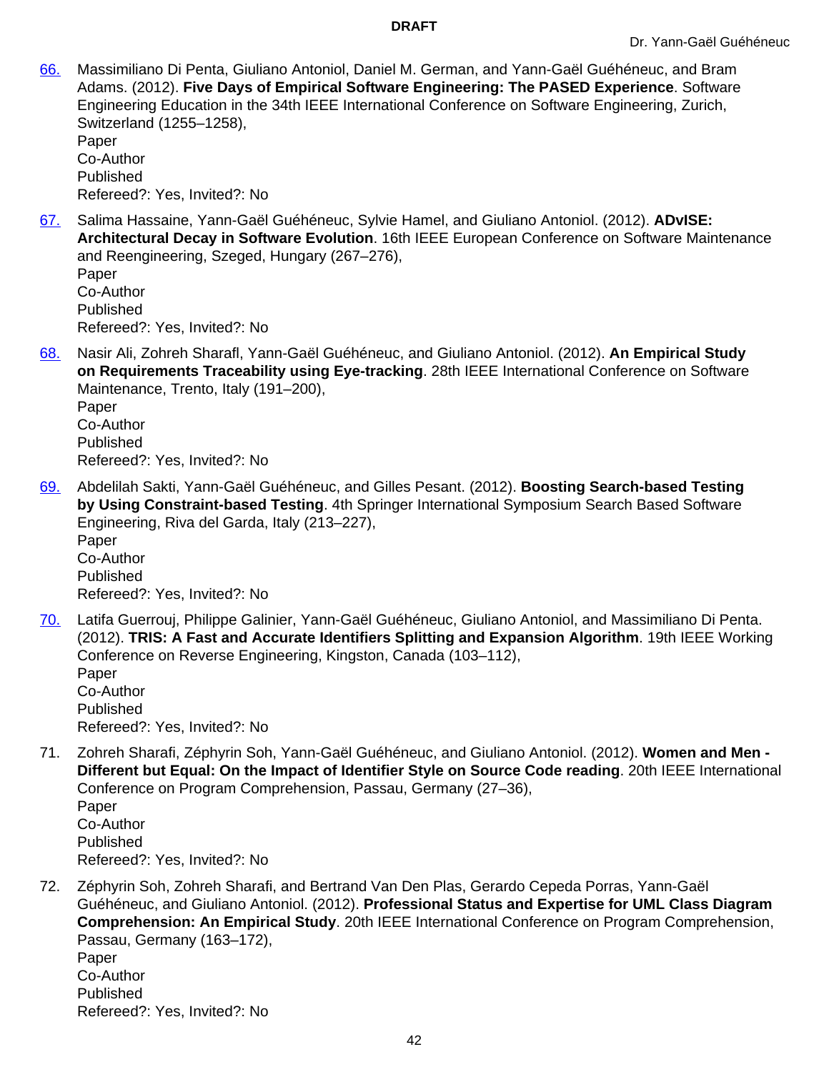66. Massimiliano Di Penta, Giuliano Antoniol, Daniel M. German, and Yann-Gaël Guéhéneuc, and Bram Adams. (2012). **Five Days of Empirical Software Engineering: The PASED Experience**. Software Engineering Education in the 34th IEEE International Conference on Software Engineering, Zurich, Switzerland (1255–1258),
Paper
Co-Author
Published
Refereed?: Yes, Invited?: No

67. Salima Hassaine, Yann-Gaël Guéhéneuc, Sylvie Hamel, and Giuliano Antoniol. (2012). **ADvISE: Architectural Decay in Software Evolution**. 16th IEEE European Conference on Software Maintenance and Reengineering, Szeged, Hungary (267–276),
Paper
Co-Author
Published
Refereed?: Yes, Invited?: No

68. Nasir Ali, Zohreh Sharafl, Yann-Gaël Guéhéneuc, and Giuliano Antoniol. (2012). **An Empirical Study on Requirements Traceability using Eye-tracking**. 28th IEEE International Conference on Software Maintenance, Trento, Italy (191–200),
Paper
Co-Author
Published
Refereed?: Yes, Invited?: No

69. Abdelilah Sakti, Yann-Gaël Guéhéneuc, and Gilles Pesant. (2012). **Boosting Search-based Testing by Using Constraint-based Testing**. 4th Springer International Symposium Search Based Software Engineering, Riva del Garda, Italy (213–227),
Paper
Co-Author
Published
Refereed?: Yes, Invited?: No

70. Latifa Guerrouj, Philippe Galinier, Yann-Gaël Guéhéneuc, Giuliano Antoniol, and Massimiliano Di Penta. (2012). **TRIS: A Fast and Accurate Identifiers Splitting and Expansion Algorithm**. 19th IEEE Working Conference on Reverse Engineering, Kingston, Canada (103–112),
Paper
Co-Author
Published
Refereed?: Yes, Invited?: No

71. Zohreh Sharafi, Zéphyrin Soh, Yann-Gaël Guéhéneuc, and Giuliano Antoniol. (2012). **Women and Men - Different but Equal: On the Impact of Identifier Style on Source Code reading**. 20th IEEE International Conference on Program Comprehension, Passau, Germany (27–36),
Paper
Co-Author
Published
Refereed?: Yes, Invited?: No

72. Zéphyrin Soh, Zohreh Sharafi, and Bertrand Van Den Plas, Gerardo Cepeda Porras, Yann-Gaël Guéhéneuc, and Giuliano Antoniol. (2012). **Professional Status and Expertise for UML Class Diagram Comprehension: An Empirical Study**. 20th IEEE International Conference on Program Comprehension, Passau, Germany (163–172),
Paper
Co-Author
Published
Refereed?: Yes, Invited?: No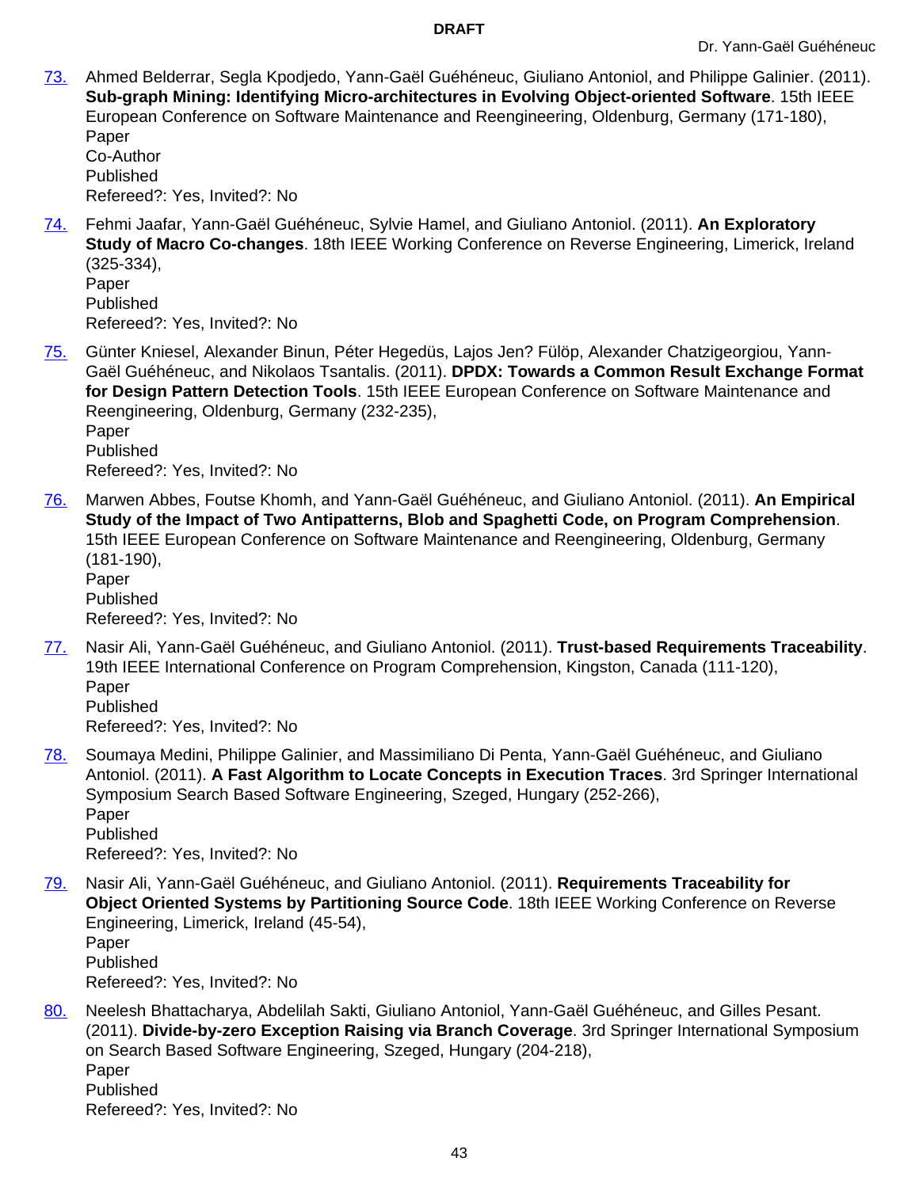73. Ahmed Belderrar, Segla Kpodjedo, Yann-Gaël Guéhéneuc, Giuliano Antoniol, and Philippe Galinier. (2011). **Sub-graph Mining: Identifying Micro-architectures in Evolving Object-oriented Software**. 15th IEEE European Conference on Software Maintenance and Reengineering, Oldenburg, Germany (171-180),
    Paper
    Co-Author
    Published
    Refereed?: Yes, Invited?: No

74. Fehmi Jaafar, Yann-Gaël Guéhéneuc, Sylvie Hamel, and Giuliano Antoniol. (2011). **An Exploratory Study of Macro Co-changes**. 18th IEEE Working Conference on Reverse Engineering, Limerick, Ireland (325-334),
    Paper
    Published
    Refereed?: Yes, Invited?: No

75. Günter Kniesel, Alexander Binun, Péter Hegedüs, Lajos Jen? Fülöp, Alexander Chatzigeorgiou, Yann-Gaël Guéhéneuc, and Nikolaos Tsantalis. (2011). **DPDX: Towards a Common Result Exchange Format for Design Pattern Detection Tools**. 15th IEEE European Conference on Software Maintenance and Reengineering, Oldenburg, Germany (232-235),
    Paper
    Published
    Refereed?: Yes, Invited?: No

76. Marwen Abbes, Foutse Khomh, and Yann-Gaël Guéhéneuc, and Giuliano Antoniol. (2011). **An Empirical Study of the Impact of Two Antipatterns, Blob and Spaghetti Code, on Program Comprehension**. 15th IEEE European Conference on Software Maintenance and Reengineering, Oldenburg, Germany (181-190),
    Paper
    Published
    Refereed?: Yes, Invited?: No

77. Nasir Ali, Yann-Gaël Guéhéneuc, and Giuliano Antoniol. (2011). **Trust-based Requirements Traceability**. 19th IEEE International Conference on Program Comprehension, Kingston, Canada (111-120),
    Paper
    Published
    Refereed?: Yes, Invited?: No

78. Soumaya Medini, Philippe Galinier, and Massimiliano Di Penta, Yann-Gaël Guéhéneuc, and Giuliano Antoniol. (2011). **A Fast Algorithm to Locate Concepts in Execution Traces**. 3rd Springer International Symposium Search Based Software Engineering, Szeged, Hungary (252-266),
    Paper
    Published
    Refereed?: Yes, Invited?: No

79. Nasir Ali, Yann-Gaël Guéhéneuc, and Giuliano Antoniol. (2011). **Requirements Traceability for Object Oriented Systems by Partitioning Source Code**. 18th IEEE Working Conference on Reverse Engineering, Limerick, Ireland (45-54),
    Paper
    Published
    Refereed?: Yes, Invited?: No

80. Neelesh Bhattacharya, Abdelilah Sakti, Giuliano Antoniol, Yann-Gaël Guéhéneuc, and Gilles Pesant. (2011). **Divide-by-zero Exception Raising via Branch Coverage**. 3rd Springer International Symposium on Search Based Software Engineering, Szeged, Hungary (204-218),
    Paper
    Published
    Refereed?: Yes, Invited?: No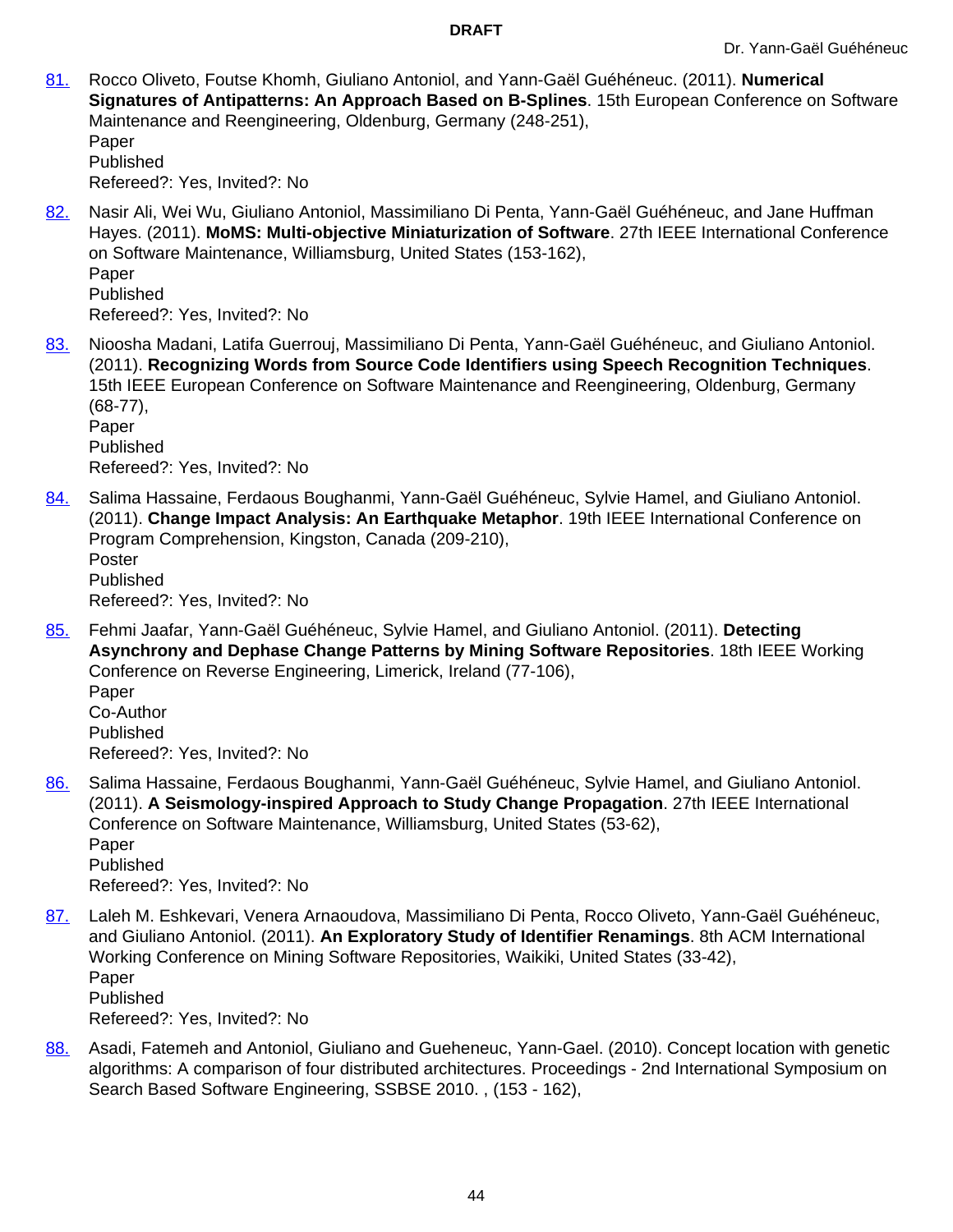81. Rocco Oliveto, Foutse Khomh, Giuliano Antoniol, and Yann-Gaël Guéhéneuc. (2011). **Numerical Signatures of Antipatterns: An Approach Based on B-Splines**. 15th European Conference on Software Maintenance and Reengineering, Oldenburg, Germany (248-251),
   Paper
   Published
   Refereed?: Yes, Invited?: No

82. Nasir Ali, Wei Wu, Giuliano Antoniol, Massimiliano Di Penta, Yann-Gaël Guéhéneuc, and Jane Huffman Hayes. (2011). **MoMS: Multi-objective Miniaturization of Software**. 27th IEEE International Conference on Software Maintenance, Williamsburg, United States (153-162),
   Paper
   Published
   Refereed?: Yes, Invited?: No

83. Nioosha Madani, Latifa Guerrouj, Massimiliano Di Penta, Yann-Gaël Guéhéneuc, and Giuliano Antoniol. (2011). **Recognizing Words from Source Code Identifiers using Speech Recognition Techniques**. 15th IEEE European Conference on Software Maintenance and Reengineering, Oldenburg, Germany (68-77),
   Paper
   Published
   Refereed?: Yes, Invited?: No

84. Salima Hassaine, Ferdaous Boughanmi, Yann-Gaël Guéhéneuc, Sylvie Hamel, and Giuliano Antoniol. (2011). **Change Impact Analysis: An Earthquake Metaphor**. 19th IEEE International Conference on Program Comprehension, Kingston, Canada (209-210),
   Poster
   Published
   Refereed?: Yes, Invited?: No

85. Fehmi Jaafar, Yann-Gaël Guéhéneuc, Sylvie Hamel, and Giuliano Antoniol. (2011). **Detecting Asynchrony and Dephase Change Patterns by Mining Software Repositories**. 18th IEEE Working Conference on Reverse Engineering, Limerick, Ireland (77-106),
   Paper
   Co-Author
   Published
   Refereed?: Yes, Invited?: No

86. Salima Hassaine, Ferdaous Boughanmi, Yann-Gaël Guéhéneuc, Sylvie Hamel, and Giuliano Antoniol. (2011). **A Seismology-inspired Approach to Study Change Propagation**. 27th IEEE International Conference on Software Maintenance, Williamsburg, United States (53-62),
   Paper
   Published
   Refereed?: Yes, Invited?: No

87. Laleh M. Eshkevari, Venera Arnaoudova, Massimiliano Di Penta, Rocco Oliveto, Yann-Gaël Guéhéneuc, and Giuliano Antoniol. (2011). **An Exploratory Study of Identifier Renamings**. 8th ACM International Working Conference on Mining Software Repositories, Waikiki, United States (33-42),
   Paper
   Published
   Refereed?: Yes, Invited?: No

88. Asadi, Fatemeh and Antoniol, Giuliano and Gueheneuc, Yann-Gael. (2010). Concept location with genetic algorithms: A comparison of four distributed architectures. Proceedings - 2nd International Symposium on Search Based Software Engineering, SSBSE 2010. , (153 - 162),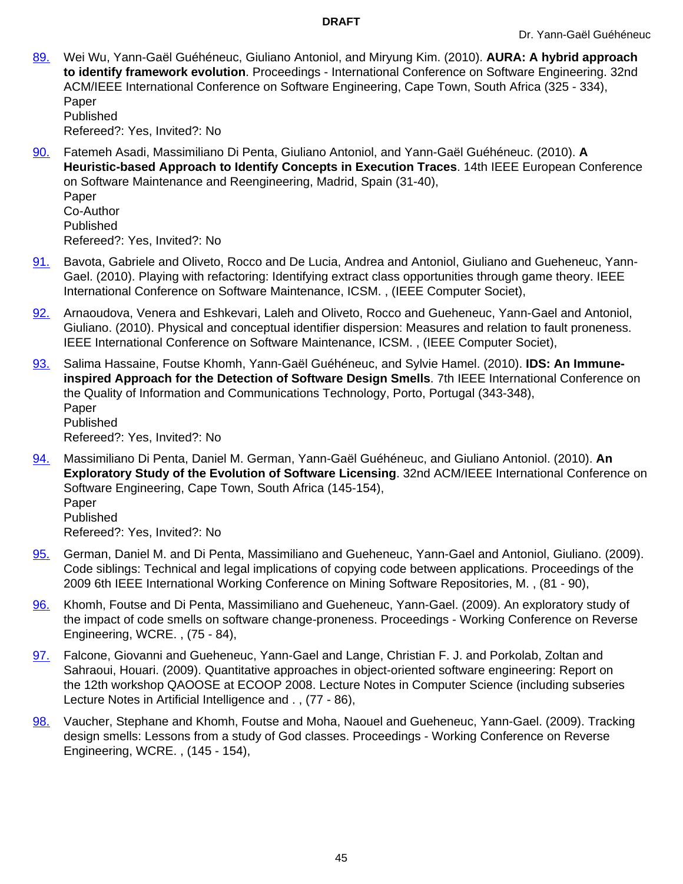89. Wei Wu, Yann-Gaël Guéhéneuc, Giuliano Antoniol, and Miryung Kim. (2010). **AURA: A hybrid approach to identify framework evolution**. Proceedings - International Conference on Software Engineering. 32nd ACM/IEEE International Conference on Software Engineering, Cape Town, South Africa (325 - 334),
   Paper
   Published
   Refereed?: Yes, Invited?: No

90. Fatemeh Asadi, Massimiliano Di Penta, Giuliano Antoniol, and Yann-Gaël Guéhéneuc. (2010). **A Heuristic-based Approach to Identify Concepts in Execution Traces**. 14th IEEE European Conference on Software Maintenance and Reengineering, Madrid, Spain (31-40),
   Paper
   Co-Author
   Published
   Refereed?: Yes, Invited?: No

91. Bavota, Gabriele and Oliveto, Rocco and De Lucia, Andrea and Antoniol, Giuliano and Gueheneuc, Yann-Gael. (2010). Playing with refactoring: Identifying extract class opportunities through game theory. IEEE International Conference on Software Maintenance, ICSM. , (IEEE Computer Societ),

92. Arnaoudova, Venera and Eshkevari, Laleh and Oliveto, Rocco and Gueheneuc, Yann-Gael and Antoniol, Giuliano. (2010). Physical and conceptual identifier dispersion: Measures and relation to fault proneness. IEEE International Conference on Software Maintenance, ICSM. , (IEEE Computer Societ),

93. Salima Hassaine, Foutse Khomh, Yann-Gaël Guéhéneuc, and Sylvie Hamel. (2010). **IDS: An Immune-inspired Approach for the Detection of Software Design Smells**. 7th IEEE International Conference on the Quality of Information and Communications Technology, Porto, Portugal (343-348),
   Paper
   Published
   Refereed?: Yes, Invited?: No

94. Massimiliano Di Penta, Daniel M. German, Yann-Gaël Guéhéneuc, and Giuliano Antoniol. (2010). **An Exploratory Study of the Evolution of Software Licensing**. 32nd ACM/IEEE International Conference on Software Engineering, Cape Town, South Africa (145-154),
   Paper
   Published
   Refereed?: Yes, Invited?: No

95. German, Daniel M. and Di Penta, Massimiliano and Gueheneuc, Yann-Gael and Antoniol, Giuliano. (2009). Code siblings: Technical and legal implications of copying code between applications. Proceedings of the 2009 6th IEEE International Working Conference on Mining Software Repositories, M. , (81 - 90),

96. Khomh, Foutse and Di Penta, Massimiliano and Gueheneuc, Yann-Gael. (2009). An exploratory study of the impact of code smells on software change-proneness. Proceedings - Working Conference on Reverse Engineering, WCRE. , (75 - 84),

97. Falcone, Giovanni and Gueheneuc, Yann-Gael and Lange, Christian F. J. and Porkolab, Zoltan and Sahraoui, Houari. (2009). Quantitative approaches in object-oriented software engineering: Report on the 12th workshop QAOOSE at ECOOP 2008. Lecture Notes in Computer Science (including subseries Lecture Notes in Artificial Intelligence and . , (77 - 86),

98. Vaucher, Stephane and Khomh, Foutse and Moha, Naouel and Gueheneuc, Yann-Gael. (2009). Tracking design smells: Lessons from a study of God classes. Proceedings - Working Conference on Reverse Engineering, WCRE. , (145 - 154),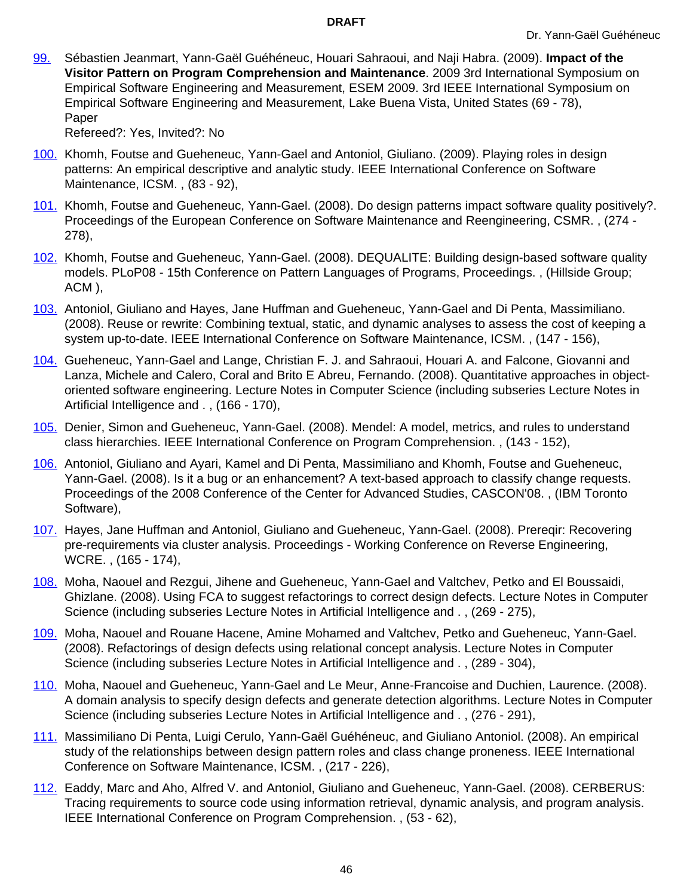99. Sébastien Jeanmart, Yann-Gaël Guéhéneuc, Houari Sahraoui, and Naji Habra. (2009). **Impact of the Visitor Pattern on Program Comprehension and Maintenance**. 2009 3rd International Symposium on Empirical Software Engineering and Measurement, ESEM 2009. 3rd IEEE International Symposium on Empirical Software Engineering and Measurement, Lake Buena Vista, United States (69 - 78), Paper
    Refereed?: Yes, Invited?: No

100. Khomh, Foutse and Gueheneuc, Yann-Gael and Antoniol, Giuliano. (2009). Playing roles in design patterns: An empirical descriptive and analytic study. IEEE International Conference on Software Maintenance, ICSM. , (83 - 92),

101. Khomh, Foutse and Gueheneuc, Yann-Gael. (2008). Do design patterns impact software quality positively?. Proceedings of the European Conference on Software Maintenance and Reengineering, CSMR. , (274 - 278),

102. Khomh, Foutse and Gueheneuc, Yann-Gael. (2008). DEQUALITE: Building design-based software quality models. PLoP08 - 15th Conference on Pattern Languages of Programs, Proceedings. , (Hillside Group; ACM ),

103. Antoniol, Giuliano and Hayes, Jane Huffman and Gueheneuc, Yann-Gael and Di Penta, Massimiliano. (2008). Reuse or rewrite: Combining textual, static, and dynamic analyses to assess the cost of keeping a system up-to-date. IEEE International Conference on Software Maintenance, ICSM. , (147 - 156),

104. Gueheneuc, Yann-Gael and Lange, Christian F. J. and Sahraoui, Houari A. and Falcone, Giovanni and Lanza, Michele and Calero, Coral and Brito E Abreu, Fernando. (2008). Quantitative approaches in object-oriented software engineering. Lecture Notes in Computer Science (including subseries Lecture Notes in Artificial Intelligence and . , (166 - 170),

105. Denier, Simon and Gueheneuc, Yann-Gael. (2008). Mendel: A model, metrics, and rules to understand class hierarchies. IEEE International Conference on Program Comprehension. , (143 - 152),

106. Antoniol, Giuliano and Ayari, Kamel and Di Penta, Massimiliano and Khomh, Foutse and Gueheneuc, Yann-Gael. (2008). Is it a bug or an enhancement? A text-based approach to classify change requests. Proceedings of the 2008 Conference of the Center for Advanced Studies, CASCON'08. , (IBM Toronto Software),

107. Hayes, Jane Huffman and Antoniol, Giuliano and Gueheneuc, Yann-Gael. (2008). Prereqir: Recovering pre-requirements via cluster analysis. Proceedings - Working Conference on Reverse Engineering, WCRE. , (165 - 174),

108. Moha, Naouel and Rezgui, Jihene and Gueheneuc, Yann-Gael and Valtchev, Petko and El Boussaidi, Ghizlane. (2008). Using FCA to suggest refactorings to correct design defects. Lecture Notes in Computer Science (including subseries Lecture Notes in Artificial Intelligence and . , (269 - 275),

109. Moha, Naouel and Rouane Hacene, Amine Mohamed and Valtchev, Petko and Gueheneuc, Yann-Gael. (2008). Refactorings of design defects using relational concept analysis. Lecture Notes in Computer Science (including subseries Lecture Notes in Artificial Intelligence and . , (289 - 304),

110. Moha, Naouel and Gueheneuc, Yann-Gael and Le Meur, Anne-Francoise and Duchien, Laurence. (2008). A domain analysis to specify design defects and generate detection algorithms. Lecture Notes in Computer Science (including subseries Lecture Notes in Artificial Intelligence and . , (276 - 291),

111. Massimiliano Di Penta, Luigi Cerulo, Yann-Gaël Guéhéneuc, and Giuliano Antoniol. (2008). An empirical study of the relationships between design pattern roles and class change proneness. IEEE International Conference on Software Maintenance, ICSM. , (217 - 226),

112. Eaddy, Marc and Aho, Alfred V. and Antoniol, Giuliano and Gueheneuc, Yann-Gael. (2008). CERBERUS: Tracing requirements to source code using information retrieval, dynamic analysis, and program analysis. IEEE International Conference on Program Comprehension. , (53 - 62),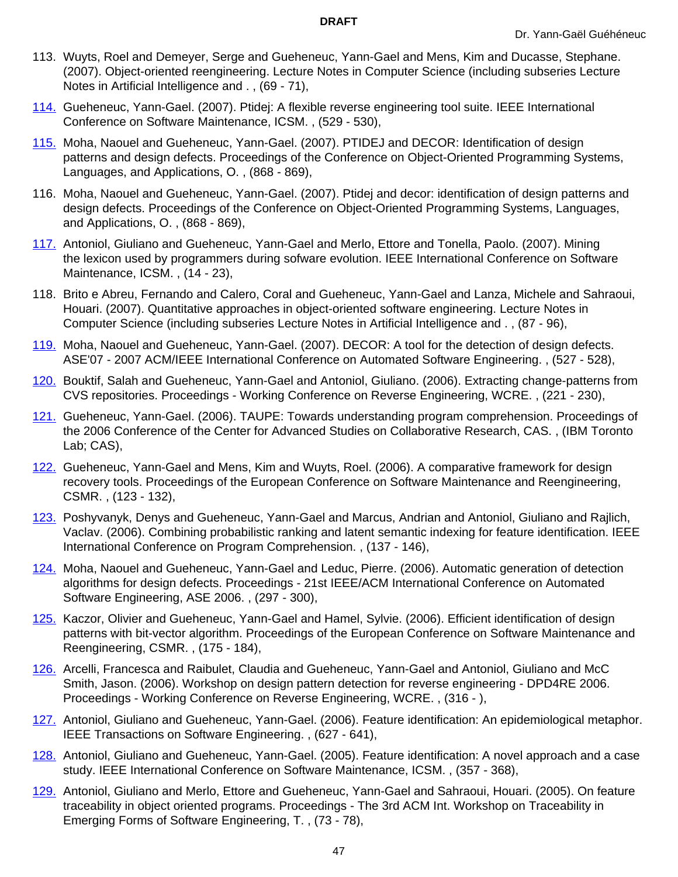113. Wuyts, Roel and Demeyer, Serge and Gueheneuc, Yann-Gael and Mens, Kim and Ducasse, Stephane. (2007). Object-oriented reengineering. Lecture Notes in Computer Science (including subseries Lecture Notes in Artificial Intelligence and . , (69 - 71),

114. Gueheneuc, Yann-Gael. (2007). Ptidej: A flexible reverse engineering tool suite. IEEE International Conference on Software Maintenance, ICSM. , (529 - 530),

115. Moha, Naouel and Gueheneuc, Yann-Gael. (2007). PTIDEJ and DECOR: Identification of design patterns and design defects. Proceedings of the Conference on Object-Oriented Programming Systems, Languages, and Applications, O. , (868 - 869),

116. Moha, Naouel and Gueheneuc, Yann-Gael. (2007). Ptidej and decor: identification of design patterns and design defects. Proceedings of the Conference on Object-Oriented Programming Systems, Languages, and Applications, O. , (868 - 869),

117. Antoniol, Giuliano and Gueheneuc, Yann-Gael and Merlo, Ettore and Tonella, Paolo. (2007). Mining the lexicon used by programmers during sofware evolution. IEEE International Conference on Software Maintenance, ICSM. , (14 - 23),

118. Brito e Abreu, Fernando and Calero, Coral and Gueheneuc, Yann-Gael and Lanza, Michele and Sahraoui, Houari. (2007). Quantitative approaches in object-oriented software engineering. Lecture Notes in Computer Science (including subseries Lecture Notes in Artificial Intelligence and . , (87 - 96),

119. Moha, Naouel and Gueheneuc, Yann-Gael. (2007). DECOR: A tool for the detection of design defects. ASE'07 - 2007 ACM/IEEE International Conference on Automated Software Engineering. , (527 - 528),

120. Bouktif, Salah and Gueheneuc, Yann-Gael and Antoniol, Giuliano. (2006). Extracting change-patterns from CVS repositories. Proceedings - Working Conference on Reverse Engineering, WCRE. , (221 - 230),

121. Gueheneuc, Yann-Gael. (2006). TAUPE: Towards understanding program comprehension. Proceedings of the 2006 Conference of the Center for Advanced Studies on Collaborative Research, CAS. , (IBM Toronto Lab; CAS),

122. Gueheneuc, Yann-Gael and Mens, Kim and Wuyts, Roel. (2006). A comparative framework for design recovery tools. Proceedings of the European Conference on Software Maintenance and Reengineering, CSMR. , (123 - 132),

123. Poshyvanyk, Denys and Gueheneuc, Yann-Gael and Marcus, Andrian and Antoniol, Giuliano and Rajlich, Vaclav. (2006). Combining probabilistic ranking and latent semantic indexing for feature identification. IEEE International Conference on Program Comprehension. , (137 - 146),

124. Moha, Naouel and Gueheneuc, Yann-Gael and Leduc, Pierre. (2006). Automatic generation of detection algorithms for design defects. Proceedings - 21st IEEE/ACM International Conference on Automated Software Engineering, ASE 2006. , (297 - 300),

125. Kaczor, Olivier and Gueheneuc, Yann-Gael and Hamel, Sylvie. (2006). Efficient identification of design patterns with bit-vector algorithm. Proceedings of the European Conference on Software Maintenance and Reengineering, CSMR. , (175 - 184),

126. Arcelli, Francesca and Raibulet, Claudia and Gueheneuc, Yann-Gael and Antoniol, Giuliano and McC Smith, Jason. (2006). Workshop on design pattern detection for reverse engineering - DPD4RE 2006. Proceedings - Working Conference on Reverse Engineering, WCRE. , (316 - ),

127. Antoniol, Giuliano and Gueheneuc, Yann-Gael. (2006). Feature identification: An epidemiological metaphor. IEEE Transactions on Software Engineering. , (627 - 641),

128. Antoniol, Giuliano and Gueheneuc, Yann-Gael. (2005). Feature identification: A novel approach and a case study. IEEE International Conference on Software Maintenance, ICSM. , (357 - 368),

129. Antoniol, Giuliano and Merlo, Ettore and Gueheneuc, Yann-Gael and Sahraoui, Houari. (2005). On feature traceability in object oriented programs. Proceedings - The 3rd ACM Int. Workshop on Traceability in Emerging Forms of Software Engineering, T. , (73 - 78),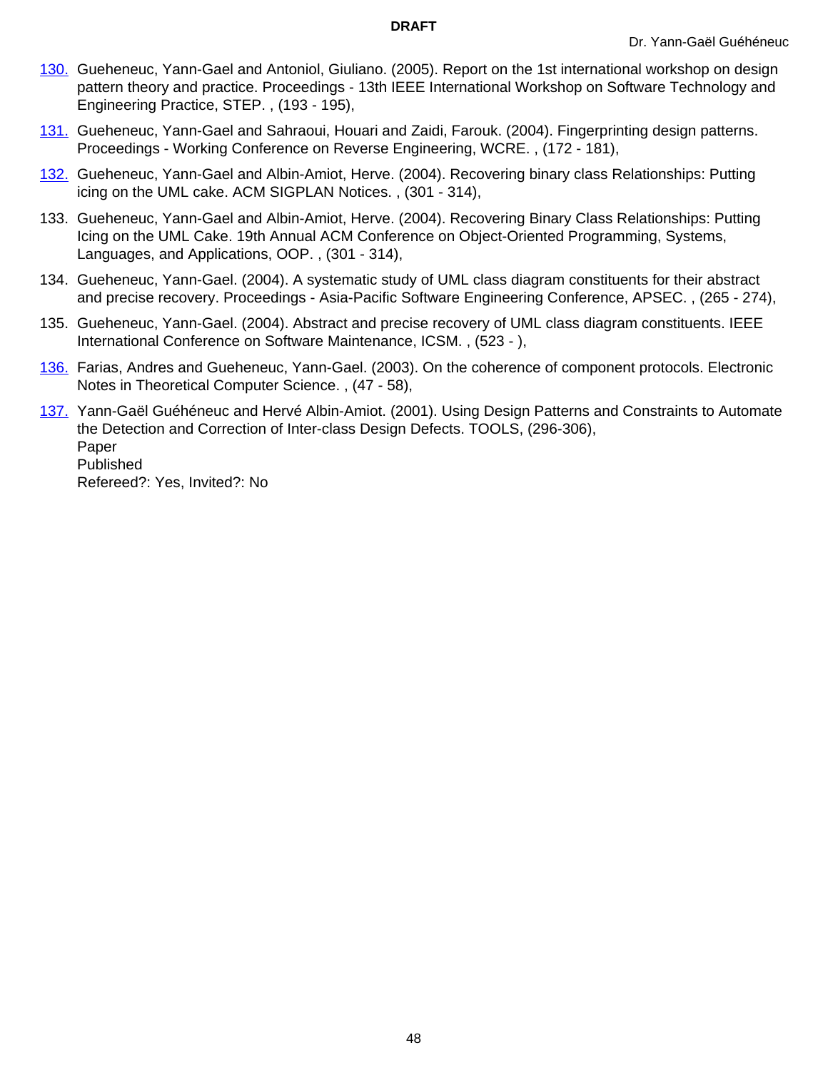130. Gueheneuc, Yann-Gael and Antoniol, Giuliano. (2005). Report on the 1st international workshop on design pattern theory and practice. Proceedings - 13th IEEE International Workshop on Software Technology and Engineering Practice, STEP. , (193 - 195),

131. Gueheneuc, Yann-Gael and Sahraoui, Houari and Zaidi, Farouk. (2004). Fingerprinting design patterns. Proceedings - Working Conference on Reverse Engineering, WCRE. , (172 - 181),

132. Gueheneuc, Yann-Gael and Albin-Amiot, Herve. (2004). Recovering binary class Relationships: Putting icing on the UML cake. ACM SIGPLAN Notices. , (301 - 314),

133. Gueheneuc, Yann-Gael and Albin-Amiot, Herve. (2004). Recovering Binary Class Relationships: Putting Icing on the UML Cake. 19th Annual ACM Conference on Object-Oriented Programming, Systems, Languages, and Applications, OOP. , (301 - 314),

134. Gueheneuc, Yann-Gael. (2004). A systematic study of UML class diagram constituents for their abstract and precise recovery. Proceedings - Asia-Pacific Software Engineering Conference, APSEC. , (265 - 274),

135. Gueheneuc, Yann-Gael. (2004). Abstract and precise recovery of UML class diagram constituents. IEEE International Conference on Software Maintenance, ICSM. , (523 - ),

136. Farias, Andres and Gueheneuc, Yann-Gael. (2003). On the coherence of component protocols. Electronic Notes in Theoretical Computer Science. , (47 - 58),

137. Yann-Gaël Guéhéneuc and Hervé Albin-Amiot. (2001). Using Design Patterns and Constraints to Automate the Detection and Correction of Inter-class Design Defects. TOOLS, (296-306),
Paper
Published
Refereed?: Yes, Invited?: No